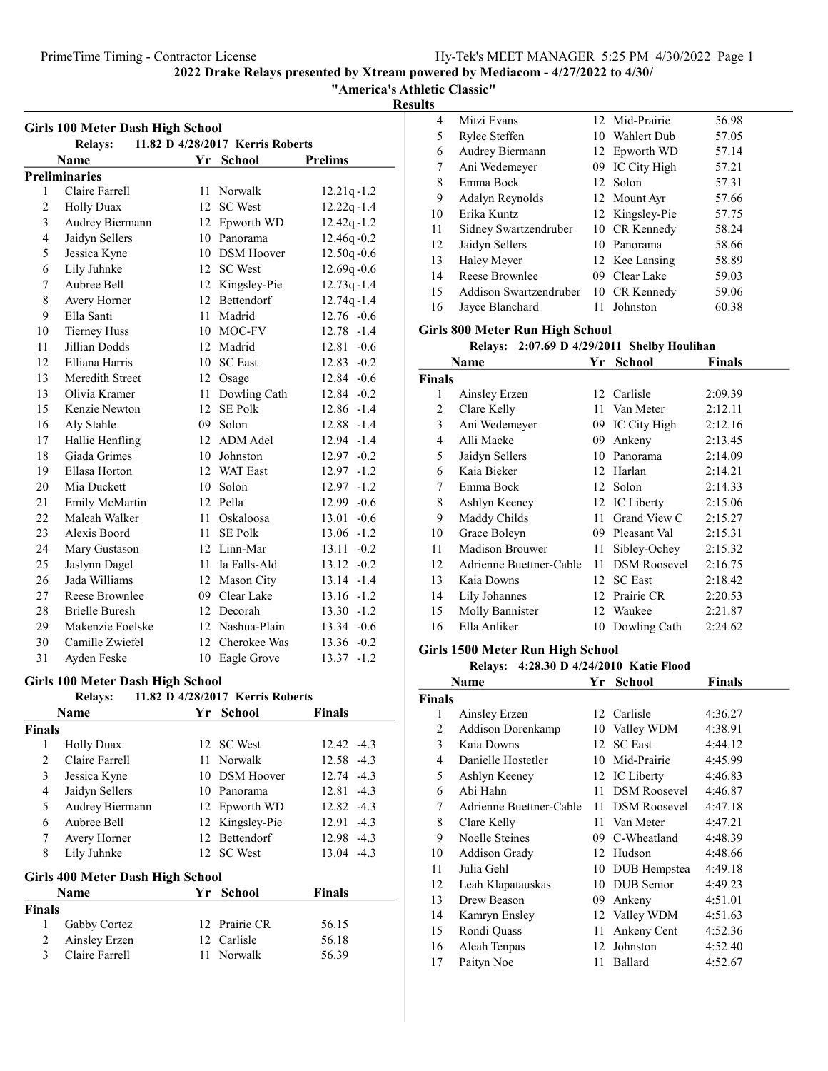**2022 Drake Relays presented by Xtream powered by Mediacom - 4/27/2022 to 4/30/**

**"America's Athletic Classic"**

**Results**

## Girls 100 Meter Dash High School

**Relays:** 11.82 D 4/28/2017 Kerris Roberts

| | Name | Yr | School | Prelims |
|---|---|---|---|---|
| **Preliminaries** | | | | |
| 1 | Claire Farrell | 11 | Norwalk | 12.21q -1.2 |
| 2 | Holly Duax | 12 | SC West | 12.22q -1.4 |
| 3 | Audrey Biermann | 12 | Epworth WD | 12.42q -1.2 |
| 4 | Jaidyn Sellers | 10 | Panorama | 12.46q -0.2 |
| 5 | Jessica Kyne | 10 | DSM Hoover | 12.50q -0.6 |
| 6 | Lily Juhnke | 12 | SC West | 12.69q -0.6 |
| 7 | Aubree Bell | 12 | Kingsley-Pie | 12.73q -1.4 |
| 8 | Avery Horner | 12 | Bettendorf | 12.74q -1.4 |
| 9 | Ella Santi | 11 | Madrid | 12.76 -0.6 |
| 10 | Tierney Huss | 10 | MOC-FV | 12.78 -1.4 |
| 11 | Jillian Dodds | 12 | Madrid | 12.81 -0.6 |
| 12 | Elliana Harris | 10 | SC East | 12.83 -0.2 |
| 13 | Meredith Street | 12 | Osage | 12.84 -0.6 |
| 13 | Olivia Kramer | 11 | Dowling Cath | 12.84 -0.2 |
| 15 | Kenzie Newton | 12 | SE Polk | 12.86 -1.4 |
| 16 | Aly Stahle | 09 | Solon | 12.88 -1.4 |
| 17 | Hallie Henfling | 12 | ADM Adel | 12.94 -1.4 |
| 18 | Giada Grimes | 10 | Johnston | 12.97 -0.2 |
| 19 | Ellasa Horton | 12 | WAT East | 12.97 -1.2 |
| 20 | Mia Duckett | 10 | Solon | 12.97 -1.2 |
| 21 | Emily McMartin | 12 | Pella | 12.99 -0.6 |
| 22 | Maleah Walker | 11 | Oskaloosa | 13.01 -0.6 |
| 23 | Alexis Boord | 11 | SE Polk | 13.06 -1.2 |
| 24 | Mary Gustason | 12 | Linn-Mar | 13.11 -0.2 |
| 25 | Jaslynn Dagel | 11 | Ia Falls-Ald | 13.12 -0.2 |
| 26 | Jada Williams | 12 | Mason City | 13.14 -1.4 |
| 27 | Reese Brownlee | 09 | Clear Lake | 13.16 -1.2 |
| 28 | Brielle Buresh | 12 | Decorah | 13.30 -1.2 |
| 29 | Makenzie Foelske | 12 | Nashua-Plain | 13.34 -0.6 |
| 30 | Camille Zwiefel | 12 | Cherokee Was | 13.36 -0.2 |
| 31 | Ayden Feske | 10 | Eagle Grove | 13.37 -1.2 |

## Girls 100 Meter Dash High School

**Relays:** 11.82 D 4/28/2017 Kerris Roberts

| | Name | Yr | School | Finals |
|---|---|---|---|---|
| **Finals** | | | | |
| 1 | Holly Duax | 12 | SC West | 12.42 -4.3 |
| 2 | Claire Farrell | 11 | Norwalk | 12.58 -4.3 |
| 3 | Jessica Kyne | 10 | DSM Hoover | 12.74 -4.3 |
| 4 | Jaidyn Sellers | 10 | Panorama | 12.81 -4.3 |
| 5 | Audrey Biermann | 12 | Epworth WD | 12.82 -4.3 |
| 6 | Aubree Bell | 12 | Kingsley-Pie | 12.91 -4.3 |
| 7 | Avery Horner | 12 | Bettendorf | 12.98 -4.3 |
| 8 | Lily Juhnke | 12 | SC West | 13.04 -4.3 |

## Girls 400 Meter Dash High School

| | Name | Yr | School | Finals |
|---|---|---|---|---|
| **Finals** | | | | |
| 1 | Gabby Cortez | 12 | Prairie CR | 56.15 |
| 2 | Ainsley Erzen | 12 | Carlisle | 56.18 |
| 3 | Claire Farrell | 11 | Norwalk | 56.39 |
| 4 | Mitzi Evans | 12 | Mid-Prairie | 56.98 |
| 5 | Rylee Steffen | 10 | Wahlert Dub | 57.05 |
| 6 | Audrey Biermann | 12 | Epworth WD | 57.14 |
| 7 | Ani Wedemeyer | 09 | IC City High | 57.21 |
| 8 | Emma Bock | 12 | Solon | 57.31 |
| 9 | Adalyn Reynolds | 12 | Mount Ayr | 57.66 |
| 10 | Erika Kuntz | 12 | Kingsley-Pie | 57.75 |
| 11 | Sidney Swartzendruber | 10 | CR Kennedy | 58.24 |
| 12 | Jaidyn Sellers | 10 | Panorama | 58.66 |
| 13 | Haley Meyer | 12 | Kee Lansing | 58.89 |
| 14 | Reese Brownlee | 09 | Clear Lake | 59.03 |
| 15 | Addison Swartzendruber | 10 | CR Kennedy | 59.06 |
| 16 | Jayce Blanchard | 11 | Johnston | 60.38 |

## Girls 800 Meter Run High School

**Relays:** 2:07.69 D 4/29/2011 Shelby Houlihan

| | Name | Yr | School | Finals |
|---|---|---|---|---|
| **Finals** | | | | |
| 1 | Ainsley Erzen | 12 | Carlisle | 2:09.39 |
| 2 | Clare Kelly | 11 | Van Meter | 2:12.11 |
| 3 | Ani Wedemeyer | 09 | IC City High | 2:12.16 |
| 4 | Alli Macke | 09 | Ankeny | 2:13.45 |
| 5 | Jaidyn Sellers | 10 | Panorama | 2:14.09 |
| 6 | Kaia Bieker | 12 | Harlan | 2:14.21 |
| 7 | Emma Bock | 12 | Solon | 2:14.33 |
| 8 | Ashlyn Keeney | 12 | IC Liberty | 2:15.06 |
| 9 | Maddy Childs | 11 | Grand View C | 2:15.27 |
| 10 | Grace Boleyn | 09 | Pleasant Val | 2:15.31 |
| 11 | Madison Brouwer | 11 | Sibley-Ochey | 2:15.32 |
| 12 | Adrienne Buettner-Cable | 11 | DSM Roosevel | 2:16.75 |
| 13 | Kaia Downs | 12 | SC East | 2:18.42 |
| 14 | Lily Johannes | 12 | Prairie CR | 2:20.53 |
| 15 | Molly Bannister | 12 | Waukee | 2:21.87 |
| 16 | Ella Anliker | 10 | Dowling Cath | 2:24.62 |

## Girls 1500 Meter Run High School

**Relays:** 4:28.30 D 4/24/2010 Katie Flood

| | Name | Yr | School | Finals |
|---|---|---|---|---|
| **Finals** | | | | |
| 1 | Ainsley Erzen | 12 | Carlisle | 4:36.27 |
| 2 | Addison Dorenkamp | 10 | Valley WDM | 4:38.91 |
| 3 | Kaia Downs | 12 | SC East | 4:44.12 |
| 4 | Danielle Hostetler | 10 | Mid-Prairie | 4:45.99 |
| 5 | Ashlyn Keeney | 12 | IC Liberty | 4:46.83 |
| 6 | Abi Hahn | 11 | DSM Roosevel | 4:46.87 |
| 7 | Adrienne Buettner-Cable | 11 | DSM Roosevel | 4:47.18 |
| 8 | Clare Kelly | 11 | Van Meter | 4:47.21 |
| 9 | Noelle Steines | 09 | C-Wheatland | 4:48.39 |
| 10 | Addison Grady | 12 | Hudson | 4:48.66 |
| 11 | Julia Gehl | 10 | DUB Hempstea | 4:49.18 |
| 12 | Leah Klapatauskas | 10 | DUB Senior | 4:49.23 |
| 13 | Drew Beason | 09 | Ankeny | 4:51.01 |
| 14 | Kamryn Ensley | 12 | Valley WDM | 4:51.63 |
| 15 | Rondi Quass | 11 | Ankeny Cent | 4:52.36 |
| 16 | Aleah Tenpas | 12 | Johnston | 4:52.40 |
| 17 | Paityn Noe | 11 | Ballard | 4:52.67 |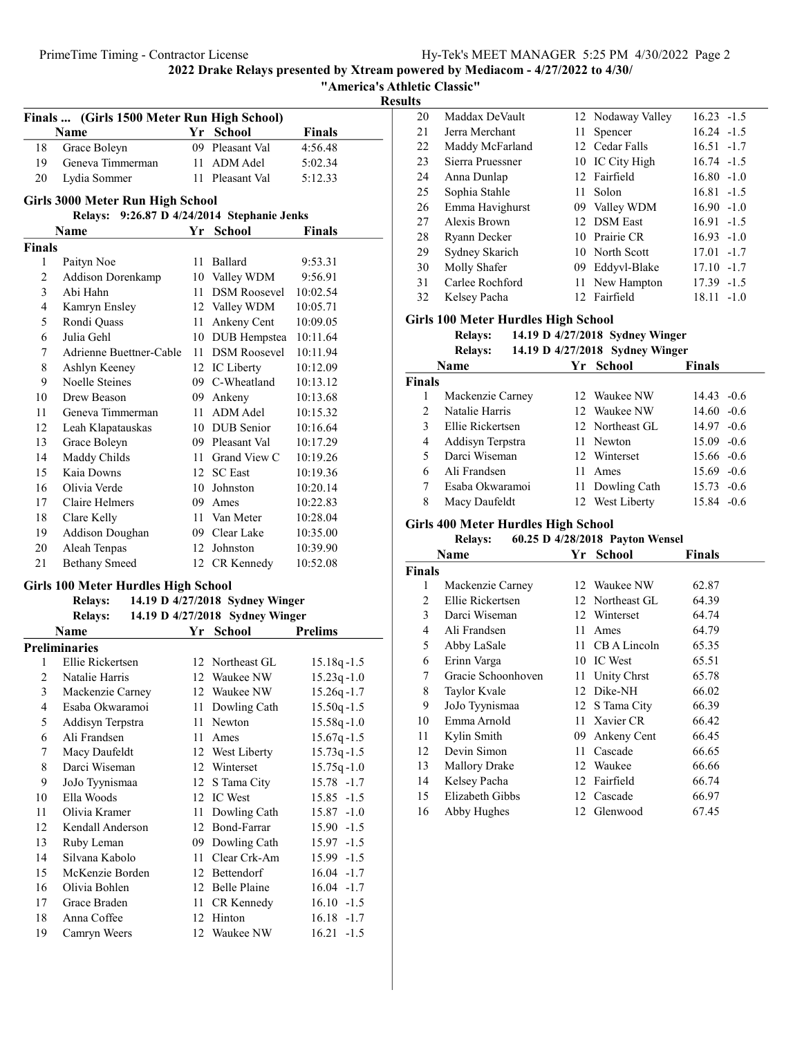2022 Drake Relays presented by Xtream powered by Mediacom - 4/27/2022 to 4/30/

"America's Athletic Classic"

Results

### Finals ... (Girls 1500 Meter Run High School)

| | Name | Yr | School | Finals |
|---|---|---|---|---|
| 18 | Grace Boleyn | 09 | Pleasant Val | 4:56.48 |
| 19 | Geneva Timmerman | 11 | ADM Adel | 5:02.34 |
| 20 | Lydia Sommer | 11 | Pleasant Val | 5:12.33 |

### Girls 3000 Meter Run High School

Relays: 9:26.87 D 4/24/2014 Stephanie Jenks

| | Name | Yr | School | Finals |
|---|---|---|---|---|
| **Finals** | | | | |
| 1 | Paityn Noe | 11 | Ballard | 9:53.31 |
| 2 | Addison Dorenkamp | 10 | Valley WDM | 9:56.91 |
| 3 | Abi Hahn | 11 | DSM Roosevel | 10:02.54 |
| 4 | Kamryn Ensley | 12 | Valley WDM | 10:05.71 |
| 5 | Rondi Quass | 11 | Ankeny Cent | 10:09.05 |
| 6 | Julia Gehl | 10 | DUB Hempstea | 10:11.64 |
| 7 | Adrienne Buettner-Cable | 11 | DSM Roosevel | 10:11.94 |
| 8 | Ashlyn Keeney | 12 | IC Liberty | 10:12.09 |
| 9 | Noelle Steines | 09 | C-Wheatland | 10:13.12 |
| 10 | Drew Beason | 09 | Ankeny | 10:13.68 |
| 11 | Geneva Timmerman | 11 | ADM Adel | 10:15.32 |
| 12 | Leah Klapatauskas | 10 | DUB Senior | 10:16.64 |
| 13 | Grace Boleyn | 09 | Pleasant Val | 10:17.29 |
| 14 | Maddy Childs | 11 | Grand View C | 10:19.26 |
| 15 | Kaia Downs | 12 | SC East | 10:19.36 |
| 16 | Olivia Verde | 10 | Johnston | 10:20.14 |
| 17 | Claire Helmers | 09 | Ames | 10:22.83 |
| 18 | Clare Kelly | 11 | Van Meter | 10:28.04 |
| 19 | Addison Doughan | 09 | Clear Lake | 10:35.00 |
| 20 | Aleah Tenpas | 12 | Johnston | 10:39.90 |
| 21 | Bethany Smeed | 12 | CR Kennedy | 10:52.08 |

### Girls 100 Meter Hurdles High School

Relays: 14.19 D 4/27/2018 Sydney Winger

Relays: 14.19 D 4/27/2018 Sydney Winger

| | Name | Yr | School | Prelims | Wind |
|---|---|---|---|---|---|
| **Preliminaries** | | | | | |
| 1 | Ellie Rickertsen | 12 | Northeast GL | 15.18q | -1.5 |
| 2 | Natalie Harris | 12 | Waukee NW | 15.23q | -1.0 |
| 3 | Mackenzie Carney | 12 | Waukee NW | 15.26q | -1.7 |
| 4 | Esaba Okwaramoi | 11 | Dowling Cath | 15.50q | -1.5 |
| 5 | Addisyn Terpstra | 11 | Newton | 15.58q | -1.0 |
| 6 | Ali Frandsen | 11 | Ames | 15.67q | -1.5 |
| 7 | Macy Daufeldt | 12 | West Liberty | 15.73q | -1.5 |
| 8 | Darci Wiseman | 12 | Winterset | 15.75q | -1.0 |
| 9 | JoJo Tyynismaa | 12 | S Tama City | 15.78 | -1.7 |
| 10 | Ella Woods | 12 | IC West | 15.85 | -1.5 |
| 11 | Olivia Kramer | 11 | Dowling Cath | 15.87 | -1.0 |
| 12 | Kendall Anderson | 12 | Bond-Farrar | 15.90 | -1.5 |
| 13 | Ruby Leman | 09 | Dowling Cath | 15.97 | -1.5 |
| 14 | Silvana Kabolo | 11 | Clear Crk-Am | 15.99 | -1.5 |
| 15 | McKenzie Borden | 12 | Bettendorf | 16.04 | -1.7 |
| 16 | Olivia Bohlen | 12 | Belle Plaine | 16.04 | -1.7 |
| 17 | Grace Braden | 11 | CR Kennedy | 16.10 | -1.5 |
| 18 | Anna Coffee | 12 | Hinton | 16.18 | -1.7 |
| 19 | Camryn Weers | 12 | Waukee NW | 16.21 | -1.5 |
| 20 | Maddax DeVault | 12 | Nodaway Valley | 16.23 | -1.5 |
| 21 | Jerra Merchant | 11 | Spencer | 16.24 | -1.5 |
| 22 | Maddy McFarland | 12 | Cedar Falls | 16.51 | -1.7 |
| 23 | Sierra Pruessner | 10 | IC City High | 16.74 | -1.5 |
| 24 | Anna Dunlap | 12 | Fairfield | 16.80 | -1.0 |
| 25 | Sophia Stahle | 11 | Solon | 16.81 | -1.5 |
| 26 | Emma Havighurst | 09 | Valley WDM | 16.90 | -1.0 |
| 27 | Alexis Brown | 12 | DSM East | 16.91 | -1.5 |
| 28 | Ryann Decker | 10 | Prairie CR | 16.93 | -1.0 |
| 29 | Sydney Skarich | 10 | North Scott | 17.01 | -1.7 |
| 30 | Molly Shafer | 09 | Eddyvl-Blake | 17.10 | -1.7 |
| 31 | Carlee Rochford | 11 | New Hampton | 17.39 | -1.5 |
| 32 | Kelsey Pacha | 12 | Fairfield | 18.11 | -1.0 |

### Girls 100 Meter Hurdles High School

Relays: 14.19 D 4/27/2018 Sydney Winger

Relays: 14.19 D 4/27/2018 Sydney Winger

| | Name | Yr | School | Finals | Wind |
|---|---|---|---|---|---|
| **Finals** | | | | | |
| 1 | Mackenzie Carney | 12 | Waukee NW | 14.43 | -0.6 |
| 2 | Natalie Harris | 12 | Waukee NW | 14.60 | -0.6 |
| 3 | Ellie Rickertsen | 12 | Northeast GL | 14.97 | -0.6 |
| 4 | Addisyn Terpstra | 11 | Newton | 15.09 | -0.6 |
| 5 | Darci Wiseman | 12 | Winterset | 15.66 | -0.6 |
| 6 | Ali Frandsen | 11 | Ames | 15.69 | -0.6 |
| 7 | Esaba Okwaramoi | 11 | Dowling Cath | 15.73 | -0.6 |
| 8 | Macy Daufeldt | 12 | West Liberty | 15.84 | -0.6 |

### Girls 400 Meter Hurdles High School

Relays: 60.25 D 4/28/2018 Payton Wensel

| | Name | Yr | School | Finals |
|---|---|---|---|---|
| **Finals** | | | | |
| 1 | Mackenzie Carney | 12 | Waukee NW | 62.87 |
| 2 | Ellie Rickertsen | 12 | Northeast GL | 64.39 |
| 3 | Darci Wiseman | 12 | Winterset | 64.74 |
| 4 | Ali Frandsen | 11 | Ames | 64.79 |
| 5 | Abby LaSale | 11 | CB A Lincoln | 65.35 |
| 6 | Erinn Varga | 10 | IC West | 65.51 |
| 7 | Gracie Schoonhoven | 11 | Unity Chrst | 65.78 |
| 8 | Taylor Kvale | 12 | Dike-NH | 66.02 |
| 9 | JoJo Tyynismaa | 12 | S Tama City | 66.39 |
| 10 | Emma Arnold | 11 | Xavier CR | 66.42 |
| 11 | Kylin Smith | 09 | Ankeny Cent | 66.45 |
| 12 | Devin Simon | 11 | Cascade | 66.65 |
| 13 | Mallory Drake | 12 | Waukee | 66.66 |
| 14 | Kelsey Pacha | 12 | Fairfield | 66.74 |
| 15 | Elizabeth Gibbs | 12 | Cascade | 66.97 |
| 16 | Abby Hughes | 12 | Glenwood | 67.45 |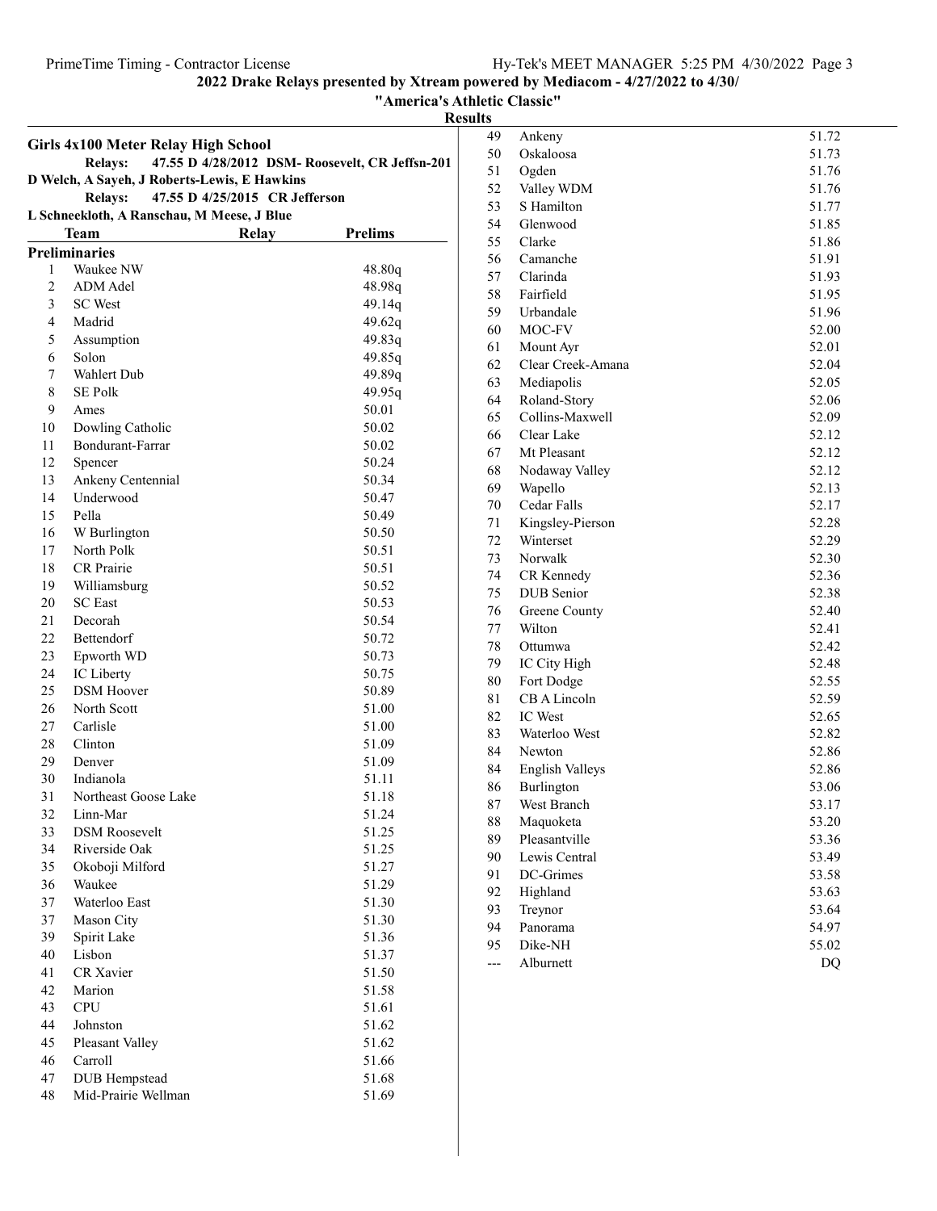**2022 Drake Relays presented by Xtream powered by Mediacom - 4/27/2022 to 4/30/**

**"America's Athletic Classic"**

**Results**

## Girls 4x100 Meter Relay High School

**Relays:** 47.55 D 4/28/2012 DSM- Roosevelt, CR Jeffsn-201
D Welch, A Sayeh, J Roberts-Lewis, E Hawkins

**Relays:** 47.55 D 4/25/2015 CR Jefferson
L Schneekloth, A Ranschau, M Meese, J Blue

| | Team | Relay | Prelims |
|---|---|---|---|
| **Preliminaries** | | | |
| 1 | Waukee NW | | 48.80q |
| 2 | ADM Adel | | 48.98q |
| 3 | SC West | | 49.14q |
| 4 | Madrid | | 49.62q |
| 5 | Assumption | | 49.83q |
| 6 | Solon | | 49.85q |
| 7 | Wahlert Dub | | 49.89q |
| 8 | SE Polk | | 49.95q |
| 9 | Ames | | 50.01 |
| 10 | Dowling Catholic | | 50.02 |
| 11 | Bondurant-Farrar | | 50.02 |
| 12 | Spencer | | 50.24 |
| 13 | Ankeny Centennial | | 50.34 |
| 14 | Underwood | | 50.47 |
| 15 | Pella | | 50.49 |
| 16 | W Burlington | | 50.50 |
| 17 | North Polk | | 50.51 |
| 18 | CR Prairie | | 50.51 |
| 19 | Williamsburg | | 50.52 |
| 20 | SC East | | 50.53 |
| 21 | Decorah | | 50.54 |
| 22 | Bettendorf | | 50.72 |
| 23 | Epworth WD | | 50.73 |
| 24 | IC Liberty | | 50.75 |
| 25 | DSM Hoover | | 50.89 |
| 26 | North Scott | | 51.00 |
| 27 | Carlisle | | 51.00 |
| 28 | Clinton | | 51.09 |
| 29 | Denver | | 51.09 |
| 30 | Indianola | | 51.11 |
| 31 | Northeast Goose Lake | | 51.18 |
| 32 | Linn-Mar | | 51.24 |
| 33 | DSM Roosevelt | | 51.25 |
| 34 | Riverside Oak | | 51.25 |
| 35 | Okoboji Milford | | 51.27 |
| 36 | Waukee | | 51.29 |
| 37 | Waterloo East | | 51.30 |
| 37 | Mason City | | 51.30 |
| 39 | Spirit Lake | | 51.36 |
| 40 | Lisbon | | 51.37 |
| 41 | CR Xavier | | 51.50 |
| 42 | Marion | | 51.58 |
| 43 | CPU | | 51.61 |
| 44 | Johnston | | 51.62 |
| 45 | Pleasant Valley | | 51.62 |
| 46 | Carroll | | 51.66 |
| 47 | DUB Hempstead | | 51.68 |
| 48 | Mid-Prairie Wellman | | 51.69 |
| 49 | Ankeny | | 51.72 |
| 50 | Oskaloosa | | 51.73 |
| 51 | Ogden | | 51.76 |
| 52 | Valley WDM | | 51.76 |
| 53 | S Hamilton | | 51.77 |
| 54 | Glenwood | | 51.85 |
| 55 | Clarke | | 51.86 |
| 56 | Camanche | | 51.91 |
| 57 | Clarinda | | 51.93 |
| 58 | Fairfield | | 51.95 |
| 59 | Urbandale | | 51.96 |
| 60 | MOC-FV | | 52.00 |
| 61 | Mount Ayr | | 52.01 |
| 62 | Clear Creek-Amana | | 52.04 |
| 63 | Mediapolis | | 52.05 |
| 64 | Roland-Story | | 52.06 |
| 65 | Collins-Maxwell | | 52.09 |
| 66 | Clear Lake | | 52.12 |
| 67 | Mt Pleasant | | 52.12 |
| 68 | Nodaway Valley | | 52.12 |
| 69 | Wapello | | 52.13 |
| 70 | Cedar Falls | | 52.17 |
| 71 | Kingsley-Pierson | | 52.28 |
| 72 | Winterset | | 52.29 |
| 73 | Norwalk | | 52.30 |
| 74 | CR Kennedy | | 52.36 |
| 75 | DUB Senior | | 52.38 |
| 76 | Greene County | | 52.40 |
| 77 | Wilton | | 52.41 |
| 78 | Ottumwa | | 52.42 |
| 79 | IC City High | | 52.48 |
| 80 | Fort Dodge | | 52.55 |
| 81 | CB A Lincoln | | 52.59 |
| 82 | IC West | | 52.65 |
| 83 | Waterloo West | | 52.82 |
| 84 | Newton | | 52.86 |
| 84 | English Valleys | | 52.86 |
| 86 | Burlington | | 53.06 |
| 87 | West Branch | | 53.17 |
| 88 | Maquoketa | | 53.20 |
| 89 | Pleasantville | | 53.36 |
| 90 | Lewis Central | | 53.49 |
| 91 | DC-Grimes | | 53.58 |
| 92 | Highland | | 53.63 |
| 93 | Treynor | | 53.64 |
| 94 | Panorama | | 54.97 |
| 95 | Dike-NH | | 55.02 |
| --- | Alburnett | | DQ |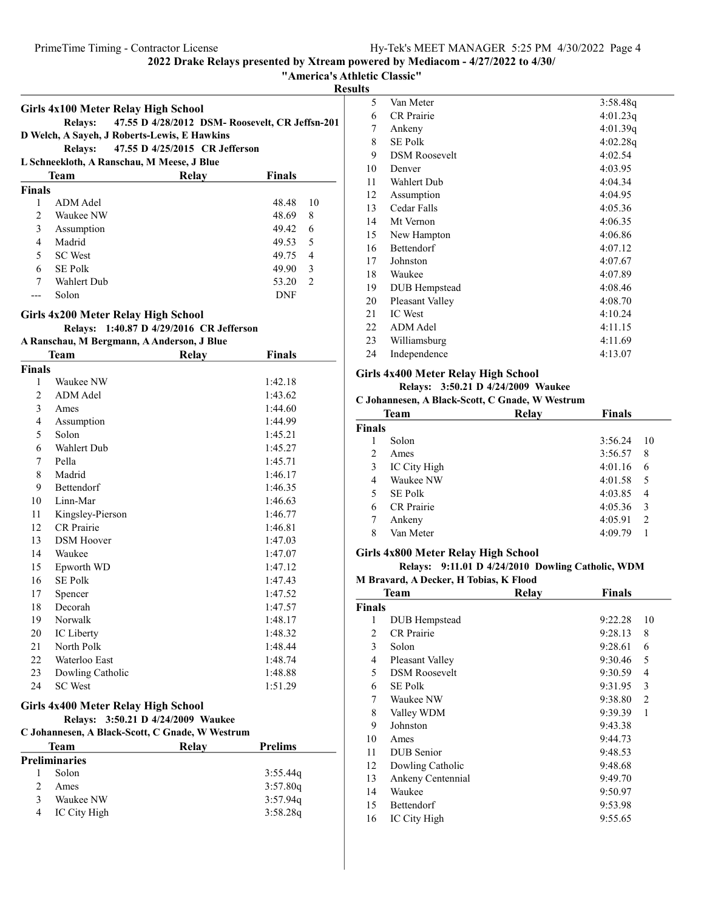## 2022 Drake Relays presented by Xtream powered by Mediacom - 4/27/2022 to 4/30/

"America's Athletic Classic"

**Results**

### Girls 4x100 Meter Relay High School

**Relays:** 47.55 D 4/28/2012 DSM- Roosevelt, CR Jeffsn-201
D Welch, A Sayeh, J Roberts-Lewis, E Hawkins

**Relays:** 47.55 D 4/25/2015 CR Jefferson
L Schneekloth, A Ranschau, M Meese, J Blue

| | Team | Relay | Finals | |
|---|---|---|---|---|
| **Finals** | | | | |
| 1 | ADM Adel | | 48.48 | 10 |
| 2 | Waukee NW | | 48.69 | 8 |
| 3 | Assumption | | 49.42 | 6 |
| 4 | Madrid | | 49.53 | 5 |
| 5 | SC West | | 49.75 | 4 |
| 6 | SE Polk | | 49.90 | 3 |
| 7 | Wahlert Dub | | 53.20 | 2 |
| --- | Solon | | DNF | |

### Girls 4x200 Meter Relay High School

**Relays:** 1:40.87 D 4/29/2016 CR Jefferson
A Ranschau, M Bergmann, A Anderson, J Blue

| | Team | Relay | Finals |
|---|---|---|---|
| **Finals** | | | |
| 1 | Waukee NW | | 1:42.18 |
| 2 | ADM Adel | | 1:43.62 |
| 3 | Ames | | 1:44.60 |
| 4 | Assumption | | 1:44.99 |
| 5 | Solon | | 1:45.21 |
| 6 | Wahlert Dub | | 1:45.27 |
| 7 | Pella | | 1:45.71 |
| 8 | Madrid | | 1:46.17 |
| 9 | Bettendorf | | 1:46.35 |
| 10 | Linn-Mar | | 1:46.63 |
| 11 | Kingsley-Pierson | | 1:46.77 |
| 12 | CR Prairie | | 1:46.81 |
| 13 | DSM Hoover | | 1:47.03 |
| 14 | Waukee | | 1:47.07 |
| 15 | Epworth WD | | 1:47.12 |
| 16 | SE Polk | | 1:47.43 |
| 17 | Spencer | | 1:47.52 |
| 18 | Decorah | | 1:47.57 |
| 19 | Norwalk | | 1:48.17 |
| 20 | IC Liberty | | 1:48.32 |
| 21 | North Polk | | 1:48.44 |
| 22 | Waterloo East | | 1:48.74 |
| 23 | Dowling Catholic | | 1:48.88 |
| 24 | SC West | | 1:51.29 |

### Girls 4x400 Meter Relay High School

**Relays:** 3:50.21 D 4/24/2009 Waukee
C Johannesen, A Black-Scott, C Gnade, W Westrum

| | Team | Relay | Prelims |
|---|---|---|---|
| **Preliminaries** | | | |
| 1 | Solon | | 3:55.44q |
| 2 | Ames | | 3:57.80q |
| 3 | Waukee NW | | 3:57.94q |
| 4 | IC City High | | 3:58.28q |
| 5 | Van Meter | | 3:58.48q |
| 6 | CR Prairie | | 4:01.23q |
| 7 | Ankeny | | 4:01.39q |
| 8 | SE Polk | | 4:02.28q |
| 9 | DSM Roosevelt | | 4:02.54 |
| 10 | Denver | | 4:03.95 |
| 11 | Wahlert Dub | | 4:04.34 |
| 12 | Assumption | | 4:04.95 |
| 13 | Cedar Falls | | 4:05.36 |
| 14 | Mt Vernon | | 4:06.35 |
| 15 | New Hampton | | 4:06.86 |
| 16 | Bettendorf | | 4:07.12 |
| 17 | Johnston | | 4:07.67 |
| 18 | Waukee | | 4:07.89 |
| 19 | DUB Hempstead | | 4:08.46 |
| 20 | Pleasant Valley | | 4:08.70 |
| 21 | IC West | | 4:10.24 |
| 22 | ADM Adel | | 4:11.15 |
| 23 | Williamsburg | | 4:11.69 |
| 24 | Independence | | 4:13.07 |

### Girls 4x400 Meter Relay High School

**Relays:** 3:50.21 D 4/24/2009 Waukee
C Johannesen, A Black-Scott, C Gnade, W Westrum

| | Team | Relay | Finals | |
|---|---|---|---|---|
| **Finals** | | | | |
| 1 | Solon | | 3:56.24 | 10 |
| 2 | Ames | | 3:56.57 | 8 |
| 3 | IC City High | | 4:01.16 | 6 |
| 4 | Waukee NW | | 4:01.58 | 5 |
| 5 | SE Polk | | 4:03.85 | 4 |
| 6 | CR Prairie | | 4:05.36 | 3 |
| 7 | Ankeny | | 4:05.91 | 2 |
| 8 | Van Meter | | 4:09.79 | 1 |

### Girls 4x800 Meter Relay High School

**Relays:** 9:11.01 D 4/24/2010 Dowling Catholic, WDM
M Bravard, A Decker, H Tobias, K Flood

| | Team | Relay | Finals | |
|---|---|---|---|---|
| **Finals** | | | | |
| 1 | DUB Hempstead | | 9:22.28 | 10 |
| 2 | CR Prairie | | 9:28.13 | 8 |
| 3 | Solon | | 9:28.61 | 6 |
| 4 | Pleasant Valley | | 9:30.46 | 5 |
| 5 | DSM Roosevelt | | 9:30.59 | 4 |
| 6 | SE Polk | | 9:31.95 | 3 |
| 7 | Waukee NW | | 9:38.80 | 2 |
| 8 | Valley WDM | | 9:39.39 | 1 |
| 9 | Johnston | | 9:43.38 | |
| 10 | Ames | | 9:44.73 | |
| 11 | DUB Senior | | 9:48.53 | |
| 12 | Dowling Catholic | | 9:48.68 | |
| 13 | Ankeny Centennial | | 9:49.70 | |
| 14 | Waukee | | 9:50.97 | |
| 15 | Bettendorf | | 9:53.98 | |
| 16 | IC City High | | 9:55.65 | |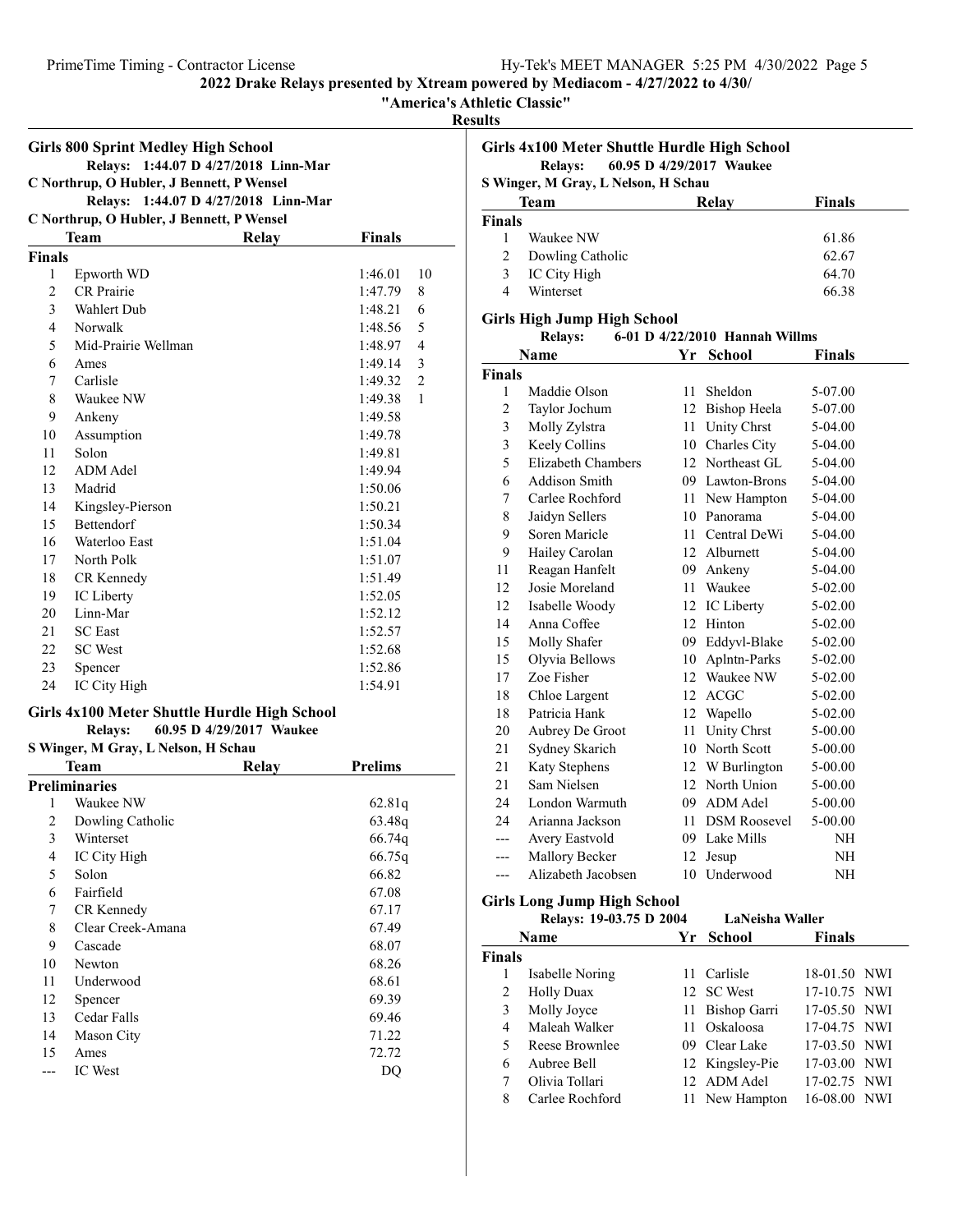**2022 Drake Relays presented by Xtream powered by Mediacom - 4/27/2022 to 4/30/**

**"America's Athletic Classic"**

**Results**

### Girls 800 Sprint Medley High School

Relays: 1:44.07 D 4/27/2018 Linn-Mar
C Northrup, O Hubler, J Bennett, P Wensel
Relays: 1:44.07 D 4/27/2018 Linn-Mar
C Northrup, O Hubler, J Bennett, P Wensel

| | Team | Relay | Finals | |
|---|---|---|---|---|
| **Finals** | | | | |
| 1 | Epworth WD | | 1:46.01 | 10 |
| 2 | CR Prairie | | 1:47.79 | 8 |
| 3 | Wahlert Dub | | 1:48.21 | 6 |
| 4 | Norwalk | | 1:48.56 | 5 |
| 5 | Mid-Prairie Wellman | | 1:48.97 | 4 |
| 6 | Ames | | 1:49.14 | 3 |
| 7 | Carlisle | | 1:49.32 | 2 |
| 8 | Waukee NW | | 1:49.38 | 1 |
| 9 | Ankeny | | 1:49.58 | |
| 10 | Assumption | | 1:49.78 | |
| 11 | Solon | | 1:49.81 | |
| 12 | ADM Adel | | 1:49.94 | |
| 13 | Madrid | | 1:50.06 | |
| 14 | Kingsley-Pierson | | 1:50.21 | |
| 15 | Bettendorf | | 1:50.34 | |
| 16 | Waterloo East | | 1:51.04 | |
| 17 | North Polk | | 1:51.07 | |
| 18 | CR Kennedy | | 1:51.49 | |
| 19 | IC Liberty | | 1:52.05 | |
| 20 | Linn-Mar | | 1:52.12 | |
| 21 | SC East | | 1:52.57 | |
| 22 | SC West | | 1:52.68 | |
| 23 | Spencer | | 1:52.86 | |
| 24 | IC City High | | 1:54.91 | |

### Girls 4x100 Meter Shuttle Hurdle High School

Relays: 60.95 D 4/29/2017 Waukee
S Winger, M Gray, L Nelson, H Schau

| | Team | Relay | Prelims |
|---|---|---|---|
| **Preliminaries** | | | |
| 1 | Waukee NW | | 62.81q |
| 2 | Dowling Catholic | | 63.48q |
| 3 | Winterset | | 66.74q |
| 4 | IC City High | | 66.75q |
| 5 | Solon | | 66.82 |
| 6 | Fairfield | | 67.08 |
| 7 | CR Kennedy | | 67.17 |
| 8 | Clear Creek-Amana | | 67.49 |
| 9 | Cascade | | 68.07 |
| 10 | Newton | | 68.26 |
| 11 | Underwood | | 68.61 |
| 12 | Spencer | | 69.39 |
| 13 | Cedar Falls | | 69.46 |
| 14 | Mason City | | 71.22 |
| 15 | Ames | | 72.72 |
| --- | IC West | | DQ |

### Girls 4x100 Meter Shuttle Hurdle High School

Relays: 60.95 D 4/29/2017 Waukee
S Winger, M Gray, L Nelson, H Schau

| | Team | Relay | Finals |
|---|---|---|---|
| **Finals** | | | |
| 1 | Waukee NW | | 61.86 |
| 2 | Dowling Catholic | | 62.67 |
| 3 | IC City High | | 64.70 |
| 4 | Winterset | | 66.38 |

### Girls High Jump High School

Relays: 6-01 D 4/22/2010 Hannah Willms

| | Name | Yr | School | Finals |
|---|---|---|---|---|
| **Finals** | | | | |
| 1 | Maddie Olson | 11 | Sheldon | 5-07.00 |
| 2 | Taylor Jochum | 12 | Bishop Heela | 5-07.00 |
| 3 | Molly Zylstra | 11 | Unity Chrst | 5-04.00 |
| 3 | Keely Collins | 10 | Charles City | 5-04.00 |
| 5 | Elizabeth Chambers | 12 | Northeast GL | 5-04.00 |
| 6 | Addison Smith | 09 | Lawton-Brons | 5-04.00 |
| 7 | Carlee Rochford | 11 | New Hampton | 5-04.00 |
| 8 | Jaidyn Sellers | 10 | Panorama | 5-04.00 |
| 9 | Soren Maricle | 11 | Central DeWi | 5-04.00 |
| 9 | Hailey Carolan | 12 | Alburnett | 5-04.00 |
| 11 | Reagan Hanfelt | 09 | Ankeny | 5-04.00 |
| 12 | Josie Moreland | 11 | Waukee | 5-02.00 |
| 12 | Isabelle Woody | 12 | IC Liberty | 5-02.00 |
| 14 | Anna Coffee | 12 | Hinton | 5-02.00 |
| 15 | Molly Shafer | 09 | Eddyvl-Blake | 5-02.00 |
| 15 | Olyvia Bellows | 10 | Aplntn-Parks | 5-02.00 |
| 17 | Zoe Fisher | 12 | Waukee NW | 5-02.00 |
| 18 | Chloe Largent | 12 | ACGC | 5-02.00 |
| 18 | Patricia Hank | 12 | Wapello | 5-02.00 |
| 20 | Aubrey De Groot | 11 | Unity Chrst | 5-00.00 |
| 21 | Sydney Skarich | 10 | North Scott | 5-00.00 |
| 21 | Katy Stephens | 12 | W Burlington | 5-00.00 |
| 21 | Sam Nielsen | 12 | North Union | 5-00.00 |
| 24 | London Warmuth | 09 | ADM Adel | 5-00.00 |
| 24 | Arianna Jackson | 11 | DSM Roosevel | 5-00.00 |
| --- | Avery Eastvold | 09 | Lake Mills | NH |
| --- | Mallory Becker | 12 | Jesup | NH |
| --- | Alizabeth Jacobsen | 10 | Underwood | NH |

### Girls Long Jump High School

Relays: 19-03.75 D 2004 LaNeisha Waller

| | Name | Yr | School | Finals | |
|---|---|---|---|---|---|
| **Finals** | | | | | |
| 1 | Isabelle Noring | 11 | Carlisle | 18-01.50 | NWI |
| 2 | Holly Duax | 12 | SC West | 17-10.75 | NWI |
| 3 | Molly Joyce | 11 | Bishop Garri | 17-05.50 | NWI |
| 4 | Maleah Walker | 11 | Oskaloosa | 17-04.75 | NWI |
| 5 | Reese Brownlee | 09 | Clear Lake | 17-03.50 | NWI |
| 6 | Aubree Bell | 12 | Kingsley-Pie | 17-03.00 | NWI |
| 7 | Olivia Tollari | 12 | ADM Adel | 17-02.75 | NWI |
| 8 | Carlee Rochford | 11 | New Hampton | 16-08.00 | NWI |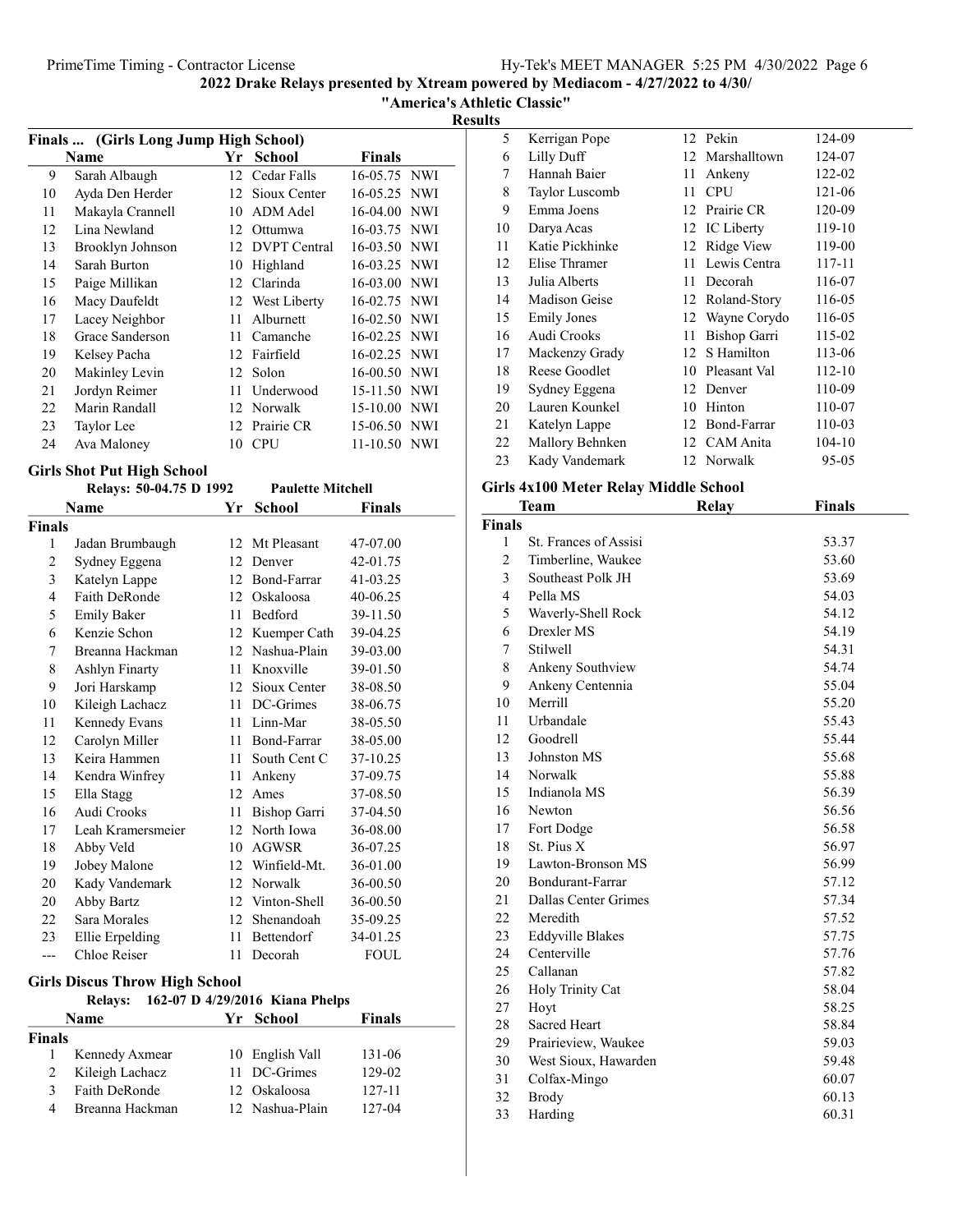2022 Drake Relays presented by Xtream powered by Mediacom - 4/27/2022 to 4/30/

"America's Athletic Classic"

Results

### Finals ... (Girls Long Jump High School)

| | Name | Yr | School | Finals | |
|---|---|---|---|---|---|
| 9 | Sarah Albaugh | 12 | Cedar Falls | 16-05.75 | NWI |
| 10 | Ayda Den Herder | 12 | Sioux Center | 16-05.25 | NWI |
| 11 | Makayla Crannell | 10 | ADM Adel | 16-04.00 | NWI |
| 12 | Lina Newland | 12 | Ottumwa | 16-03.75 | NWI |
| 13 | Brooklyn Johnson | 12 | DVPT Central | 16-03.50 | NWI |
| 14 | Sarah Burton | 10 | Highland | 16-03.25 | NWI |
| 15 | Paige Millikan | 12 | Clarinda | 16-03.00 | NWI |
| 16 | Macy Daufeldt | 12 | West Liberty | 16-02.75 | NWI |
| 17 | Lacey Neighbor | 11 | Alburnett | 16-02.50 | NWI |
| 18 | Grace Sanderson | 11 | Camanche | 16-02.25 | NWI |
| 19 | Kelsey Pacha | 12 | Fairfield | 16-02.25 | NWI |
| 20 | Makinley Levin | 12 | Solon | 16-00.50 | NWI |
| 21 | Jordyn Reimer | 11 | Underwood | 15-11.50 | NWI |
| 22 | Marin Randall | 12 | Norwalk | 15-10.00 | NWI |
| 23 | Taylor Lee | 12 | Prairie CR | 15-06.50 | NWI |
| 24 | Ava Maloney | 10 | CPU | 11-10.50 | NWI |

### Girls Shot Put High School

Relays: 50-04.75 D 1992 Paulette Mitchell

| | Name | Yr | School | Finals |
|---|---|---|---|---|
| **Finals** | | | | |
| 1 | Jadan Brumbaugh | 12 | Mt Pleasant | 47-07.00 |
| 2 | Sydney Eggena | 12 | Denver | 42-01.75 |
| 3 | Katelyn Lappe | 12 | Bond-Farrar | 41-03.25 |
| 4 | Faith DeRonde | 12 | Oskaloosa | 40-06.25 |
| 5 | Emily Baker | 11 | Bedford | 39-11.50 |
| 6 | Kenzie Schon | 12 | Kuemper Cath | 39-04.25 |
| 7 | Breanna Hackman | 12 | Nashua-Plain | 39-03.00 |
| 8 | Ashlyn Finarty | 11 | Knoxville | 39-01.50 |
| 9 | Jori Harskamp | 12 | Sioux Center | 38-08.50 |
| 10 | Kileigh Lachacz | 11 | DC-Grimes | 38-06.75 |
| 11 | Kennedy Evans | 11 | Linn-Mar | 38-05.50 |
| 12 | Carolyn Miller | 11 | Bond-Farrar | 38-05.00 |
| 13 | Keira Hammen | 11 | South Cent C | 37-10.25 |
| 14 | Kendra Winfrey | 11 | Ankeny | 37-09.75 |
| 15 | Ella Stagg | 12 | Ames | 37-08.50 |
| 16 | Audi Crooks | 11 | Bishop Garri | 37-04.50 |
| 17 | Leah Kramersmeier | 12 | North Iowa | 36-08.00 |
| 18 | Abby Veld | 10 | AGWSR | 36-07.25 |
| 19 | Jobey Malone | 12 | Winfield-Mt. | 36-01.00 |
| 20 | Kady Vandemark | 12 | Norwalk | 36-00.50 |
| 20 | Abby Bartz | 12 | Vinton-Shell | 36-00.50 |
| 22 | Sara Morales | 12 | Shenandoah | 35-09.25 |
| 23 | Ellie Erpelding | 11 | Bettendorf | 34-01.25 |
| --- | Chloe Reiser | 11 | Decorah | FOUL |

### Girls Discus Throw High School

Relays: 162-07 D 4/29/2016 Kiana Phelps

| | Name | Yr | School | Finals |
|---|---|---|---|---|
| **Finals** | | | | |
| 1 | Kennedy Axmear | 10 | English Vall | 131-06 |
| 2 | Kileigh Lachacz | 11 | DC-Grimes | 129-02 |
| 3 | Faith DeRonde | 12 | Oskaloosa | 127-11 |
| 4 | Breanna Hackman | 12 | Nashua-Plain | 127-04 |
| 5 | Kerrigan Pope | 12 | Pekin | 124-09 |
| 6 | Lilly Duff | 12 | Marshalltown | 124-07 |
| 7 | Hannah Baier | 11 | Ankeny | 122-02 |
| 8 | Taylor Luscomb | 11 | CPU | 121-06 |
| 9 | Emma Joens | 12 | Prairie CR | 120-09 |
| 10 | Darya Acas | 12 | IC Liberty | 119-10 |
| 11 | Katie Pickhinke | 12 | Ridge View | 119-00 |
| 12 | Elise Thramer | 11 | Lewis Centra | 117-11 |
| 13 | Julia Alberts | 11 | Decorah | 116-07 |
| 14 | Madison Geise | 12 | Roland-Story | 116-05 |
| 15 | Emily Jones | 12 | Wayne Corydo | 116-05 |
| 16 | Audi Crooks | 11 | Bishop Garri | 115-02 |
| 17 | Mackenzy Grady | 12 | S Hamilton | 113-06 |
| 18 | Reese Goodlet | 10 | Pleasant Val | 112-10 |
| 19 | Sydney Eggena | 12 | Denver | 110-09 |
| 20 | Lauren Kounkel | 10 | Hinton | 110-07 |
| 21 | Katelyn Lappe | 12 | Bond-Farrar | 110-03 |
| 22 | Mallory Behnken | 12 | CAM Anita | 104-10 |
| 23 | Kady Vandemark | 12 | Norwalk | 95-05 |

### Girls 4x100 Meter Relay Middle School

| | Team | Relay | Finals |
|---|---|---|---|
| **Finals** | | | |
| 1 | St. Frances of Assisi | | 53.37 |
| 2 | Timberline, Waukee | | 53.60 |
| 3 | Southeast Polk JH | | 53.69 |
| 4 | Pella MS | | 54.03 |
| 5 | Waverly-Shell Rock | | 54.12 |
| 6 | Drexler MS | | 54.19 |
| 7 | Stilwell | | 54.31 |
| 8 | Ankeny Southview | | 54.74 |
| 9 | Ankeny Centennia | | 55.04 |
| 10 | Merrill | | 55.20 |
| 11 | Urbandale | | 55.43 |
| 12 | Goodrell | | 55.44 |
| 13 | Johnston MS | | 55.68 |
| 14 | Norwalk | | 55.88 |
| 15 | Indianola MS | | 56.39 |
| 16 | Newton | | 56.56 |
| 17 | Fort Dodge | | 56.58 |
| 18 | St. Pius X | | 56.97 |
| 19 | Lawton-Bronson MS | | 56.99 |
| 20 | Bondurant-Farrar | | 57.12 |
| 21 | Dallas Center Grimes | | 57.34 |
| 22 | Meredith | | 57.52 |
| 23 | Eddyville Blakes | | 57.75 |
| 24 | Centerville | | 57.76 |
| 25 | Callanan | | 57.82 |
| 26 | Holy Trinity Cat | | 58.04 |
| 27 | Hoyt | | 58.25 |
| 28 | Sacred Heart | | 58.84 |
| 29 | Prairieview, Waukee | | 59.03 |
| 30 | West Sioux, Hawarden | | 59.48 |
| 31 | Colfax-Mingo | | 60.07 |
| 32 | Brody | | 60.13 |
| 33 | Harding | | 60.31 |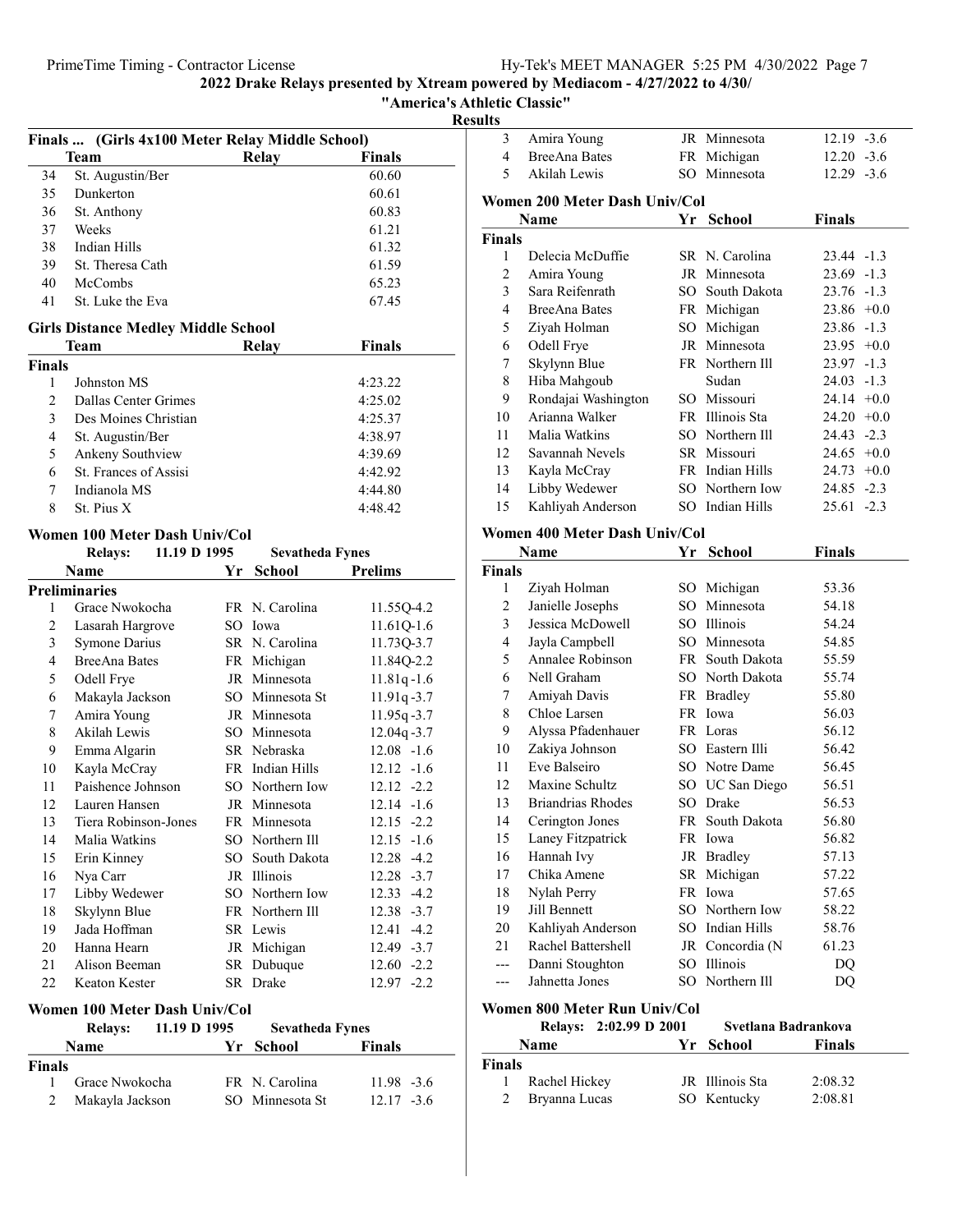## 2022 Drake Relays presented by Xtream powered by Mediacom - 4/27/2022 to 4/30/

### "America's Athletic Classic"

### Results

### Finals ... (Girls 4x100 Meter Relay Middle School)

| | Team | Relay | Finals |
|---|---|---|---|
| 34 | St. Augustin/Ber | | 60.60 |
| 35 | Dunkerton | | 60.61 |
| 36 | St. Anthony | | 60.83 |
| 37 | Weeks | | 61.21 |
| 38 | Indian Hills | | 61.32 |
| 39 | St. Theresa Cath | | 61.59 |
| 40 | McCombs | | 65.23 |
| 41 | St. Luke the Eva | | 67.45 |

### Girls Distance Medley Middle School

| | Team | Relay | Finals |
|---|---|---|---|
| **Finals** | | | |
| 1 | Johnston MS | | 4:23.22 |
| 2 | Dallas Center Grimes | | 4:25.02 |
| 3 | Des Moines Christian | | 4:25.37 |
| 4 | St. Augustin/Ber | | 4:38.97 |
| 5 | Ankeny Southview | | 4:39.69 |
| 6 | St. Frances of Assisi | | 4:42.92 |
| 7 | Indianola MS | | 4:44.80 |
| 8 | St. Pius X | | 4:48.42 |

### Women 100 Meter Dash Univ/Col

Relays: 11.19 D 1995 Sevatheda Fynes

| | Name | Yr | School | Prelims | |
|---|---|---|---|---|---|
| **Preliminaries** | | | | | |
| 1 | Grace Nwokocha | FR | N. Carolina | 11.55Q | -4.2 |
| 2 | Lasarah Hargrove | SO | Iowa | 11.61Q | -1.6 |
| 3 | Symone Darius | SR | N. Carolina | 11.73Q | -3.7 |
| 4 | BreeAna Bates | FR | Michigan | 11.84Q | -2.2 |
| 5 | Odell Frye | JR | Minnesota | 11.81q | -1.6 |
| 6 | Makayla Jackson | SO | Minnesota St | 11.91q | -3.7 |
| 7 | Amira Young | JR | Minnesota | 11.95q | -3.7 |
| 8 | Akilah Lewis | SO | Minnesota | 12.04q | -3.7 |
| 9 | Emma Algarin | SR | Nebraska | 12.08 | -1.6 |
| 10 | Kayla McCray | FR | Indian Hills | 12.12 | -1.6 |
| 11 | Paishence Johnson | SO | Northern Iow | 12.12 | -2.2 |
| 12 | Lauren Hansen | JR | Minnesota | 12.14 | -1.6 |
| 13 | Tiera Robinson-Jones | FR | Minnesota | 12.15 | -2.2 |
| 14 | Malia Watkins | SO | Northern Ill | 12.15 | -1.6 |
| 15 | Erin Kinney | SO | South Dakota | 12.28 | -4.2 |
| 16 | Nya Carr | JR | Illinois | 12.28 | -3.7 |
| 17 | Libby Wedewer | SO | Northern Iow | 12.33 | -4.2 |
| 18 | Skylynn Blue | FR | Northern Ill | 12.38 | -3.7 |
| 19 | Jada Hoffman | SR | Lewis | 12.41 | -4.2 |
| 20 | Hanna Hearn | JR | Michigan | 12.49 | -3.7 |
| 21 | Alison Beeman | SR | Dubuque | 12.60 | -2.2 |
| 22 | Keaton Kester | SR | Drake | 12.97 | -2.2 |

### Women 100 Meter Dash Univ/Col

Relays: 11.19 D 1995 Sevatheda Fynes

| | Name | Yr | School | Finals | |
|---|---|---|---|---|---|
| **Finals** | | | | | |
| 1 | Grace Nwokocha | FR | N. Carolina | 11.98 | -3.6 |
| 2 | Makayla Jackson | SO | Minnesota St | 12.17 | -3.6 |
| 3 | Amira Young | JR | Minnesota | 12.19 | -3.6 |
| 4 | BreeAna Bates | FR | Michigan | 12.20 | -3.6 |
| 5 | Akilah Lewis | SO | Minnesota | 12.29 | -3.6 |

### Women 200 Meter Dash Univ/Col

| | Name | Yr | School | Finals | |
|---|---|---|---|---|---|
| **Finals** | | | | | |
| 1 | Delecia McDuffie | SR | N. Carolina | 23.44 | -1.3 |
| 2 | Amira Young | JR | Minnesota | 23.69 | -1.3 |
| 3 | Sara Reifenrath | SO | South Dakota | 23.76 | -1.3 |
| 4 | BreeAna Bates | FR | Michigan | 23.86 | +0.0 |
| 5 | Ziyah Holman | SO | Michigan | 23.86 | -1.3 |
| 6 | Odell Frye | JR | Minnesota | 23.95 | +0.0 |
| 7 | Skylynn Blue | FR | Northern Ill | 23.97 | -1.3 |
| 8 | Hiba Mahgoub | | Sudan | 24.03 | -1.3 |
| 9 | Rondajai Washington | SO | Missouri | 24.14 | +0.0 |
| 10 | Arianna Walker | FR | Illinois Sta | 24.20 | +0.0 |
| 11 | Malia Watkins | SO | Northern Ill | 24.43 | -2.3 |
| 12 | Savannah Nevels | SR | Missouri | 24.65 | +0.0 |
| 13 | Kayla McCray | FR | Indian Hills | 24.73 | +0.0 |
| 14 | Libby Wedewer | SO | Northern Iow | 24.85 | -2.3 |
| 15 | Kahliyah Anderson | SO | Indian Hills | 25.61 | -2.3 |

### Women 400 Meter Dash Univ/Col

| | Name | Yr | School | Finals |
|---|---|---|---|---|
| **Finals** | | | | |
| 1 | Ziyah Holman | SO | Michigan | 53.36 |
| 2 | Janielle Josephs | SO | Minnesota | 54.18 |
| 3 | Jessica McDowell | SO | Illinois | 54.24 |
| 4 | Jayla Campbell | SO | Minnesota | 54.85 |
| 5 | Annalee Robinson | FR | South Dakota | 55.59 |
| 6 | Nell Graham | SO | North Dakota | 55.74 |
| 7 | Amiyah Davis | FR | Bradley | 55.80 |
| 8 | Chloe Larsen | FR | Iowa | 56.03 |
| 9 | Alyssa Pfadenhauer | FR | Loras | 56.12 |
| 10 | Zakiya Johnson | SO | Eastern Illi | 56.42 |
| 11 | Eve Balseiro | SO | Notre Dame | 56.45 |
| 12 | Maxine Schultz | SO | UC San Diego | 56.51 |
| 13 | Briandrias Rhodes | SO | Drake | 56.53 |
| 14 | Cerington Jones | FR | South Dakota | 56.80 |
| 15 | Laney Fitzpatrick | FR | Iowa | 56.82 |
| 16 | Hannah Ivy | JR | Bradley | 57.13 |
| 17 | Chika Amene | SR | Michigan | 57.22 |
| 18 | Nylah Perry | FR | Iowa | 57.65 |
| 19 | Jill Bennett | SO | Northern Iow | 58.22 |
| 20 | Kahliyah Anderson | SO | Indian Hills | 58.76 |
| 21 | Rachel Battershell | JR | Concordia (N | 61.23 |
| --- | Danni Stoughton | SO | Illinois | DQ |
| --- | Jahnetta Jones | SO | Northern Ill | DQ |

### Women 800 Meter Run Univ/Col

Relays: 2:02.99 D 2001 Svetlana Badrankova

| | Name | Yr | School | Finals |
|---|---|---|---|---|
| **Finals** | | | | |
| 1 | Rachel Hickey | JR | Illinois Sta | 2:08.32 |
| 2 | Bryanna Lucas | SO | Kentucky | 2:08.81 |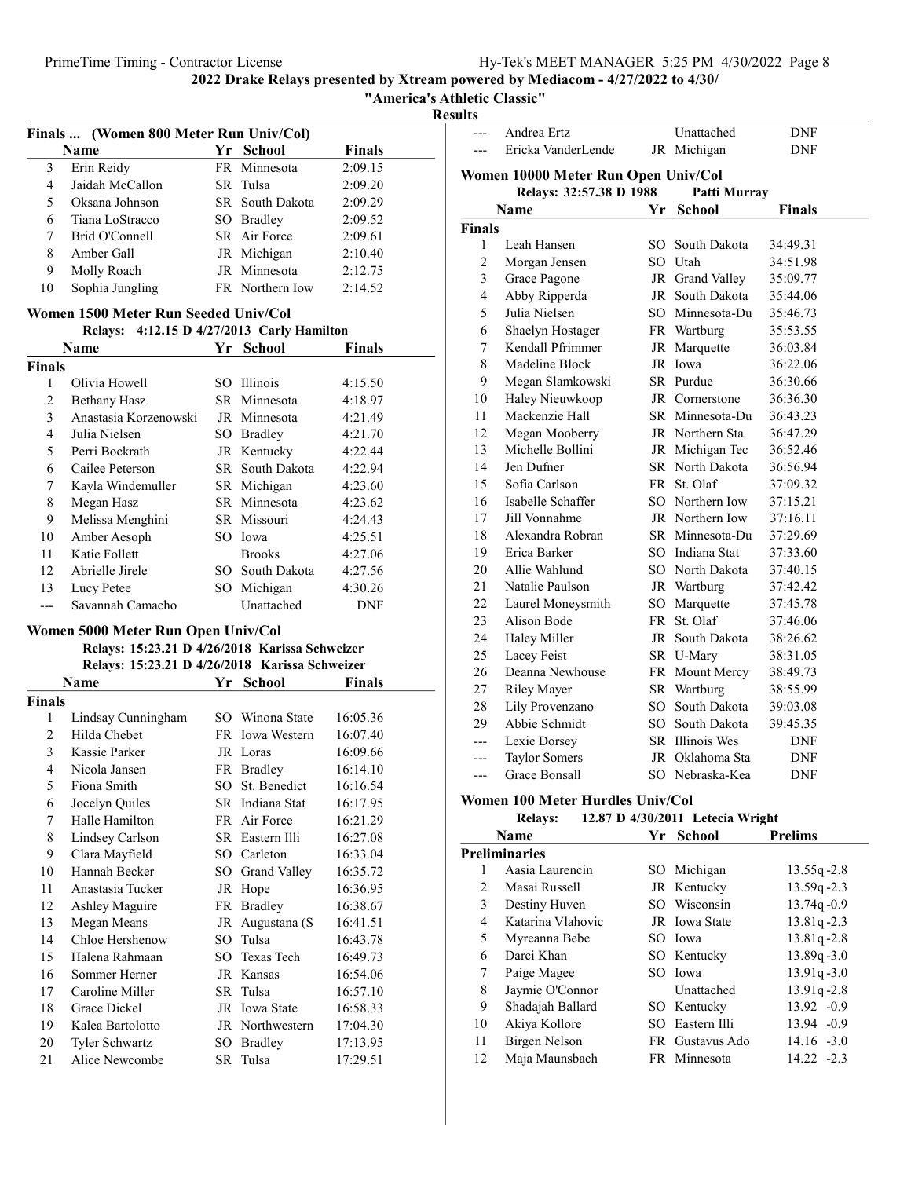## 2022 Drake Relays presented by Xtream powered by Mediacom - 4/27/2022 to 4/30/

### "America's Athletic Classic"

### Results

### Finals ... (Women 800 Meter Run Univ/Col)

| | Name | Yr | School | Finals |
|---|---|---|---|---|
| 3 | Erin Reidy | FR | Minnesota | 2:09.15 |
| 4 | Jaidah McCallon | SR | Tulsa | 2:09.20 |
| 5 | Oksana Johnson | SR | South Dakota | 2:09.29 |
| 6 | Tiana LoStracco | SO | Bradley | 2:09.52 |
| 7 | Brid O'Connell | SR | Air Force | 2:09.61 |
| 8 | Amber Gall | JR | Michigan | 2:10.40 |
| 9 | Molly Roach | JR | Minnesota | 2:12.75 |
| 10 | Sophia Jungling | FR | Northern Iow | 2:14.52 |

### Women 1500 Meter Run Seeded Univ/Col

Relays: 4:12.15 D 4/27/2013 Carly Hamilton

| | Name | Yr | School | Finals |
|---|---|---|---|---|
| **Finals** | | | | |
| 1 | Olivia Howell | SO | Illinois | 4:15.50 |
| 2 | Bethany Hasz | SR | Minnesota | 4:18.97 |
| 3 | Anastasia Korzenowski | JR | Minnesota | 4:21.49 |
| 4 | Julia Nielsen | SO | Bradley | 4:21.70 |
| 5 | Perri Bockrath | JR | Kentucky | 4:22.44 |
| 6 | Cailee Peterson | SR | South Dakota | 4:22.94 |
| 7 | Kayla Windemuller | SR | Michigan | 4:23.60 |
| 8 | Megan Hasz | SR | Minnesota | 4:23.62 |
| 9 | Melissa Menghini | SR | Missouri | 4:24.43 |
| 10 | Amber Aesoph | SO | Iowa | 4:25.51 |
| 11 | Katie Follett | | Brooks | 4:27.06 |
| 12 | Abrielle Jirele | SO | South Dakota | 4:27.56 |
| 13 | Lucy Petee | SO | Michigan | 4:30.26 |
| --- | Savannah Camacho | | Unattached | DNF |

### Women 5000 Meter Run Open Univ/Col

Relays: 15:23.21 D 4/26/2018 Karissa Schweizer
Relays: 15:23.21 D 4/26/2018 Karissa Schweizer

| | Name | Yr | School | Finals |
|---|---|---|---|---|
| **Finals** | | | | |
| 1 | Lindsay Cunningham | SO | Winona State | 16:05.36 |
| 2 | Hilda Chebet | FR | Iowa Western | 16:07.40 |
| 3 | Kassie Parker | JR | Loras | 16:09.66 |
| 4 | Nicola Jansen | FR | Bradley | 16:14.10 |
| 5 | Fiona Smith | SO | St. Benedict | 16:16.54 |
| 6 | Jocelyn Quiles | SR | Indiana Stat | 16:17.95 |
| 7 | Halle Hamilton | FR | Air Force | 16:21.29 |
| 8 | Lindsey Carlson | SR | Eastern Illi | 16:27.08 |
| 9 | Clara Mayfield | SO | Carleton | 16:33.04 |
| 10 | Hannah Becker | SO | Grand Valley | 16:35.72 |
| 11 | Anastasia Tucker | JR | Hope | 16:36.95 |
| 12 | Ashley Maguire | FR | Bradley | 16:38.67 |
| 13 | Megan Means | JR | Augustana (S | 16:41.51 |
| 14 | Chloe Hershenow | SO | Tulsa | 16:43.78 |
| 15 | Halena Rahmaan | SO | Texas Tech | 16:49.73 |
| 16 | Sommer Herner | JR | Kansas | 16:54.06 |
| 17 | Caroline Miller | SR | Tulsa | 16:57.10 |
| 18 | Grace Dickel | JR | Iowa State | 16:58.33 |
| 19 | Kalea Bartolotto | JR | Northwestern | 17:04.30 |
| 20 | Tyler Schwartz | SO | Bradley | 17:13.95 |
| 21 | Alice Newcombe | SR | Tulsa | 17:29.51 |
| --- | Andrea Ertz | | Unattached | DNF |
| --- | Ericka VanderLende | JR | Michigan | DNF |

### Women 10000 Meter Run Open Univ/Col

Relays: 32:57.38 D 1988 Patti Murray

| | Name | Yr | School | Finals |
|---|---|---|---|---|
| **Finals** | | | | |
| 1 | Leah Hansen | SO | South Dakota | 34:49.31 |
| 2 | Morgan Jensen | SO | Utah | 34:51.98 |
| 3 | Grace Pagone | JR | Grand Valley | 35:09.77 |
| 4 | Abby Ripperda | JR | South Dakota | 35:44.06 |
| 5 | Julia Nielsen | SO | Minnesota-Du | 35:46.73 |
| 6 | Shaelyn Hostager | FR | Wartburg | 35:53.55 |
| 7 | Kendall Pfrimmer | JR | Marquette | 36:03.84 |
| 8 | Madeline Block | JR | Iowa | 36:22.06 |
| 9 | Megan Slamkowski | SR | Purdue | 36:30.66 |
| 10 | Haley Nieuwkoop | JR | Cornerstone | 36:36.30 |
| 11 | Mackenzie Hall | SR | Minnesota-Du | 36:43.23 |
| 12 | Megan Mooberry | JR | Northern Sta | 36:47.29 |
| 13 | Michelle Bollini | JR | Michigan Tec | 36:52.46 |
| 14 | Jen Dufner | SR | North Dakota | 36:56.94 |
| 15 | Sofia Carlson | FR | St. Olaf | 37:09.32 |
| 16 | Isabelle Schaffer | SO | Northern Iow | 37:15.21 |
| 17 | Jill Vonnahme | JR | Northern Iow | 37:16.11 |
| 18 | Alexandra Robran | SR | Minnesota-Du | 37:29.69 |
| 19 | Erica Barker | SO | Indiana Stat | 37:33.60 |
| 20 | Allie Wahlund | SO | North Dakota | 37:40.15 |
| 21 | Natalie Paulson | JR | Wartburg | 37:42.42 |
| 22 | Laurel Moneysmith | SO | Marquette | 37:45.78 |
| 23 | Alison Bode | FR | St. Olaf | 37:46.06 |
| 24 | Haley Miller | JR | South Dakota | 38:26.62 |
| 25 | Lacey Feist | SR | U-Mary | 38:31.05 |
| 26 | Deanna Newhouse | FR | Mount Mercy | 38:49.73 |
| 27 | Riley Mayer | SR | Wartburg | 38:55.99 |
| 28 | Lily Provenzano | SO | South Dakota | 39:03.08 |
| 29 | Abbie Schmidt | SO | South Dakota | 39:45.35 |
| --- | Lexie Dorsey | SR | Illinois Wes | DNF |
| --- | Taylor Somers | JR | Oklahoma Sta | DNF |
| --- | Grace Bonsall | SO | Nebraska-Kea | DNF |

### Women 100 Meter Hurdles Univ/Col

Relays: 12.87 D 4/30/2011 Letecia Wright

| | Name | Yr | School | Prelims |
|---|---|---|---|---|
| **Preliminaries** | | | | |
| 1 | Aasia Laurencin | SO | Michigan | 13.55q -2.8 |
| 2 | Masai Russell | JR | Kentucky | 13.59q -2.3 |
| 3 | Destiny Huven | SO | Wisconsin | 13.74q -0.9 |
| 4 | Katarina Vlahovic | JR | Iowa State | 13.81q -2.3 |
| 5 | Myreanna Bebe | SO | Iowa | 13.81q -2.8 |
| 6 | Darci Khan | SO | Kentucky | 13.89q -3.0 |
| 7 | Paige Magee | SO | Iowa | 13.91q -3.0 |
| 8 | Jaymie O'Connor | | Unattached | 13.91q -2.8 |
| 9 | Shadajah Ballard | SO | Kentucky | 13.92 -0.9 |
| 10 | Akiya Kollore | SO | Eastern Illi | 13.94 -0.9 |
| 11 | Birgen Nelson | FR | Gustavus Ado | 14.16 -3.0 |
| 12 | Maja Maunsbach | FR | Minnesota | 14.22 -2.3 |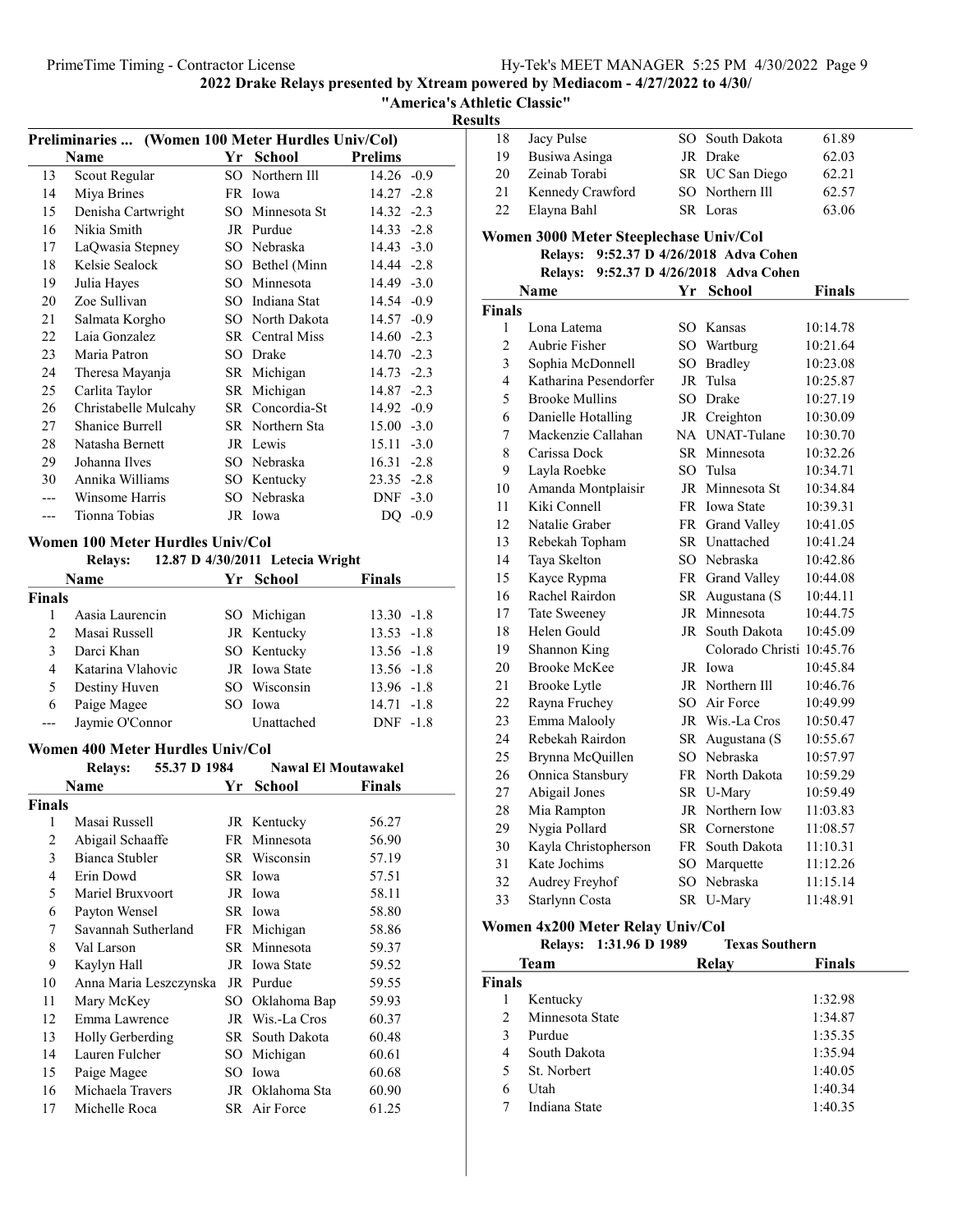## 2022 Drake Relays presented by Xtream powered by Mediacom - 4/27/2022 to 4/30/

### "America's Athletic Classic"

### Results

#### Preliminaries ... (Women 100 Meter Hurdles Univ/Col)

| | Name | Yr | School | Prelims | |
|---|---|---|---|---|---|
| 13 | Scout Regular | SO | Northern Ill | 14.26 | -0.9 |
| 14 | Miya Brines | FR | Iowa | 14.27 | -2.8 |
| 15 | Denisha Cartwright | SO | Minnesota St | 14.32 | -2.3 |
| 16 | Nikia Smith | JR | Purdue | 14.33 | -2.8 |
| 17 | LaQwasia Stepney | SO | Nebraska | 14.43 | -3.0 |
| 18 | Kelsie Sealock | SO | Bethel (Minn | 14.44 | -2.8 |
| 19 | Julia Hayes | SO | Minnesota | 14.49 | -3.0 |
| 20 | Zoe Sullivan | SO | Indiana Stat | 14.54 | -0.9 |
| 21 | Salmata Korgho | SO | North Dakota | 14.57 | -0.9 |
| 22 | Laia Gonzalez | SR | Central Miss | 14.60 | -2.3 |
| 23 | Maria Patron | SO | Drake | 14.70 | -2.3 |
| 24 | Theresa Mayanja | SR | Michigan | 14.73 | -2.3 |
| 25 | Carlita Taylor | SR | Michigan | 14.87 | -2.3 |
| 26 | Christabelle Mulcahy | SR | Concordia-St | 14.92 | -0.9 |
| 27 | Shanice Burrell | SR | Northern Sta | 15.00 | -3.0 |
| 28 | Natasha Bernett | JR | Lewis | 15.11 | -3.0 |
| 29 | Johanna Ilves | SO | Nebraska | 16.31 | -2.8 |
| 30 | Annika Williams | SO | Kentucky | 23.35 | -2.8 |
| --- | Winsome Harris | SO | Nebraska | DNF | -3.0 |
| --- | Tionna Tobias | JR | Iowa | DQ | -0.9 |

#### Women 100 Meter Hurdles Univ/Col

Relays: 12.87 D 4/30/2011 Letecia Wright

| | Name | Yr | School | Finals | |
|---|---|---|---|---|---|
| **Finals** | | | | | |
| 1 | Aasia Laurencin | SO | Michigan | 13.30 | -1.8 |
| 2 | Masai Russell | JR | Kentucky | 13.53 | -1.8 |
| 3 | Darci Khan | SO | Kentucky | 13.56 | -1.8 |
| 4 | Katarina Vlahovic | JR | Iowa State | 13.56 | -1.8 |
| 5 | Destiny Huven | SO | Wisconsin | 13.96 | -1.8 |
| 6 | Paige Magee | SO | Iowa | 14.71 | -1.8 |
| --- | Jaymie O'Connor | | Unattached | DNF | -1.8 |

#### Women 400 Meter Hurdles Univ/Col

Relays: 55.37 D 1984 Nawal El Moutawakel

| | Name | Yr | School | Finals |
|---|---|---|---|---|
| **Finals** | | | | |
| 1 | Masai Russell | JR | Kentucky | 56.27 |
| 2 | Abigail Schaaffe | FR | Minnesota | 56.90 |
| 3 | Bianca Stubler | SR | Wisconsin | 57.19 |
| 4 | Erin Dowd | SR | Iowa | 57.51 |
| 5 | Mariel Bruxvoort | JR | Iowa | 58.11 |
| 6 | Payton Wensel | SR | Iowa | 58.80 |
| 7 | Savannah Sutherland | FR | Michigan | 58.86 |
| 8 | Val Larson | SR | Minnesota | 59.37 |
| 9 | Kaylyn Hall | JR | Iowa State | 59.52 |
| 10 | Anna Maria Leszczynska | JR | Purdue | 59.55 |
| 11 | Mary McKey | SO | Oklahoma Bap | 59.93 |
| 12 | Emma Lawrence | JR | Wis.-La Cros | 60.37 |
| 13 | Holly Gerberding | SR | South Dakota | 60.48 |
| 14 | Lauren Fulcher | SO | Michigan | 60.61 |
| 15 | Paige Magee | SO | Iowa | 60.68 |
| 16 | Michaela Travers | JR | Oklahoma Sta | 60.90 |
| 17 | Michelle Roca | SR | Air Force | 61.25 |
| 18 | Jacy Pulse | SO | South Dakota | 61.89 |
| 19 | Busiwa Asinga | JR | Drake | 62.03 |
| 20 | Zeinab Torabi | SR | UC San Diego | 62.21 |
| 21 | Kennedy Crawford | SO | Northern Ill | 62.57 |
| 22 | Elayna Bahl | SR | Loras | 63.06 |

#### Women 3000 Meter Steeplechase Univ/Col

Relays: 9:52.37 D 4/26/2018 Adva Cohen

Relays: 9:52.37 D 4/26/2018 Adva Cohen

| | Name | Yr | School | Finals |
|---|---|---|---|---|
| **Finals** | | | | |
| 1 | Lona Latema | SO | Kansas | 10:14.78 |
| 2 | Aubrie Fisher | SO | Wartburg | 10:21.64 |
| 3 | Sophia McDonnell | SO | Bradley | 10:23.08 |
| 4 | Katharina Pesendorfer | JR | Tulsa | 10:25.87 |
| 5 | Brooke Mullins | SO | Drake | 10:27.19 |
| 6 | Danielle Hotalling | JR | Creighton | 10:30.09 |
| 7 | Mackenzie Callahan | NA | UNAT-Tulane | 10:30.70 |
| 8 | Carissa Dock | SR | Minnesota | 10:32.26 |
| 9 | Layla Roebke | SO | Tulsa | 10:34.71 |
| 10 | Amanda Montplaisir | JR | Minnesota St | 10:34.84 |
| 11 | Kiki Connell | FR | Iowa State | 10:39.31 |
| 12 | Natalie Graber | FR | Grand Valley | 10:41.05 |
| 13 | Rebekah Topham | SR | Unattached | 10:41.24 |
| 14 | Taya Skelton | SO | Nebraska | 10:42.86 |
| 15 | Kayce Rypma | FR | Grand Valley | 10:44.08 |
| 16 | Rachel Rairdon | SR | Augustana (S | 10:44.11 |
| 17 | Tate Sweeney | JR | Minnesota | 10:44.75 |
| 18 | Helen Gould | JR | South Dakota | 10:45.09 |
| 19 | Shannon King | | Colorado Christi | 10:45.76 |
| 20 | Brooke McKee | JR | Iowa | 10:45.84 |
| 21 | Brooke Lytle | JR | Northern Ill | 10:46.76 |
| 22 | Rayna Fruchey | SO | Air Force | 10:49.99 |
| 23 | Emma Malooly | JR | Wis.-La Cros | 10:50.47 |
| 24 | Rebekah Rairdon | SR | Augustana (S | 10:55.67 |
| 25 | Brynna McQuillen | SO | Nebraska | 10:57.97 |
| 26 | Onnica Stansbury | FR | North Dakota | 10:59.29 |
| 27 | Abigail Jones | SR | U-Mary | 10:59.49 |
| 28 | Mia Rampton | JR | Northern Iow | 11:03.83 |
| 29 | Nygia Pollard | SR | Cornerstone | 11:08.57 |
| 30 | Kayla Christopherson | FR | South Dakota | 11:10.31 |
| 31 | Kate Jochims | SO | Marquette | 11:12.26 |
| 32 | Audrey Freyhof | SO | Nebraska | 11:15.14 |
| 33 | Starlynn Costa | SR | U-Mary | 11:48.91 |

#### Women 4x200 Meter Relay Univ/Col

Relays: 1:31.96 D 1989 Texas Southern

| | Team | Relay | Finals |
|---|---|---|---|
| **Finals** | | | |
| 1 | Kentucky | | 1:32.98 |
| 2 | Minnesota State | | 1:34.87 |
| 3 | Purdue | | 1:35.35 |
| 4 | South Dakota | | 1:35.94 |
| 5 | St. Norbert | | 1:40.05 |
| 6 | Utah | | 1:40.34 |
| 7 | Indiana State | | 1:40.35 |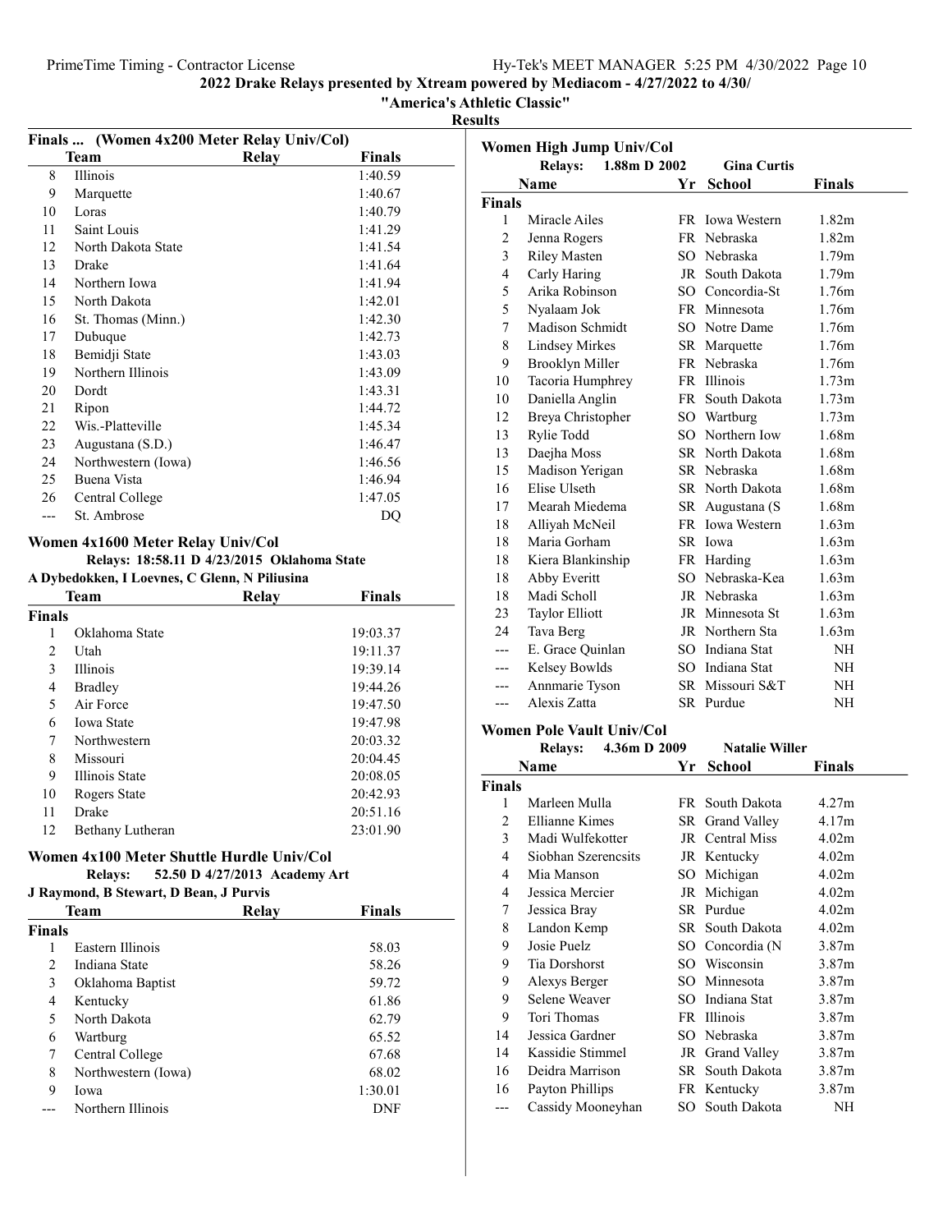## 2022 Drake Relays presented by Xtream powered by Mediacom - 4/27/2022 to 4/30/

**"America's Athletic Classic"**

**Results**

### Finals ... (Women 4x200 Meter Relay Univ/Col)

| | Team | Relay | Finals |
|---|---|---|---|
| 8 | Illinois | | 1:40.59 |
| 9 | Marquette | | 1:40.67 |
| 10 | Loras | | 1:40.79 |
| 11 | Saint Louis | | 1:41.29 |
| 12 | North Dakota State | | 1:41.54 |
| 13 | Drake | | 1:41.64 |
| 14 | Northern Iowa | | 1:41.94 |
| 15 | North Dakota | | 1:42.01 |
| 16 | St. Thomas (Minn.) | | 1:42.30 |
| 17 | Dubuque | | 1:42.73 |
| 18 | Bemidji State | | 1:43.03 |
| 19 | Northern Illinois | | 1:43.09 |
| 20 | Dordt | | 1:43.31 |
| 21 | Ripon | | 1:44.72 |
| 22 | Wis.-Platteville | | 1:45.34 |
| 23 | Augustana (S.D.) | | 1:46.47 |
| 24 | Northwestern (Iowa) | | 1:46.56 |
| 25 | Buena Vista | | 1:46.94 |
| 26 | Central College | | 1:47.05 |
| --- | St. Ambrose | | DQ |

### Women 4x1600 Meter Relay Univ/Col

**Relays: 18:58.11 D 4/23/2015 Oklahoma State**

**A Dybedokken, I Loevnes, C Glenn, N Piliusina**

| | Team | Relay | Finals |
|---|---|---|---|
| **Finals** | | | |
| 1 | Oklahoma State | | 19:03.37 |
| 2 | Utah | | 19:11.37 |
| 3 | Illinois | | 19:39.14 |
| 4 | Bradley | | 19:44.26 |
| 5 | Air Force | | 19:47.50 |
| 6 | Iowa State | | 19:47.98 |
| 7 | Northwestern | | 20:03.32 |
| 8 | Missouri | | 20:04.45 |
| 9 | Illinois State | | 20:08.05 |
| 10 | Rogers State | | 20:42.93 |
| 11 | Drake | | 20:51.16 |
| 12 | Bethany Lutheran | | 23:01.90 |

### Women 4x100 Meter Shuttle Hurdle Univ/Col

**Relays: 52.50 D 4/27/2013 Academy Art**

**J Raymond, B Stewart, D Bean, J Purvis**

| | Team | Relay | Finals |
|---|---|---|---|
| **Finals** | | | |
| 1 | Eastern Illinois | | 58.03 |
| 2 | Indiana State | | 58.26 |
| 3 | Oklahoma Baptist | | 59.72 |
| 4 | Kentucky | | 61.86 |
| 5 | North Dakota | | 62.79 |
| 6 | Wartburg | | 65.52 |
| 7 | Central College | | 67.68 |
| 8 | Northwestern (Iowa) | | 68.02 |
| 9 | Iowa | | 1:30.01 |
| --- | Northern Illinois | | DNF |

### Women High Jump Univ/Col

**Relays: 1.88m D 2002 Gina Curtis**

| | Name | Yr | School | Finals |
|---|---|---|---|---|
| **Finals** | | | | |
| 1 | Miracle Ailes | FR | Iowa Western | 1.82m |
| 2 | Jenna Rogers | FR | Nebraska | 1.82m |
| 3 | Riley Masten | SO | Nebraska | 1.79m |
| 4 | Carly Haring | JR | South Dakota | 1.79m |
| 5 | Arika Robinson | SO | Concordia-St | 1.76m |
| 5 | Nyalaam Jok | FR | Minnesota | 1.76m |
| 7 | Madison Schmidt | SO | Notre Dame | 1.76m |
| 8 | Lindsey Mirkes | SR | Marquette | 1.76m |
| 9 | Brooklyn Miller | FR | Nebraska | 1.76m |
| 10 | Tacoria Humphrey | FR | Illinois | 1.73m |
| 10 | Daniella Anglin | FR | South Dakota | 1.73m |
| 12 | Breya Christopher | SO | Wartburg | 1.73m |
| 13 | Rylie Todd | SO | Northern Iow | 1.68m |
| 13 | Daejha Moss | SR | North Dakota | 1.68m |
| 15 | Madison Yerigan | SR | Nebraska | 1.68m |
| 16 | Elise Ulseth | SR | North Dakota | 1.68m |
| 17 | Mearah Miedema | SR | Augustana (S | 1.68m |
| 18 | Alliyah McNeil | FR | Iowa Western | 1.63m |
| 18 | Maria Gorham | SR | Iowa | 1.63m |
| 18 | Kiera Blankinship | FR | Harding | 1.63m |
| 18 | Abby Everitt | SO | Nebraska-Kea | 1.63m |
| 18 | Madi Scholl | JR | Nebraska | 1.63m |
| 23 | Taylor Elliott | JR | Minnesota St | 1.63m |
| 24 | Tava Berg | JR | Northern Sta | 1.63m |
| --- | E. Grace Quinlan | SO | Indiana Stat | NH |
| --- | Kelsey Bowlds | SO | Indiana Stat | NH |
| --- | Annmarie Tyson | SR | Missouri S&T | NH |
| --- | Alexis Zatta | SR | Purdue | NH |

### Women Pole Vault Univ/Col

**Relays: 4.36m D 2009 Natalie Willer**

| | Name | Yr | School | Finals |
|---|---|---|---|---|
| **Finals** | | | | |
| 1 | Marleen Mulla | FR | South Dakota | 4.27m |
| 2 | Ellianne Kimes | SR | Grand Valley | 4.17m |
| 3 | Madi Wulfekotter | JR | Central Miss | 4.02m |
| 4 | Siobhan Szerencsits | JR | Kentucky | 4.02m |
| 4 | Mia Manson | SO | Michigan | 4.02m |
| 4 | Jessica Mercier | JR | Michigan | 4.02m |
| 7 | Jessica Bray | SR | Purdue | 4.02m |
| 8 | Landon Kemp | SR | South Dakota | 4.02m |
| 9 | Josie Puelz | SO | Concordia (N | 3.87m |
| 9 | Tia Dorshorst | SO | Wisconsin | 3.87m |
| 9 | Alexys Berger | SO | Minnesota | 3.87m |
| 9 | Selene Weaver | SO | Indiana Stat | 3.87m |
| 9 | Tori Thomas | FR | Illinois | 3.87m |
| 14 | Jessica Gardner | SO | Nebraska | 3.87m |
| 14 | Kassidie Stimmel | JR | Grand Valley | 3.87m |
| 16 | Deidra Marrison | SR | South Dakota | 3.87m |
| 16 | Payton Phillips | FR | Kentucky | 3.87m |
| --- | Cassidy Mooneyhan | SO | South Dakota | NH |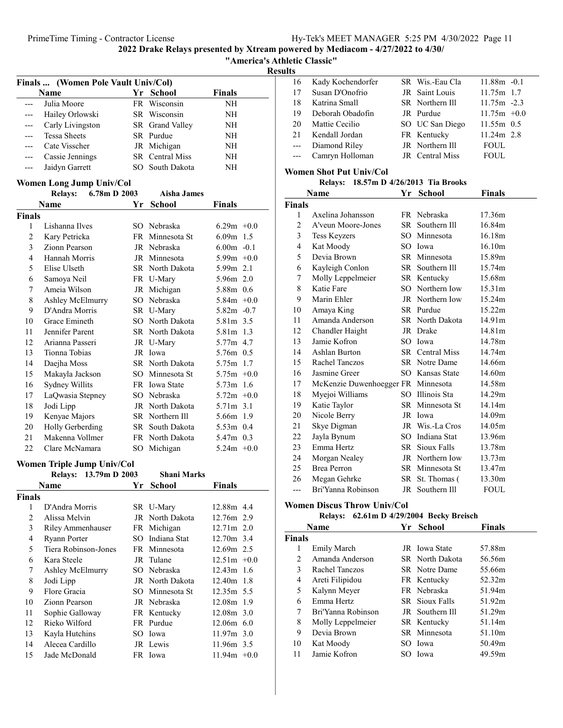## 2022 Drake Relays presented by Xtream powered by Mediacom - 4/27/2022 to 4/30/

**"America's Athletic Classic"**

**Results**

### Finals ... (Women Pole Vault Univ/Col)

| | Name | Yr | School | Finals |
|---|---|---|---|---|
| --- | Julia Moore | FR | Wisconsin | NH |
| --- | Hailey Orlowski | SR | Wisconsin | NH |
| --- | Carly Livingston | SR | Grand Valley | NH |
| --- | Tessa Sheets | SR | Purdue | NH |
| --- | Cate Visscher | JR | Michigan | NH |
| --- | Cassie Jennings | SR | Central Miss | NH |
| --- | Jaidyn Garrett | SO | South Dakota | NH |

### Women Long Jump Univ/Col

**Relays: 6.78m D 2003 Aisha James**

| | Name | Yr | School | Finals | Wind |
|---|---|---|---|---|---|
| **Finals** | | | | | |
| 1 | Lishanna Ilves | SO | Nebraska | 6.29m | +0.0 |
| 2 | Kary Petricka | FR | Minnesota St | 6.09m | 1.5 |
| 3 | Zionn Pearson | JR | Nebraska | 6.00m | -0.1 |
| 4 | Hannah Morris | JR | Minnesota | 5.99m | +0.0 |
| 5 | Elise Ulseth | SR | North Dakota | 5.99m | 2.1 |
| 6 | Samoya Neil | FR | U-Mary | 5.96m | 2.0 |
| 7 | Ameia Wilson | JR | Michigan | 5.88m | 0.6 |
| 8 | Ashley McElmurry | SO | Nebraska | 5.84m | +0.0 |
| 9 | D'Andra Morris | SR | U-Mary | 5.82m | -0.7 |
| 10 | Grace Emineth | SO | North Dakota | 5.81m | 3.5 |
| 11 | Jennifer Parent | SR | North Dakota | 5.81m | 1.3 |
| 12 | Arianna Passeri | JR | U-Mary | 5.77m | 4.7 |
| 13 | Tionna Tobias | JR | Iowa | 5.76m | 0.5 |
| 14 | Daejha Moss | SR | North Dakota | 5.75m | 1.7 |
| 15 | Makayla Jackson | SO | Minnesota St | 5.75m | +0.0 |
| 16 | Sydney Willits | FR | Iowa State | 5.73m | 1.6 |
| 17 | LaQwasia Stepney | SO | Nebraska | 5.72m | +0.0 |
| 18 | Jodi Lipp | JR | North Dakota | 5.71m | 3.1 |
| 19 | Kenyae Majors | SR | Northern Ill | 5.66m | 1.9 |
| 20 | Holly Gerberding | SR | South Dakota | 5.53m | 0.4 |
| 21 | Makenna Vollmer | FR | North Dakota | 5.47m | 0.3 |
| 22 | Clare McNamara | SO | Michigan | 5.24m | +0.0 |

### Women Triple Jump Univ/Col

**Relays: 13.79m D 2003 Shani Marks**

| | Name | Yr | School | Finals | Wind |
|---|---|---|---|---|---|
| **Finals** | | | | | |
| 1 | D'Andra Morris | SR | U-Mary | 12.88m | 4.4 |
| 2 | Alissa Melvin | JR | North Dakota | 12.76m | 2.9 |
| 3 | Riley Ammenhauser | FR | Michigan | 12.71m | 2.0 |
| 4 | Ryann Porter | SO | Indiana Stat | 12.70m | 3.4 |
| 5 | Tiera Robinson-Jones | FR | Minnesota | 12.69m | 2.5 |
| 6 | Kara Steele | JR | Tulane | 12.51m | +0.0 |
| 7 | Ashley McElmurry | SO | Nebraska | 12.43m | 1.6 |
| 8 | Jodi Lipp | JR | North Dakota | 12.40m | 1.8 |
| 9 | Flore Gracia | SO | Minnesota St | 12.35m | 5.5 |
| 10 | Zionn Pearson | JR | Nebraska | 12.08m | 1.9 |
| 11 | Sophie Galloway | FR | Kentucky | 12.08m | 3.0 |
| 12 | Rieko Wilford | FR | Purdue | 12.06m | 6.0 |
| 13 | Kayla Hutchins | SO | Iowa | 11.97m | 3.0 |
| 14 | Alecea Cardillo | JR | Lewis | 11.96m | 3.5 |
| 15 | Jade McDonald | FR | Iowa | 11.94m | +0.0 |
| 16 | Kady Kochendorfer | SR | Wis.-Eau Cla | 11.88m | -0.1 |
| 17 | Susan D'Onofrio | JR | Saint Louis | 11.75m | 1.7 |
| 18 | Katrina Small | SR | Northern Ill | 11.75m | -2.3 |
| 19 | Deborah Obadofin | JR | Purdue | 11.75m | +0.0 |
| 20 | Mattie Cecilio | SO | UC San Diego | 11.55m | 0.5 |
| 21 | Kendall Jordan | FR | Kentucky | 11.24m | 2.8 |
| --- | Diamond Riley | JR | Northern Ill | FOUL | |
| --- | Camryn Holloman | JR | Central Miss | FOUL | |

### Women Shot Put Univ/Col

**Relays: 18.57m D 4/26/2013 Tia Brooks**

| | Name | Yr | School | Finals |
|---|---|---|---|---|
| **Finals** | | | | |
| 1 | Axelina Johansson | FR | Nebraska | 17.36m |
| 2 | A'veun Moore-Jones | SR | Southern Ill | 16.84m |
| 3 | Tess Keyzers | SO | Minnesota | 16.18m |
| 4 | Kat Moody | SO | Iowa | 16.10m |
| 5 | Devia Brown | SR | Minnesota | 15.89m |
| 6 | Kayleigh Conlon | SR | Southern Ill | 15.74m |
| 7 | Molly Leppelmeier | SR | Kentucky | 15.68m |
| 8 | Katie Fare | SO | Northern Iow | 15.31m |
| 9 | Marin Ehler | JR | Northern Iow | 15.24m |
| 10 | Amaya King | SR | Purdue | 15.22m |
| 11 | Amanda Anderson | SR | North Dakota | 14.91m |
| 12 | Chandler Haight | JR | Drake | 14.81m |
| 13 | Jamie Kofron | SO | Iowa | 14.78m |
| 14 | Ashlan Burton | SR | Central Miss | 14.74m |
| 15 | Rachel Tanczos | SR | Notre Dame | 14.66m |
| 16 | Jasmine Greer | SO | Kansas State | 14.60m |
| 17 | McKenzie Duwenhoegger | FR | Minnesota | 14.58m |
| 18 | Myejoi Williams | SO | Illinois Sta | 14.29m |
| 19 | Katie Taylor | SR | Minnesota St | 14.14m |
| 20 | Nicole Berry | JR | Iowa | 14.09m |
| 21 | Skye Digman | JR | Wis.-La Cros | 14.05m |
| 22 | Jayla Bynum | SO | Indiana Stat | 13.96m |
| 23 | Emma Hertz | SR | Sioux Falls | 13.78m |
| 24 | Morgan Nealey | JR | Northern Iow | 13.73m |
| 25 | Brea Perron | SR | Minnesota St | 13.47m |
| 26 | Megan Gehrke | SR | St. Thomas ( | 13.30m |
| --- | Bri'Yanna Robinson | JR | Southern Ill | FOUL |

### Women Discus Throw Univ/Col

**Relays: 62.61m D 4/29/2004 Becky Breisch**

| | Name | Yr | School | Finals |
|---|---|---|---|---|
| **Finals** | | | | |
| 1 | Emily March | JR | Iowa State | 57.88m |
| 2 | Amanda Anderson | SR | North Dakota | 56.56m |
| 3 | Rachel Tanczos | SR | Notre Dame | 55.66m |
| 4 | Areti Filipidou | FR | Kentucky | 52.32m |
| 5 | Kalynn Meyer | FR | Nebraska | 51.94m |
| 6 | Emma Hertz | SR | Sioux Falls | 51.92m |
| 7 | Bri'Yanna Robinson | JR | Southern Ill | 51.29m |
| 8 | Molly Leppelmeier | SR | Kentucky | 51.14m |
| 9 | Devia Brown | SR | Minnesota | 51.10m |
| 10 | Kat Moody | SO | Iowa | 50.49m |
| 11 | Jamie Kofron | SO | Iowa | 49.59m |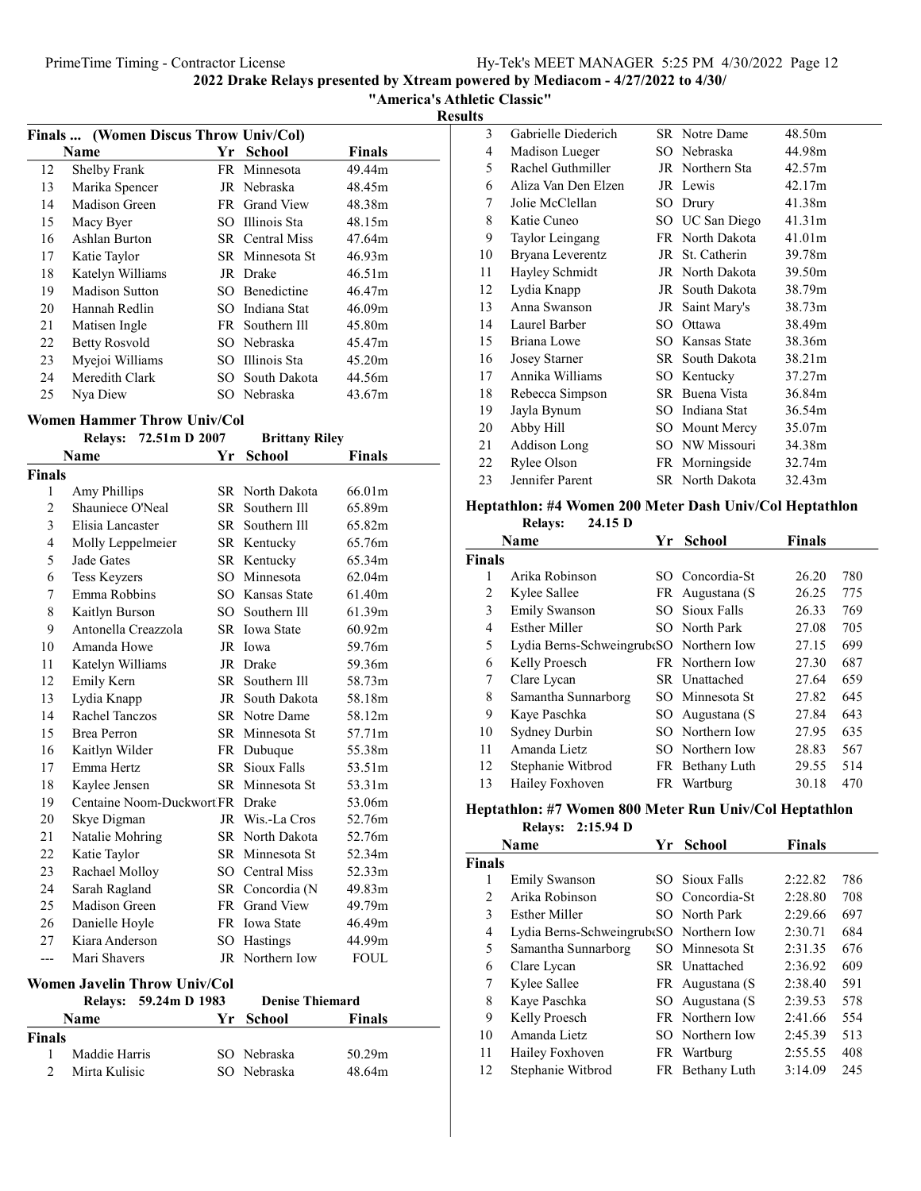## Finals ... (Women Discus Throw Univ/Col)

| | Name | Yr | School | Finals |
|---|---|---|---|---|
| 12 | Shelby Frank | FR | Minnesota | 49.44m |
| 13 | Marika Spencer | JR | Nebraska | 48.45m |
| 14 | Madison Green | FR | Grand View | 48.38m |
| 15 | Macy Byer | SO | Illinois Sta | 48.15m |
| 16 | Ashlan Burton | SR | Central Miss | 47.64m |
| 17 | Katie Taylor | SR | Minnesota St | 46.93m |
| 18 | Katelyn Williams | JR | Drake | 46.51m |
| 19 | Madison Sutton | SO | Benedictine | 46.47m |
| 20 | Hannah Redlin | SO | Indiana Stat | 46.09m |
| 21 | Matisen Ingle | FR | Southern Ill | 45.80m |
| 22 | Betty Rosvold | SO | Nebraska | 45.47m |
| 23 | Myejoi Williams | SO | Illinois Sta | 45.20m |
| 24 | Meredith Clark | SO | South Dakota | 44.56m |
| 25 | Nya Diew | SO | Nebraska | 43.67m |

## Women Hammer Throw Univ/Col

Relays: 72.51m D 2007 Brittany Riley

| | Name | Yr | School | Finals |
|---|---|---|---|---|
| **Finals** | | | | |
| 1 | Amy Phillips | SR | North Dakota | 66.01m |
| 2 | Shauniece O'Neal | SR | Southern Ill | 65.89m |
| 3 | Elisia Lancaster | SR | Southern Ill | 65.82m |
| 4 | Molly Leppelmeier | SR | Kentucky | 65.76m |
| 5 | Jade Gates | SR | Kentucky | 65.34m |
| 6 | Tess Keyzers | SO | Minnesota | 62.04m |
| 7 | Emma Robbins | SO | Kansas State | 61.40m |
| 8 | Kaitlyn Burson | SO | Southern Ill | 61.39m |
| 9 | Antonella Creazzola | SR | Iowa State | 60.92m |
| 10 | Amanda Howe | JR | Iowa | 59.76m |
| 11 | Katelyn Williams | JR | Drake | 59.36m |
| 12 | Emily Kern | SR | Southern Ill | 58.73m |
| 13 | Lydia Knapp | JR | South Dakota | 58.18m |
| 14 | Rachel Tanczos | SR | Notre Dame | 58.12m |
| 15 | Brea Perron | SR | Minnesota St | 57.71m |
| 16 | Kaitlyn Wilder | FR | Dubuque | 55.38m |
| 17 | Emma Hertz | SR | Sioux Falls | 53.51m |
| 18 | Kaylee Jensen | SR | Minnesota St | 53.31m |
| 19 | Centaine Noom-Duckwort | FR | Drake | 53.06m |
| 20 | Skye Digman | JR | Wis.-La Cros | 52.76m |
| 21 | Natalie Mohring | SR | North Dakota | 52.76m |
| 22 | Katie Taylor | SR | Minnesota St | 52.34m |
| 23 | Rachael Molloy | SO | Central Miss | 52.33m |
| 24 | Sarah Ragland | SR | Concordia (N | 49.83m |
| 25 | Madison Green | FR | Grand View | 49.79m |
| 26 | Danielle Hoyle | FR | Iowa State | 46.49m |
| 27 | Kiara Anderson | SO | Hastings | 44.99m |
| --- | Mari Shavers | JR | Northern Iow | FOUL |

## Women Javelin Throw Univ/Col

Relays: 59.24m D 1983 Denise Thiemard

| | Name | Yr | School | Finals |
|---|---|---|---|---|
| **Finals** | | | | |
| 1 | Maddie Harris | SO | Nebraska | 50.29m |
| 2 | Mirta Kulisic | SO | Nebraska | 48.64m |
| 3 | Gabrielle Diederich | SR | Notre Dame | 48.50m |
| 4 | Madison Lueger | SO | Nebraska | 44.98m |
| 5 | Rachel Guthmiller | JR | Northern Sta | 42.57m |
| 6 | Aliza Van Den Elzen | JR | Lewis | 42.17m |
| 7 | Jolie McClellan | SO | Drury | 41.38m |
| 8 | Katie Cuneo | SO | UC San Diego | 41.31m |
| 9 | Taylor Leingang | FR | North Dakota | 41.01m |
| 10 | Bryana Leverentz | JR | St. Catherin | 39.78m |
| 11 | Hayley Schmidt | JR | North Dakota | 39.50m |
| 12 | Lydia Knapp | JR | South Dakota | 38.79m |
| 13 | Anna Swanson | JR | Saint Mary's | 38.73m |
| 14 | Laurel Barber | SO | Ottawa | 38.49m |
| 15 | Briana Lowe | SO | Kansas State | 38.36m |
| 16 | Josey Starner | SR | South Dakota | 38.21m |
| 17 | Annika Williams | SO | Kentucky | 37.27m |
| 18 | Rebecca Simpson | SR | Buena Vista | 36.84m |
| 19 | Jayla Bynum | SO | Indiana Stat | 36.54m |
| 20 | Abby Hill | SO | Mount Mercy | 35.07m |
| 21 | Addison Long | SO | NW Missouri | 34.38m |
| 22 | Rylee Olson | FR | Morningside | 32.74m |
| 23 | Jennifer Parent | SR | North Dakota | 32.43m |

## Heptathlon: #4 Women 200 Meter Dash Univ/Col Heptathlon

Relays: 24.15 D

| | Name | Yr | School | Finals | |
|---|---|---|---|---|---|
| **Finals** | | | | | |
| 1 | Arika Robinson | SO | Concordia-St | 26.20 | 780 |
| 2 | Kylee Sallee | FR | Augustana (S | 26.25 | 775 |
| 3 | Emily Swanson | SO | Sioux Falls | 26.33 | 769 |
| 4 | Esther Miller | SO | North Park | 27.08 | 705 |
| 5 | Lydia Berns-Schweingrube | SO | Northern Iow | 27.15 | 699 |
| 6 | Kelly Proesch | FR | Northern Iow | 27.30 | 687 |
| 7 | Clare Lycan | SR | Unattached | 27.64 | 659 |
| 8 | Samantha Sunnarborg | SO | Minnesota St | 27.82 | 645 |
| 9 | Kaye Paschka | SO | Augustana (S | 27.84 | 643 |
| 10 | Sydney Durbin | SO | Northern Iow | 27.95 | 635 |
| 11 | Amanda Lietz | SO | Northern Iow | 28.83 | 567 |
| 12 | Stephanie Witbrod | FR | Bethany Luth | 29.55 | 514 |
| 13 | Hailey Foxhoven | FR | Wartburg | 30.18 | 470 |

## Heptathlon: #7 Women 800 Meter Run Univ/Col Heptathlon

Relays: 2:15.94 D

| | Name | Yr | School | Finals | |
|---|---|---|---|---|---|
| **Finals** | | | | | |
| 1 | Emily Swanson | SO | Sioux Falls | 2:22.82 | 786 |
| 2 | Arika Robinson | SO | Concordia-St | 2:28.80 | 708 |
| 3 | Esther Miller | SO | North Park | 2:29.66 | 697 |
| 4 | Lydia Berns-Schweingrube | SO | Northern Iow | 2:30.71 | 684 |
| 5 | Samantha Sunnarborg | SO | Minnesota St | 2:31.35 | 676 |
| 6 | Clare Lycan | SR | Unattached | 2:36.92 | 609 |
| 7 | Kylee Sallee | FR | Augustana (S | 2:38.40 | 591 |
| 8 | Kaye Paschka | SO | Augustana (S | 2:39.53 | 578 |
| 9 | Kelly Proesch | FR | Northern Iow | 2:41.66 | 554 |
| 10 | Amanda Lietz | SO | Northern Iow | 2:45.39 | 513 |
| 11 | Hailey Foxhoven | FR | Wartburg | 2:55.55 | 408 |
| 12 | Stephanie Witbrod | FR | Bethany Luth | 3:14.09 | 245 |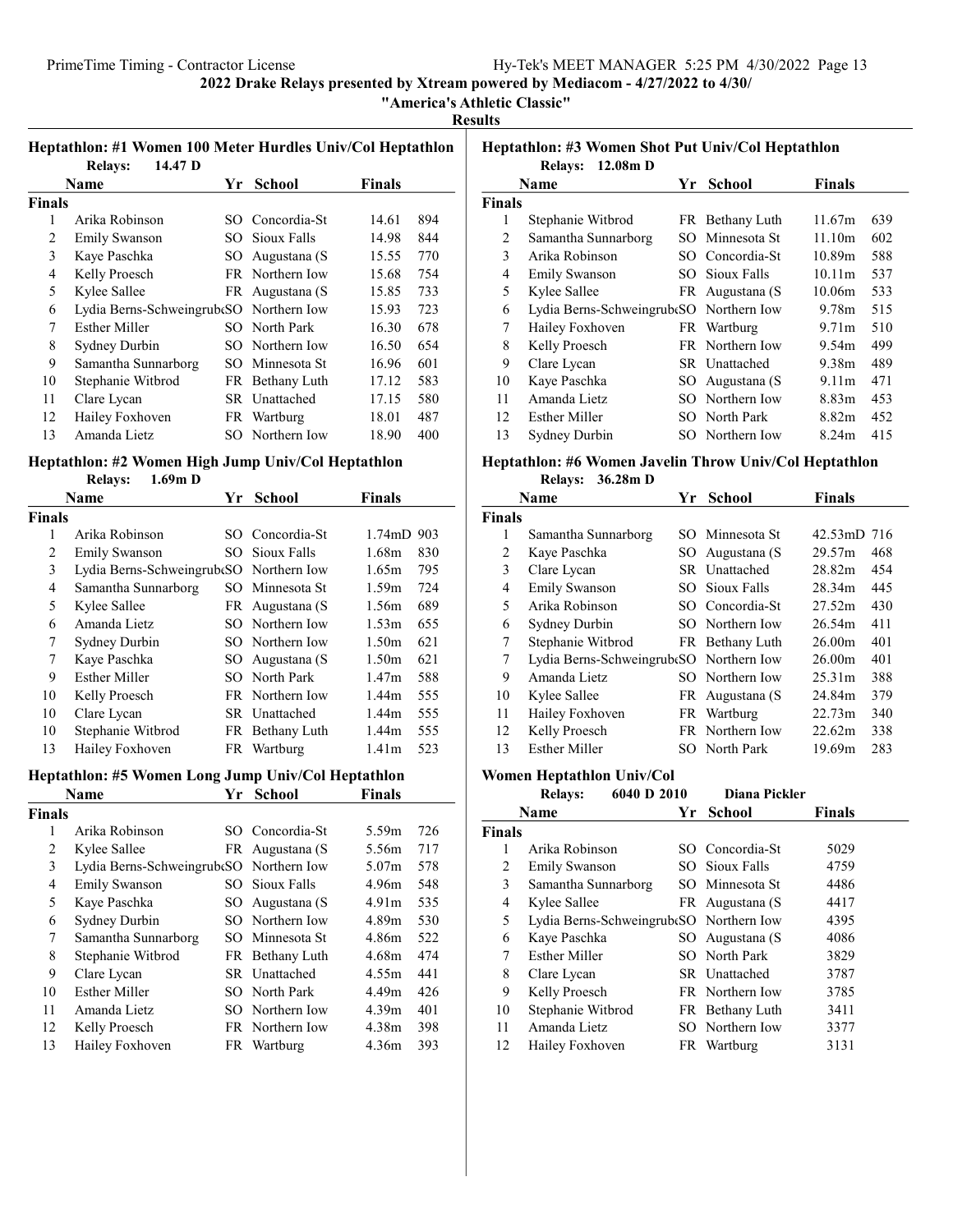**2022 Drake Relays presented by Xtream powered by Mediacom - 4/27/2022 to 4/30/**

**"America's Athletic Classic"**

**Results**

### Heptathlon: #1 Women 100 Meter Hurdles Univ/Col Heptathlon

Relays: 14.47 D

| | Name | Yr | School | Finals | |
|---|---|---|---|---|---|
| **Finals** | | | | | |
| 1 | Arika Robinson | SO | Concordia-St | 14.61 | 894 |
| 2 | Emily Swanson | SO | Sioux Falls | 14.98 | 844 |
| 3 | Kaye Paschka | SO | Augustana (S | 15.55 | 770 |
| 4 | Kelly Proesch | FR | Northern Iow | 15.68 | 754 |
| 5 | Kylee Sallee | FR | Augustana (S | 15.85 | 733 |
| 6 | Lydia Berns-Schweingrub | SO | Northern Iow | 15.93 | 723 |
| 7 | Esther Miller | SO | North Park | 16.30 | 678 |
| 8 | Sydney Durbin | SO | Northern Iow | 16.50 | 654 |
| 9 | Samantha Sunnarborg | SO | Minnesota St | 16.96 | 601 |
| 10 | Stephanie Witbrod | FR | Bethany Luth | 17.12 | 583 |
| 11 | Clare Lycan | SR | Unattached | 17.15 | 580 |
| 12 | Hailey Foxhoven | FR | Wartburg | 18.01 | 487 |
| 13 | Amanda Lietz | SO | Northern Iow | 18.90 | 400 |

### Heptathlon: #2 Women High Jump Univ/Col Heptathlon

Relays: 1.69m D

| | Name | Yr | School | Finals | |
|---|---|---|---|---|---|
| **Finals** | | | | | |
| 1 | Arika Robinson | SO | Concordia-St | 1.74mD | 903 |
| 2 | Emily Swanson | SO | Sioux Falls | 1.68m | 830 |
| 3 | Lydia Berns-Schweingrub | SO | Northern Iow | 1.65m | 795 |
| 4 | Samantha Sunnarborg | SO | Minnesota St | 1.59m | 724 |
| 5 | Kylee Sallee | FR | Augustana (S | 1.56m | 689 |
| 6 | Amanda Lietz | SO | Northern Iow | 1.53m | 655 |
| 7 | Sydney Durbin | SO | Northern Iow | 1.50m | 621 |
| 7 | Kaye Paschka | SO | Augustana (S | 1.50m | 621 |
| 9 | Esther Miller | SO | North Park | 1.47m | 588 |
| 10 | Kelly Proesch | FR | Northern Iow | 1.44m | 555 |
| 10 | Clare Lycan | SR | Unattached | 1.44m | 555 |
| 10 | Stephanie Witbrod | FR | Bethany Luth | 1.44m | 555 |
| 13 | Hailey Foxhoven | FR | Wartburg | 1.41m | 523 |

### Heptathlon: #5 Women Long Jump Univ/Col Heptathlon

| | Name | Yr | School | Finals | |
|---|---|---|---|---|---|
| **Finals** | | | | | |
| 1 | Arika Robinson | SO | Concordia-St | 5.59m | 726 |
| 2 | Kylee Sallee | FR | Augustana (S | 5.56m | 717 |
| 3 | Lydia Berns-Schweingrub | SO | Northern Iow | 5.07m | 578 |
| 4 | Emily Swanson | SO | Sioux Falls | 4.96m | 548 |
| 5 | Kaye Paschka | SO | Augustana (S | 4.91m | 535 |
| 6 | Sydney Durbin | SO | Northern Iow | 4.89m | 530 |
| 7 | Samantha Sunnarborg | SO | Minnesota St | 4.86m | 522 |
| 8 | Stephanie Witbrod | FR | Bethany Luth | 4.68m | 474 |
| 9 | Clare Lycan | SR | Unattached | 4.55m | 441 |
| 10 | Esther Miller | SO | North Park | 4.49m | 426 |
| 11 | Amanda Lietz | SO | Northern Iow | 4.39m | 401 |
| 12 | Kelly Proesch | FR | Northern Iow | 4.38m | 398 |
| 13 | Hailey Foxhoven | FR | Wartburg | 4.36m | 393 |

### Heptathlon: #3 Women Shot Put Univ/Col Heptathlon

Relays: 12.08m D

| | Name | Yr | School | Finals | |
|---|---|---|---|---|---|
| **Finals** | | | | | |
| 1 | Stephanie Witbrod | FR | Bethany Luth | 11.67m | 639 |
| 2 | Samantha Sunnarborg | SO | Minnesota St | 11.10m | 602 |
| 3 | Arika Robinson | SO | Concordia-St | 10.89m | 588 |
| 4 | Emily Swanson | SO | Sioux Falls | 10.11m | 537 |
| 5 | Kylee Sallee | FR | Augustana (S | 10.06m | 533 |
| 6 | Lydia Berns-Schweingrub | SO | Northern Iow | 9.78m | 515 |
| 7 | Hailey Foxhoven | FR | Wartburg | 9.71m | 510 |
| 8 | Kelly Proesch | FR | Northern Iow | 9.54m | 499 |
| 9 | Clare Lycan | SR | Unattached | 9.38m | 489 |
| 10 | Kaye Paschka | SO | Augustana (S | 9.11m | 471 |
| 11 | Amanda Lietz | SO | Northern Iow | 8.83m | 453 |
| 12 | Esther Miller | SO | North Park | 8.82m | 452 |
| 13 | Sydney Durbin | SO | Northern Iow | 8.24m | 415 |

### Heptathlon: #6 Women Javelin Throw Univ/Col Heptathlon

Relays: 36.28m D

| | Name | Yr | School | Finals | |
|---|---|---|---|---|---|
| **Finals** | | | | | |
| 1 | Samantha Sunnarborg | SO | Minnesota St | 42.53mD | 716 |
| 2 | Kaye Paschka | SO | Augustana (S | 29.57m | 468 |
| 3 | Clare Lycan | SR | Unattached | 28.82m | 454 |
| 4 | Emily Swanson | SO | Sioux Falls | 28.34m | 445 |
| 5 | Arika Robinson | SO | Concordia-St | 27.52m | 430 |
| 6 | Sydney Durbin | SO | Northern Iow | 26.54m | 411 |
| 7 | Stephanie Witbrod | FR | Bethany Luth | 26.00m | 401 |
| 7 | Lydia Berns-Schweingrub | SO | Northern Iow | 26.00m | 401 |
| 9 | Amanda Lietz | SO | Northern Iow | 25.31m | 388 |
| 10 | Kylee Sallee | FR | Augustana (S | 24.84m | 379 |
| 11 | Hailey Foxhoven | FR | Wartburg | 22.73m | 340 |
| 12 | Kelly Proesch | FR | Northern Iow | 22.62m | 338 |
| 13 | Esther Miller | SO | North Park | 19.69m | 283 |

### Women Heptathlon Univ/Col

Relays: 6040 D 2010 Diana Pickler

| | Name | Yr | School | Finals |
|---|---|---|---|---|
| **Finals** | | | | |
| 1 | Arika Robinson | SO | Concordia-St | 5029 |
| 2 | Emily Swanson | SO | Sioux Falls | 4759 |
| 3 | Samantha Sunnarborg | SO | Minnesota St | 4486 |
| 4 | Kylee Sallee | FR | Augustana (S | 4417 |
| 5 | Lydia Berns-Schweingrub | SO | Northern Iow | 4395 |
| 6 | Kaye Paschka | SO | Augustana (S | 4086 |
| 7 | Esther Miller | SO | North Park | 3829 |
| 8 | Clare Lycan | SR | Unattached | 3787 |
| 9 | Kelly Proesch | FR | Northern Iow | 3785 |
| 10 | Stephanie Witbrod | FR | Bethany Luth | 3411 |
| 11 | Amanda Lietz | SO | Northern Iow | 3377 |
| 12 | Hailey Foxhoven | FR | Wartburg | 3131 |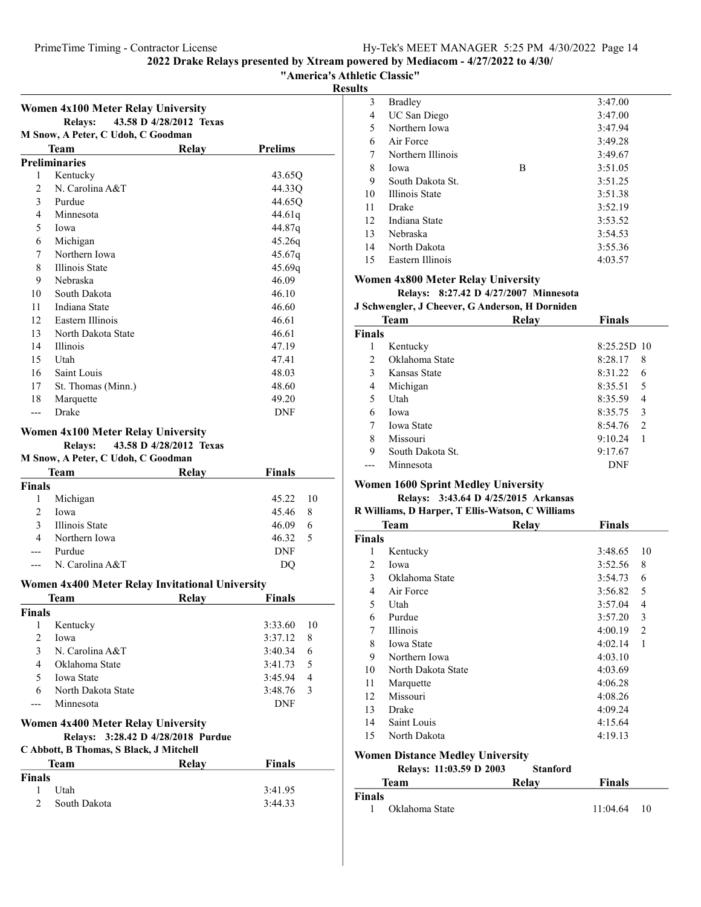## 2022 Drake Relays presented by Xtream powered by Mediacom - 4/27/2022 to 4/30/

### "America's Athletic Classic"

### Results

**Women 4x100 Meter Relay University**

Relays: 43.58 D 4/28/2012 Texas

M Snow, A Peter, C Udoh, C Goodman

| | Team | Relay | Prelims |
|---|---|---|---|
| **Preliminaries** | | | |
| 1 | Kentucky | | 43.65Q |
| 2 | N. Carolina A&T | | 44.33Q |
| 3 | Purdue | | 44.65Q |
| 4 | Minnesota | | 44.61q |
| 5 | Iowa | | 44.87q |
| 6 | Michigan | | 45.26q |
| 7 | Northern Iowa | | 45.67q |
| 8 | Illinois State | | 45.69q |
| 9 | Nebraska | | 46.09 |
| 10 | South Dakota | | 46.10 |
| 11 | Indiana State | | 46.60 |
| 12 | Eastern Illinois | | 46.61 |
| 13 | North Dakota State | | 46.61 |
| 14 | Illinois | | 47.19 |
| 15 | Utah | | 47.41 |
| 16 | Saint Louis | | 48.03 |
| 17 | St. Thomas (Minn.) | | 48.60 |
| 18 | Marquette | | 49.20 |
| --- | Drake | | DNF |

**Women 4x100 Meter Relay University**

Relays: 43.58 D 4/28/2012 Texas

M Snow, A Peter, C Udoh, C Goodman

| | Team | Relay | Finals | |
|---|---|---|---|---|
| **Finals** | | | | |
| 1 | Michigan | | 45.22 | 10 |
| 2 | Iowa | | 45.46 | 8 |
| 3 | Illinois State | | 46.09 | 6 |
| 4 | Northern Iowa | | 46.32 | 5 |
| --- | Purdue | | DNF | |
| --- | N. Carolina A&T | | DQ | |

**Women 4x400 Meter Relay Invitational University**

| | Team | Relay | Finals | |
|---|---|---|---|---|
| **Finals** | | | | |
| 1 | Kentucky | | 3:33.60 | 10 |
| 2 | Iowa | | 3:37.12 | 8 |
| 3 | N. Carolina A&T | | 3:40.34 | 6 |
| 4 | Oklahoma State | | 3:41.73 | 5 |
| 5 | Iowa State | | 3:45.94 | 4 |
| 6 | North Dakota State | | 3:48.76 | 3 |
| --- | Minnesota | | DNF | |

**Women 4x400 Meter Relay University**

Relays: 3:28.42 D 4/28/2018 Purdue

C Abbott, B Thomas, S Black, J Mitchell

| | Team | Relay | Finals |
|---|---|---|---|
| **Finals** | | | |
| 1 | Utah | | 3:41.95 |
| 2 | South Dakota | | 3:44.33 |
| 3 | Bradley | | 3:47.00 |
| 4 | UC San Diego | | 3:47.00 |
| 5 | Northern Iowa | | 3:47.94 |
| 6 | Air Force | | 3:49.28 |
| 7 | Northern Illinois | | 3:49.67 |
| 8 | Iowa | B | 3:51.05 |
| 9 | South Dakota St. | | 3:51.25 |
| 10 | Illinois State | | 3:51.38 |
| 11 | Drake | | 3:52.19 |
| 12 | Indiana State | | 3:53.52 |
| 13 | Nebraska | | 3:54.53 |
| 14 | North Dakota | | 3:55.36 |
| 15 | Eastern Illinois | | 4:03.57 |

**Women 4x800 Meter Relay University**

Relays: 8:27.42 D 4/27/2007 Minnesota

J Schwengler, J Cheever, G Anderson, H Dorniden

| | Team | Relay | Finals | |
|---|---|---|---|---|
| **Finals** | | | | |
| 1 | Kentucky | | 8:25.25D | 10 |
| 2 | Oklahoma State | | 8:28.17 | 8 |
| 3 | Kansas State | | 8:31.22 | 6 |
| 4 | Michigan | | 8:35.51 | 5 |
| 5 | Utah | | 8:35.59 | 4 |
| 6 | Iowa | | 8:35.75 | 3 |
| 7 | Iowa State | | 8:54.76 | 2 |
| 8 | Missouri | | 9:10.24 | 1 |
| 9 | South Dakota St. | | 9:17.67 | |
| --- | Minnesota | | DNF | |

**Women 1600 Sprint Medley University**

Relays: 3:43.64 D 4/25/2015 Arkansas

R Williams, D Harper, T Ellis-Watson, C Williams

| | Team | Relay | Finals | |
|---|---|---|---|---|
| **Finals** | | | | |
| 1 | Kentucky | | 3:48.65 | 10 |
| 2 | Iowa | | 3:52.56 | 8 |
| 3 | Oklahoma State | | 3:54.73 | 6 |
| 4 | Air Force | | 3:56.82 | 5 |
| 5 | Utah | | 3:57.04 | 4 |
| 6 | Purdue | | 3:57.20 | 3 |
| 7 | Illinois | | 4:00.19 | 2 |
| 8 | Iowa State | | 4:02.14 | 1 |
| 9 | Northern Iowa | | 4:03.10 | |
| 10 | North Dakota State | | 4:03.69 | |
| 11 | Marquette | | 4:06.28 | |
| 12 | Missouri | | 4:08.26 | |
| 13 | Drake | | 4:09.24 | |
| 14 | Saint Louis | | 4:15.64 | |
| 15 | North Dakota | | 4:19.13 | |

**Women Distance Medley University**

Relays: 11:03.59 D 2003 Stanford

| | Team | Relay | Finals | |
|---|---|---|---|---|
| **Finals** | | | | |
| 1 | Oklahoma State | | 11:04.64 | 10 |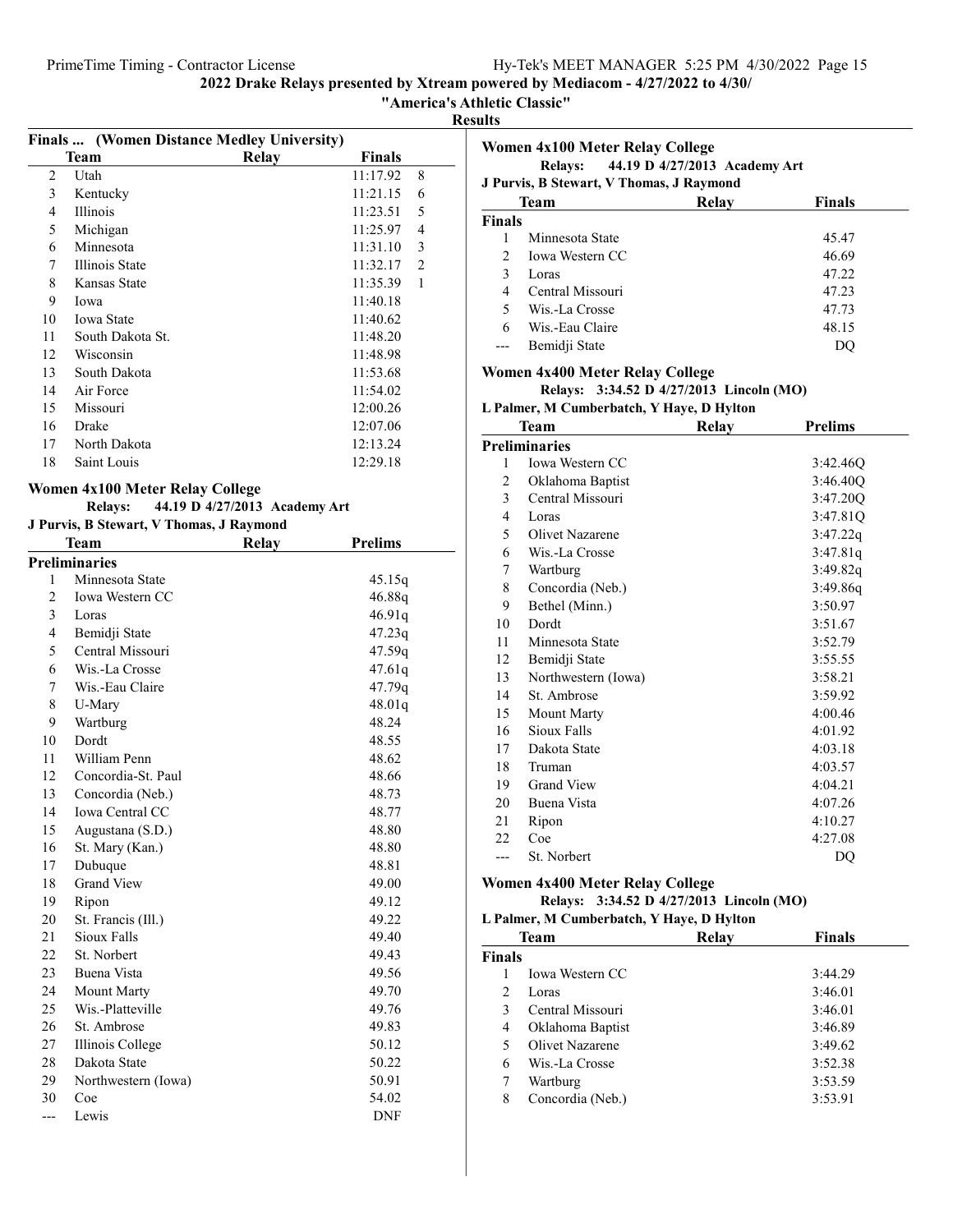## 2022 Drake Relays presented by Xtream powered by Mediacom - 4/27/2022 to 4/30/

### "America's Athletic Classic"

### Results

**Finals ... (Women Distance Medley University)**

| | Team | Relay | Finals | |
|---|---|---|---|---|
| 2 | Utah | | 11:17.92 | 8 |
| 3 | Kentucky | | 11:21.15 | 6 |
| 4 | Illinois | | 11:23.51 | 5 |
| 5 | Michigan | | 11:25.97 | 4 |
| 6 | Minnesota | | 11:31.10 | 3 |
| 7 | Illinois State | | 11:32.17 | 2 |
| 8 | Kansas State | | 11:35.39 | 1 |
| 9 | Iowa | | 11:40.18 | |
| 10 | Iowa State | | 11:40.62 | |
| 11 | South Dakota St. | | 11:48.20 | |
| 12 | Wisconsin | | 11:48.98 | |
| 13 | South Dakota | | 11:53.68 | |
| 14 | Air Force | | 11:54.02 | |
| 15 | Missouri | | 12:00.26 | |
| 16 | Drake | | 12:07.06 | |
| 17 | North Dakota | | 12:13.24 | |
| 18 | Saint Louis | | 12:29.18 | |

### Women 4x100 Meter Relay College

**Relays:** 44.19 D 4/27/2013 Academy Art
**J Purvis, B Stewart, V Thomas, J Raymond**

| | Team | Relay | Prelims |
|---|---|---|---|
| **Preliminaries** | | | |
| 1 | Minnesota State | | 45.15q |
| 2 | Iowa Western CC | | 46.88q |
| 3 | Loras | | 46.91q |
| 4 | Bemidji State | | 47.23q |
| 5 | Central Missouri | | 47.59q |
| 6 | Wis.-La Crosse | | 47.61q |
| 7 | Wis.-Eau Claire | | 47.79q |
| 8 | U-Mary | | 48.01q |
| 9 | Wartburg | | 48.24 |
| 10 | Dordt | | 48.55 |
| 11 | William Penn | | 48.62 |
| 12 | Concordia-St. Paul | | 48.66 |
| 13 | Concordia (Neb.) | | 48.73 |
| 14 | Iowa Central CC | | 48.77 |
| 15 | Augustana (S.D.) | | 48.80 |
| 16 | St. Mary (Kan.) | | 48.80 |
| 17 | Dubuque | | 48.81 |
| 18 | Grand View | | 49.00 |
| 19 | Ripon | | 49.12 |
| 20 | St. Francis (Ill.) | | 49.22 |
| 21 | Sioux Falls | | 49.40 |
| 22 | St. Norbert | | 49.43 |
| 23 | Buena Vista | | 49.56 |
| 24 | Mount Marty | | 49.70 |
| 25 | Wis.-Platteville | | 49.76 |
| 26 | St. Ambrose | | 49.83 |
| 27 | Illinois College | | 50.12 |
| 28 | Dakota State | | 50.22 |
| 29 | Northwestern (Iowa) | | 50.91 |
| 30 | Coe | | 54.02 |
| --- | Lewis | | DNF |

### Women 4x100 Meter Relay College

**Relays:** 44.19 D 4/27/2013 Academy Art
**J Purvis, B Stewart, V Thomas, J Raymond**

| | Team | Relay | Finals |
|---|---|---|---|
| **Finals** | | | |
| 1 | Minnesota State | | 45.47 |
| 2 | Iowa Western CC | | 46.69 |
| 3 | Loras | | 47.22 |
| 4 | Central Missouri | | 47.23 |
| 5 | Wis.-La Crosse | | 47.73 |
| 6 | Wis.-Eau Claire | | 48.15 |
| --- | Bemidji State | | DQ |

### Women 4x400 Meter Relay College

**Relays:** 3:34.52 D 4/27/2013 Lincoln (MO)
**L Palmer, M Cumberbatch, Y Haye, D Hylton**

| | Team | Relay | Prelims |
|---|---|---|---|
| **Preliminaries** | | | |
| 1 | Iowa Western CC | | 3:42.46Q |
| 2 | Oklahoma Baptist | | 3:46.40Q |
| 3 | Central Missouri | | 3:47.20Q |
| 4 | Loras | | 3:47.81Q |
| 5 | Olivet Nazarene | | 3:47.22q |
| 6 | Wis.-La Crosse | | 3:47.81q |
| 7 | Wartburg | | 3:49.82q |
| 8 | Concordia (Neb.) | | 3:49.86q |
| 9 | Bethel (Minn.) | | 3:50.97 |
| 10 | Dordt | | 3:51.67 |
| 11 | Minnesota State | | 3:52.79 |
| 12 | Bemidji State | | 3:55.55 |
| 13 | Northwestern (Iowa) | | 3:58.21 |
| 14 | St. Ambrose | | 3:59.92 |
| 15 | Mount Marty | | 4:00.46 |
| 16 | Sioux Falls | | 4:01.92 |
| 17 | Dakota State | | 4:03.18 |
| 18 | Truman | | 4:03.57 |
| 19 | Grand View | | 4:04.21 |
| 20 | Buena Vista | | 4:07.26 |
| 21 | Ripon | | 4:10.27 |
| 22 | Coe | | 4:27.08 |
| --- | St. Norbert | | DQ |

### Women 4x400 Meter Relay College

**Relays:** 3:34.52 D 4/27/2013 Lincoln (MO)
**L Palmer, M Cumberbatch, Y Haye, D Hylton**

| | Team | Relay | Finals |
|---|---|---|---|
| **Finals** | | | |
| 1 | Iowa Western CC | | 3:44.29 |
| 2 | Loras | | 3:46.01 |
| 3 | Central Missouri | | 3:46.01 |
| 4 | Oklahoma Baptist | | 3:46.89 |
| 5 | Olivet Nazarene | | 3:49.62 |
| 6 | Wis.-La Crosse | | 3:52.38 |
| 7 | Wartburg | | 3:53.59 |
| 8 | Concordia (Neb.) | | 3:53.91 |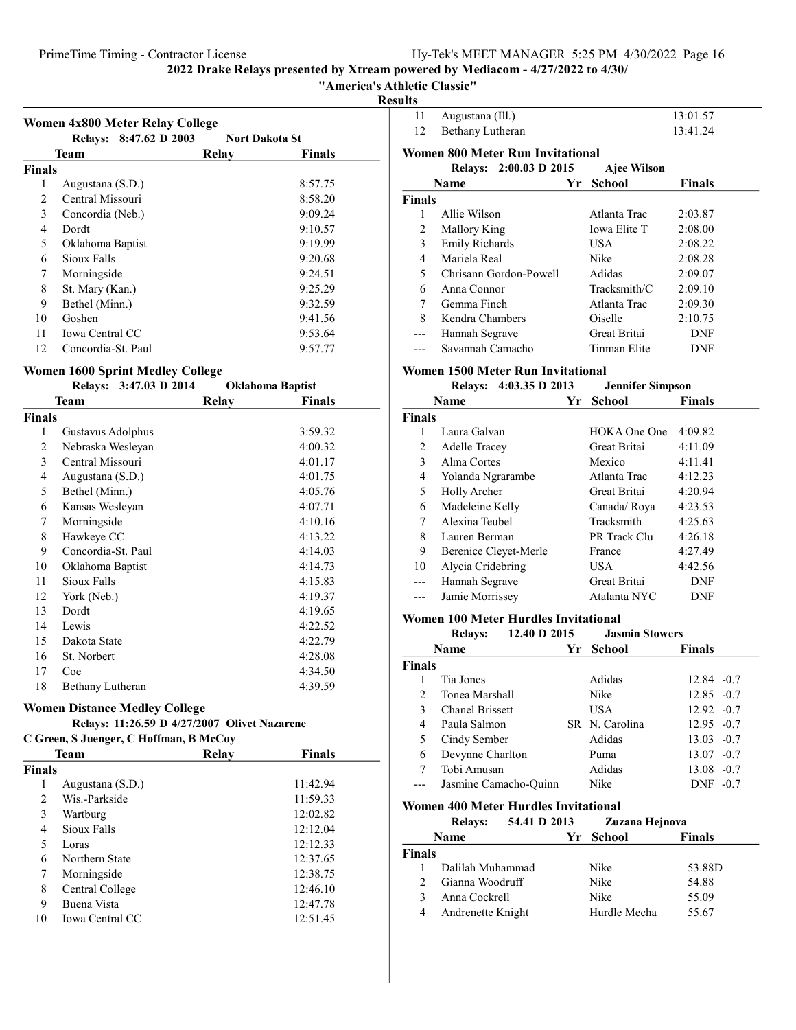## 2022 Drake Relays presented by Xtream powered by Mediacom - 4/27/2022 to 4/30/

### "America's Athletic Classic"

### Results

#### Women 4x800 Meter Relay College

Relays: 8:47.62 D 2003 — Nort Dakota St

| | Team | Relay | Finals |
|---|---|---|---|
| **Finals** | | | |
| 1 | Augustana (S.D.) | | 8:57.75 |
| 2 | Central Missouri | | 8:58.20 |
| 3 | Concordia (Neb.) | | 9:09.24 |
| 4 | Dordt | | 9:10.57 |
| 5 | Oklahoma Baptist | | 9:19.99 |
| 6 | Sioux Falls | | 9:20.68 |
| 7 | Morningside | | 9:24.51 |
| 8 | St. Mary (Kan.) | | 9:25.29 |
| 9 | Bethel (Minn.) | | 9:32.59 |
| 10 | Goshen | | 9:41.56 |
| 11 | Iowa Central CC | | 9:53.64 |
| 12 | Concordia-St. Paul | | 9:57.77 |

#### Women 1600 Sprint Medley College

Relays: 3:47.03 D 2014 — Oklahoma Baptist

| | Team | Relay | Finals |
|---|---|---|---|
| **Finals** | | | |
| 1 | Gustavus Adolphus | | 3:59.32 |
| 2 | Nebraska Wesleyan | | 4:00.32 |
| 3 | Central Missouri | | 4:01.17 |
| 4 | Augustana (S.D.) | | 4:01.75 |
| 5 | Bethel (Minn.) | | 4:05.76 |
| 6 | Kansas Wesleyan | | 4:07.71 |
| 7 | Morningside | | 4:10.16 |
| 8 | Hawkeye CC | | 4:13.22 |
| 9 | Concordia-St. Paul | | 4:14.03 |
| 10 | Oklahoma Baptist | | 4:14.73 |
| 11 | Sioux Falls | | 4:15.83 |
| 12 | York (Neb.) | | 4:19.37 |
| 13 | Dordt | | 4:19.65 |
| 14 | Lewis | | 4:22.52 |
| 15 | Dakota State | | 4:22.79 |
| 16 | St. Norbert | | 4:28.08 |
| 17 | Coe | | 4:34.50 |
| 18 | Bethany Lutheran | | 4:39.59 |

#### Women Distance Medley College

Relays: 11:26.59 D 4/27/2007 Olivet Nazarene
C Green, S Juenger, C Hoffman, B McCoy

| | Team | Relay | Finals |
|---|---|---|---|
| **Finals** | | | |
| 1 | Augustana (S.D.) | | 11:42.94 |
| 2 | Wis.-Parkside | | 11:59.33 |
| 3 | Wartburg | | 12:02.82 |
| 4 | Sioux Falls | | 12:12.04 |
| 5 | Loras | | 12:12.33 |
| 6 | Northern State | | 12:37.65 |
| 7 | Morningside | | 12:38.75 |
| 8 | Central College | | 12:46.10 |
| 9 | Buena Vista | | 12:47.78 |
| 10 | Iowa Central CC | | 12:51.45 |
| 11 | Augustana (Ill.) | | 13:01.57 |
| 12 | Bethany Lutheran | | 13:41.24 |

#### Women 800 Meter Run Invitational

Relays: 2:00.03 D 2015 — Ajee Wilson

| | Name | Yr | School | Finals |
|---|---|---|---|---|
| **Finals** | | | | |
| 1 | Allie Wilson | | Atlanta Trac | 2:03.87 |
| 2 | Mallory King | | Iowa Elite T | 2:08.00 |
| 3 | Emily Richards | | USA | 2:08.22 |
| 4 | Mariela Real | | Nike | 2:08.28 |
| 5 | Chrisann Gordon-Powell | | Adidas | 2:09.07 |
| 6 | Anna Connor | | Tracksmith/C | 2:09.10 |
| 7 | Gemma Finch | | Atlanta Trac | 2:09.30 |
| 8 | Kendra Chambers | | Oiselle | 2:10.75 |
| --- | Hannah Segrave | | Great Britai | DNF |
| --- | Savannah Camacho | | Tinman Elite | DNF |

#### Women 1500 Meter Run Invitational

Relays: 4:03.35 D 2013 — Jennifer Simpson

| | Name | Yr | School | Finals |
|---|---|---|---|---|
| **Finals** | | | | |
| 1 | Laura Galvan | | HOKA One One | 4:09.82 |
| 2 | Adelle Tracey | | Great Britai | 4:11.09 |
| 3 | Alma Cortes | | Mexico | 4:11.41 |
| 4 | Yolanda Ngrarambe | | Atlanta Trac | 4:12.23 |
| 5 | Holly Archer | | Great Britai | 4:20.94 |
| 6 | Madeleine Kelly | | Canada/ Roya | 4:23.53 |
| 7 | Alexina Teubel | | Tracksmith | 4:25.63 |
| 8 | Lauren Berman | | PR Track Clu | 4:26.18 |
| 9 | Berenice Cleyet-Merle | | France | 4:27.49 |
| 10 | Alycia Cridebring | | USA | 4:42.56 |
| --- | Hannah Segrave | | Great Britai | DNF |
| --- | Jamie Morrissey | | Atalanta NYC | DNF |

#### Women 100 Meter Hurdles Invitational

Relays: 12.40 D 2015 — Jasmin Stowers

| | Name | Yr | School | Finals | Wind |
|---|---|---|---|---|---|
| **Finals** | | | | | |
| 1 | Tia Jones | | Adidas | 12.84 | -0.7 |
| 2 | Tonea Marshall | | Nike | 12.85 | -0.7 |
| 3 | Chanel Brissett | | USA | 12.92 | -0.7 |
| 4 | Paula Salmon | SR | N. Carolina | 12.95 | -0.7 |
| 5 | Cindy Sember | | Adidas | 13.03 | -0.7 |
| 6 | Devynne Charlton | | Puma | 13.07 | -0.7 |
| 7 | Tobi Amusan | | Adidas | 13.08 | -0.7 |
| --- | Jasmine Camacho-Quinn | | Nike | DNF | -0.7 |

#### Women 400 Meter Hurdles Invitational

Relays: 54.41 D 2013 — Zuzana Hejnova

| | Name | Yr | School | Finals |
|---|---|---|---|---|
| **Finals** | | | | |
| 1 | Dalilah Muhammad | | Nike | 53.88D |
| 2 | Gianna Woodruff | | Nike | 54.88 |
| 3 | Anna Cockrell | | Nike | 55.09 |
| 4 | Andrenette Knight | | Hurdle Mecha | 55.67 |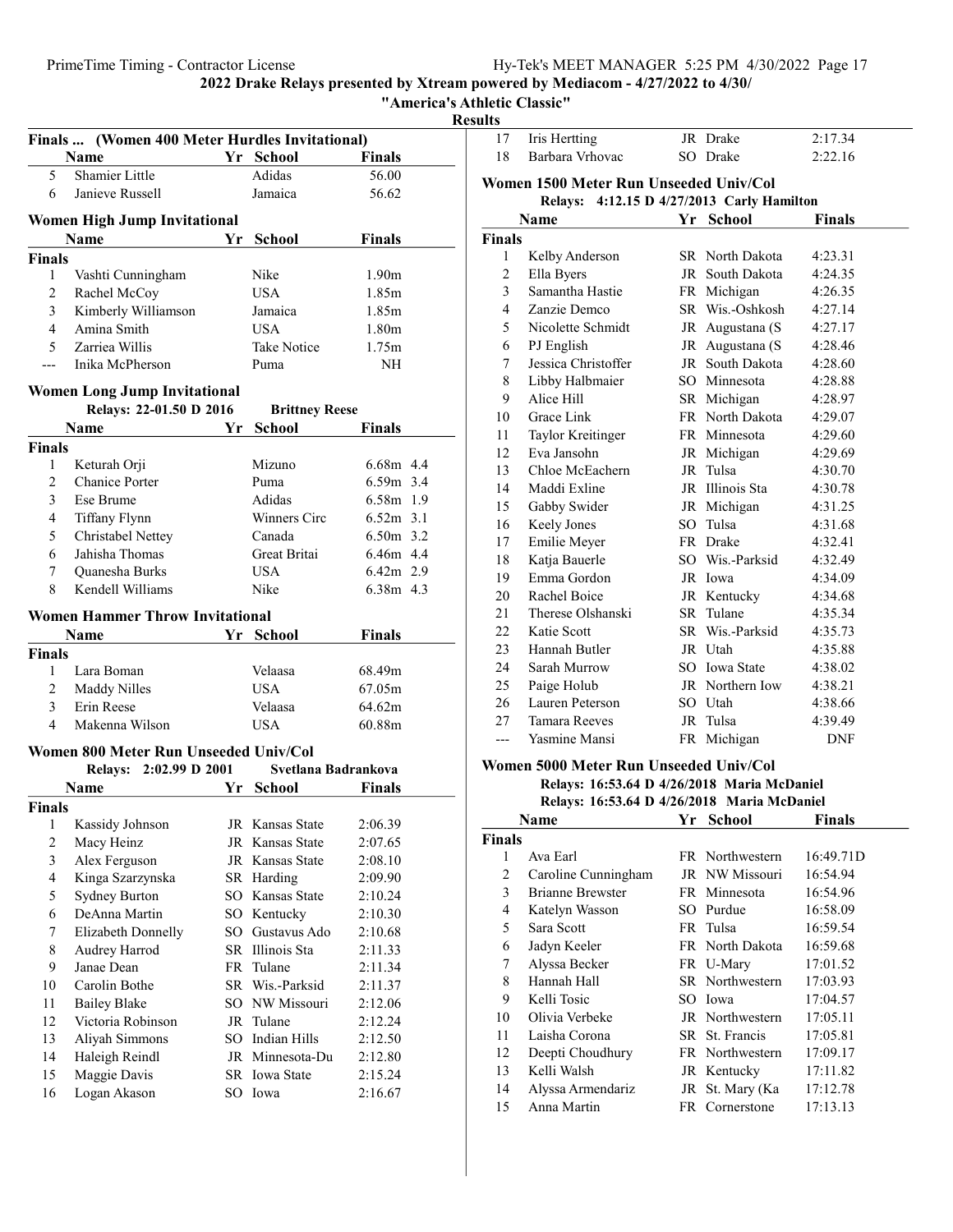2022 Drake Relays presented by Xtream powered by Mediacom - 4/27/2022 to 4/30/

"America's Athletic Classic"

Results

## Finals ... (Women 400 Meter Hurdles Invitational)

| | Name | Yr | School | Finals |
|---|---|---|---|---|
| 5 | Shamier Little | | Adidas | 56.00 |
| 6 | Janieve Russell | | Jamaica | 56.62 |

## Women High Jump Invitational

| | Name | Yr | School | Finals |
|---|---|---|---|---|
| **Finals** | | | | |
| 1 | Vashti Cunningham | | Nike | 1.90m |
| 2 | Rachel McCoy | | USA | 1.85m |
| 3 | Kimberly Williamson | | Jamaica | 1.85m |
| 4 | Amina Smith | | USA | 1.80m |
| 5 | Zarriea Willis | | Take Notice | 1.75m |
| --- | Inika McPherson | | Puma | NH |

## Women Long Jump Invitational

Relays: 22-01.50 D 2016 Brittney Reese

| | Name | Yr | School | Finals | |
|---|---|---|---|---|---|
| **Finals** | | | | | |
| 1 | Keturah Orji | | Mizuno | 6.68m | 4.4 |
| 2 | Chanice Porter | | Puma | 6.59m | 3.4 |
| 3 | Ese Brume | | Adidas | 6.58m | 1.9 |
| 4 | Tiffany Flynn | | Winners Circ | 6.52m | 3.1 |
| 5 | Christabel Nettey | | Canada | 6.50m | 3.2 |
| 6 | Jahisha Thomas | | Great Britai | 6.46m | 4.4 |
| 7 | Quanesha Burks | | USA | 6.42m | 2.9 |
| 8 | Kendell Williams | | Nike | 6.38m | 4.3 |

## Women Hammer Throw Invitational

| | Name | Yr | School | Finals |
|---|---|---|---|---|
| **Finals** | | | | |
| 1 | Lara Boman | | Velaasa | 68.49m |
| 2 | Maddy Nilles | | USA | 67.05m |
| 3 | Erin Reese | | Velaasa | 64.62m |
| 4 | Makenna Wilson | | USA | 60.88m |

## Women 800 Meter Run Unseeded Univ/Col

Relays: 2:02.99 D 2001 Svetlana Badrankova

| | Name | Yr | School | Finals |
|---|---|---|---|---|
| **Finals** | | | | |
| 1 | Kassidy Johnson | JR | Kansas State | 2:06.39 |
| 2 | Macy Heinz | JR | Kansas State | 2:07.65 |
| 3 | Alex Ferguson | JR | Kansas State | 2:08.10 |
| 4 | Kinga Szarzynska | SR | Harding | 2:09.90 |
| 5 | Sydney Burton | SO | Kansas State | 2:10.24 |
| 6 | DeAnna Martin | SO | Kentucky | 2:10.30 |
| 7 | Elizabeth Donnelly | SO | Gustavus Ado | 2:10.68 |
| 8 | Audrey Harrod | SR | Illinois Sta | 2:11.33 |
| 9 | Janae Dean | FR | Tulane | 2:11.34 |
| 10 | Carolin Bothe | SR | Wis.-Parksid | 2:11.37 |
| 11 | Bailey Blake | SO | NW Missouri | 2:12.06 |
| 12 | Victoria Robinson | JR | Tulane | 2:12.24 |
| 13 | Aliyah Simmons | SO | Indian Hills | 2:12.50 |
| 14 | Haleigh Reindl | JR | Minnesota-Du | 2:12.80 |
| 15 | Maggie Davis | SR | Iowa State | 2:15.24 |
| 16 | Logan Akason | SO | Iowa | 2:16.67 |
| 17 | Iris Hertting | JR | Drake | 2:17.34 |
| 18 | Barbara Vrhovac | SO | Drake | 2:22.16 |

## Women 1500 Meter Run Unseeded Univ/Col

Relays: 4:12.15 D 4/27/2013 Carly Hamilton

| | Name | Yr | School | Finals |
|---|---|---|---|---|
| **Finals** | | | | |
| 1 | Kelby Anderson | SR | North Dakota | 4:23.31 |
| 2 | Ella Byers | JR | South Dakota | 4:24.35 |
| 3 | Samantha Hastie | FR | Michigan | 4:26.35 |
| 4 | Zanzie Demco | SR | Wis.-Oshkosh | 4:27.14 |
| 5 | Nicolette Schmidt | JR | Augustana (S | 4:27.17 |
| 6 | PJ English | JR | Augustana (S | 4:28.46 |
| 7 | Jessica Christoffer | JR | South Dakota | 4:28.60 |
| 8 | Libby Halbmaier | SO | Minnesota | 4:28.88 |
| 9 | Alice Hill | SR | Michigan | 4:28.97 |
| 10 | Grace Link | FR | North Dakota | 4:29.07 |
| 11 | Taylor Kreitinger | FR | Minnesota | 4:29.60 |
| 12 | Eva Jansohn | JR | Michigan | 4:29.69 |
| 13 | Chloe McEachern | JR | Tulsa | 4:30.70 |
| 14 | Maddi Exline | JR | Illinois Sta | 4:30.78 |
| 15 | Gabby Swider | JR | Michigan | 4:31.25 |
| 16 | Keely Jones | SO | Tulsa | 4:31.68 |
| 17 | Emilie Meyer | FR | Drake | 4:32.41 |
| 18 | Katja Bauerle | SO | Wis.-Parksid | 4:32.49 |
| 19 | Emma Gordon | JR | Iowa | 4:34.09 |
| 20 | Rachel Boice | JR | Kentucky | 4:34.68 |
| 21 | Therese Olshanski | SR | Tulane | 4:35.34 |
| 22 | Katie Scott | SR | Wis.-Parksid | 4:35.73 |
| 23 | Hannah Butler | JR | Utah | 4:35.88 |
| 24 | Sarah Murrow | SO | Iowa State | 4:38.02 |
| 25 | Paige Holub | JR | Northern Iow | 4:38.21 |
| 26 | Lauren Peterson | SO | Utah | 4:38.66 |
| 27 | Tamara Reeves | JR | Tulsa | 4:39.49 |
| --- | Yasmine Mansi | FR | Michigan | DNF |

## Women 5000 Meter Run Unseeded Univ/Col

Relays: 16:53.64 D 4/26/2018 Maria McDaniel

Relays: 16:53.64 D 4/26/2018 Maria McDaniel

| | Name | Yr | School | Finals |
|---|---|---|---|---|
| **Finals** | | | | |
| 1 | Ava Earl | FR | Northwestern | 16:49.71D |
| 2 | Caroline Cunningham | JR | NW Missouri | 16:54.94 |
| 3 | Brianne Brewster | FR | Minnesota | 16:54.96 |
| 4 | Katelyn Wasson | SO | Purdue | 16:58.09 |
| 5 | Sara Scott | FR | Tulsa | 16:59.54 |
| 6 | Jadyn Keeler | FR | North Dakota | 16:59.68 |
| 7 | Alyssa Becker | FR | U-Mary | 17:01.52 |
| 8 | Hannah Hall | SR | Northwestern | 17:03.93 |
| 9 | Kelli Tosic | SO | Iowa | 17:04.57 |
| 10 | Olivia Verbeke | JR | Northwestern | 17:05.11 |
| 11 | Laisha Corona | SR | St. Francis | 17:05.81 |
| 12 | Deepti Choudhury | FR | Northwestern | 17:09.17 |
| 13 | Kelli Walsh | JR | Kentucky | 17:11.82 |
| 14 | Alyssa Armendariz | JR | St. Mary (Ka | 17:12.78 |
| 15 | Anna Martin | FR | Cornerstone | 17:13.13 |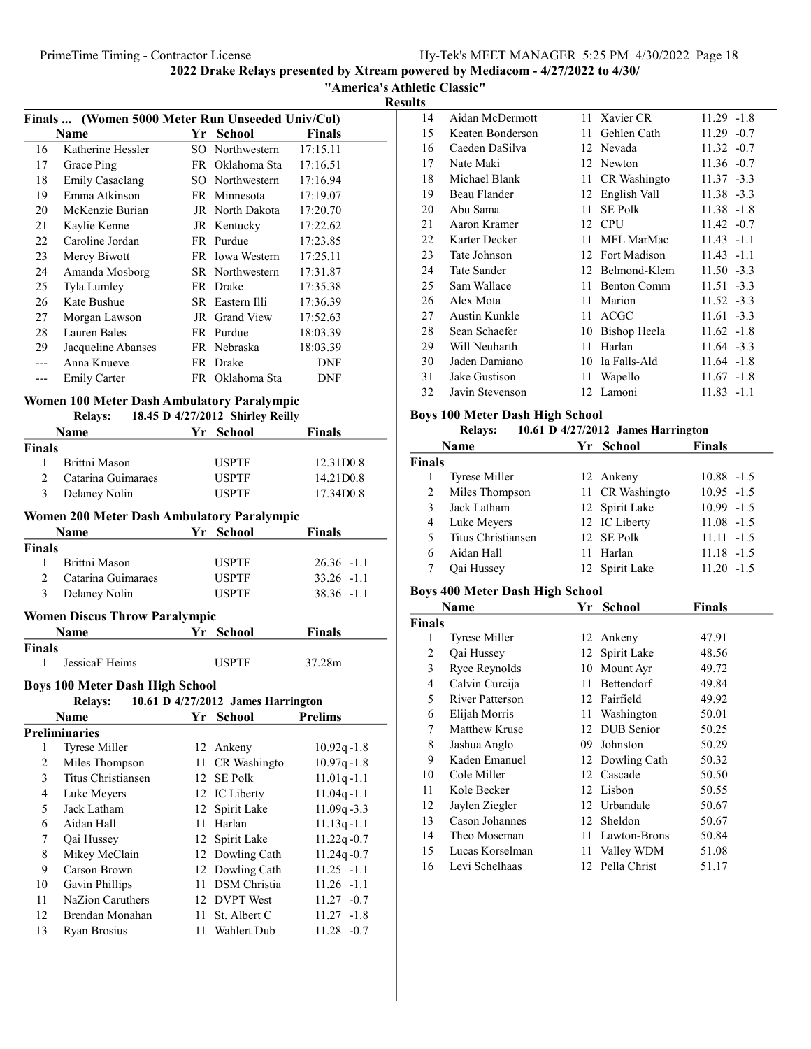## 2022 Drake Relays presented by Xtream powered by Mediacom - 4/27/2022 to 4/30/

### "America's Athletic Classic"

### Results

#### Finals ... (Women 5000 Meter Run Unseeded Univ/Col)

| | Name | Yr | School | Finals |
|---|---|---|---|---|
| 16 | Katherine Hessler | SO | Northwestern | 17:15.11 |
| 17 | Grace Ping | FR | Oklahoma Sta | 17:16.51 |
| 18 | Emily Casaclang | SO | Northwestern | 17:16.94 |
| 19 | Emma Atkinson | FR | Minnesota | 17:19.07 |
| 20 | McKenzie Burian | JR | North Dakota | 17:20.70 |
| 21 | Kaylie Kenne | JR | Kentucky | 17:22.62 |
| 22 | Caroline Jordan | FR | Purdue | 17:23.85 |
| 23 | Mercy Biwott | FR | Iowa Western | 17:25.11 |
| 24 | Amanda Mosborg | SR | Northwestern | 17:31.87 |
| 25 | Tyla Lumley | FR | Drake | 17:35.38 |
| 26 | Kate Bushue | SR | Eastern Illi | 17:36.39 |
| 27 | Morgan Lawson | JR | Grand View | 17:52.63 |
| 28 | Lauren Bales | FR | Purdue | 18:03.39 |
| 29 | Jacqueline Abanses | FR | Nebraska | 18:03.39 |
| --- | Anna Knueve | FR | Drake | DNF |
| --- | Emily Carter | FR | Oklahoma Sta | DNF |

#### Women 100 Meter Dash Ambulatory Paralympic

Relays: 18.45 D 4/27/2012 Shirley Reilly

| | Name | Yr | School | Finals |
|---|---|---|---|---|
| **Finals** | | | | |
| 1 | Brittni Mason | | USPTF | 12.31D0.8 |
| 2 | Catarina Guimaraes | | USPTF | 14.21D0.8 |
| 3 | Delaney Nolin | | USPTF | 17.34D0.8 |

#### Women 200 Meter Dash Ambulatory Paralympic

| | Name | Yr | School | Finals |
|---|---|---|---|---|
| **Finals** | | | | |
| 1 | Brittni Mason | | USPTF | 26.36 -1.1 |
| 2 | Catarina Guimaraes | | USPTF | 33.26 -1.1 |
| 3 | Delaney Nolin | | USPTF | 38.36 -1.1 |

#### Women Discus Throw Paralympic

| | Name | Yr | School | Finals |
|---|---|---|---|---|
| **Finals** | | | | |
| 1 | JessicaF Heims | | USPTF | 37.28m |

#### Boys 100 Meter Dash High School

Relays: 10.61 D 4/27/2012 James Harrington

| | Name | Yr | School | Prelims |
|---|---|---|---|---|
| **Preliminaries** | | | | |
| 1 | Tyrese Miller | 12 | Ankeny | 10.92q -1.8 |
| 2 | Miles Thompson | 11 | CR Washingto | 10.97q -1.8 |
| 3 | Titus Christiansen | 12 | SE Polk | 11.01q -1.1 |
| 4 | Luke Meyers | 12 | IC Liberty | 11.04q -1.1 |
| 5 | Jack Latham | 12 | Spirit Lake | 11.09q -3.3 |
| 6 | Aidan Hall | 11 | Harlan | 11.13q -1.1 |
| 7 | Qai Hussey | 12 | Spirit Lake | 11.22q -0.7 |
| 8 | Mikey McClain | 12 | Dowling Cath | 11.24q -0.7 |
| 9 | Carson Brown | 12 | Dowling Cath | 11.25 -1.1 |
| 10 | Gavin Phillips | 11 | DSM Christia | 11.26 -1.1 |
| 11 | NaZion Caruthers | 12 | DVPT West | 11.27 -0.7 |
| 12 | Brendan Monahan | 11 | St. Albert C | 11.27 -1.8 |
| 13 | Ryan Brosius | 11 | Wahlert Dub | 11.28 -0.7 |
| 14 | Aidan McDermott | 11 | Xavier CR | 11.29 -1.8 |
| 15 | Keaten Bonderson | 11 | Gehlen Cath | 11.29 -0.7 |
| 16 | Caeden DaSilva | 12 | Nevada | 11.32 -0.7 |
| 17 | Nate Maki | 12 | Newton | 11.36 -0.7 |
| 18 | Michael Blank | 11 | CR Washingto | 11.37 -3.3 |
| 19 | Beau Flander | 12 | English Vall | 11.38 -3.3 |
| 20 | Abu Sama | 11 | SE Polk | 11.38 -1.8 |
| 21 | Aaron Kramer | 12 | CPU | 11.42 -0.7 |
| 22 | Karter Decker | 11 | MFL MarMac | 11.43 -1.1 |
| 23 | Tate Johnson | 12 | Fort Madison | 11.43 -1.1 |
| 24 | Tate Sander | 12 | Belmond-Klem | 11.50 -3.3 |
| 25 | Sam Wallace | 11 | Benton Comm | 11.51 -3.3 |
| 26 | Alex Mota | 11 | Marion | 11.52 -3.3 |
| 27 | Austin Kunkle | 11 | ACGC | 11.61 -3.3 |
| 28 | Sean Schaefer | 10 | Bishop Heela | 11.62 -1.8 |
| 29 | Will Neuharth | 11 | Harlan | 11.64 -3.3 |
| 30 | Jaden Damiano | 10 | Ia Falls-Ald | 11.64 -1.8 |
| 31 | Jake Gustison | 11 | Wapello | 11.67 -1.8 |
| 32 | Javin Stevenson | 12 | Lamoni | 11.83 -1.1 |

#### Boys 100 Meter Dash High School

Relays: 10.61 D 4/27/2012 James Harrington

| | Name | Yr | School | Finals |
|---|---|---|---|---|
| **Finals** | | | | |
| 1 | Tyrese Miller | 12 | Ankeny | 10.88 -1.5 |
| 2 | Miles Thompson | 11 | CR Washingto | 10.95 -1.5 |
| 3 | Jack Latham | 12 | Spirit Lake | 10.99 -1.5 |
| 4 | Luke Meyers | 12 | IC Liberty | 11.08 -1.5 |
| 5 | Titus Christiansen | 12 | SE Polk | 11.11 -1.5 |
| 6 | Aidan Hall | 11 | Harlan | 11.18 -1.5 |
| 7 | Qai Hussey | 12 | Spirit Lake | 11.20 -1.5 |

#### Boys 400 Meter Dash High School

| | Name | Yr | School | Finals |
|---|---|---|---|---|
| **Finals** | | | | |
| 1 | Tyrese Miller | 12 | Ankeny | 47.91 |
| 2 | Qai Hussey | 12 | Spirit Lake | 48.56 |
| 3 | Ryce Reynolds | 10 | Mount Ayr | 49.72 |
| 4 | Calvin Curcija | 11 | Bettendorf | 49.84 |
| 5 | River Patterson | 12 | Fairfield | 49.92 |
| 6 | Elijah Morris | 11 | Washington | 50.01 |
| 7 | Matthew Kruse | 12 | DUB Senior | 50.25 |
| 8 | Jashua Anglo | 09 | Johnston | 50.29 |
| 9 | Kaden Emanuel | 12 | Dowling Cath | 50.32 |
| 10 | Cole Miller | 12 | Cascade | 50.50 |
| 11 | Kole Becker | 12 | Lisbon | 50.55 |
| 12 | Jaylen Ziegler | 12 | Urbandale | 50.67 |
| 13 | Cason Johannes | 12 | Sheldon | 50.67 |
| 14 | Theo Moseman | 11 | Lawton-Brons | 50.84 |
| 15 | Lucas Korselman | 11 | Valley WDM | 51.08 |
| 16 | Levi Schelhaas | 12 | Pella Christ | 51.17 |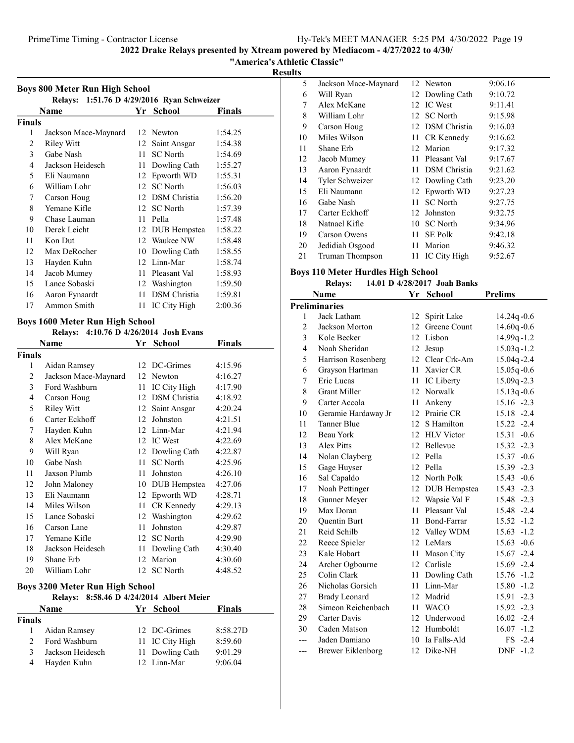## 2022 Drake Relays presented by Xtream powered by Mediacom - 4/27/2022 to 4/30/

### "America's Athletic Classic"

### Results

### Boys 800 Meter Run High School

Relays: 1:51.76 D 4/29/2016 Ryan Schweizer

| | Name | Yr | School | Finals |
|---|---|---|---|---|
| **Finals** | | | | |
| 1 | Jackson Mace-Maynard | 12 | Newton | 1:54.25 |
| 2 | Riley Witt | 12 | Saint Ansgar | 1:54.38 |
| 3 | Gabe Nash | 11 | SC North | 1:54.69 |
| 4 | Jackson Heidesch | 11 | Dowling Cath | 1:55.27 |
| 5 | Eli Naumann | 12 | Epworth WD | 1:55.31 |
| 6 | William Lohr | 12 | SC North | 1:56.03 |
| 7 | Carson Houg | 12 | DSM Christia | 1:56.20 |
| 8 | Yemane Kifle | 12 | SC North | 1:57.39 |
| 9 | Chase Lauman | 11 | Pella | 1:57.48 |
| 10 | Derek Leicht | 12 | DUB Hempstea | 1:58.22 |
| 11 | Kon Dut | 12 | Waukee NW | 1:58.48 |
| 12 | Max DeRocher | 10 | Dowling Cath | 1:58.55 |
| 13 | Hayden Kuhn | 12 | Linn-Mar | 1:58.74 |
| 14 | Jacob Mumey | 11 | Pleasant Val | 1:58.93 |
| 15 | Lance Sobaski | 12 | Washington | 1:59.50 |
| 16 | Aaron Fynaardt | 11 | DSM Christia | 1:59.81 |
| 17 | Ammon Smith | 11 | IC City High | 2:00.36 |

### Boys 1600 Meter Run High School

Relays: 4:10.76 D 4/26/2014 Josh Evans

| | Name | Yr | School | Finals |
|---|---|---|---|---|
| **Finals** | | | | |
| 1 | Aidan Ramsey | 12 | DC-Grimes | 4:15.96 |
| 2 | Jackson Mace-Maynard | 12 | Newton | 4:16.27 |
| 3 | Ford Washburn | 11 | IC City High | 4:17.90 |
| 4 | Carson Houg | 12 | DSM Christia | 4:18.92 |
| 5 | Riley Witt | 12 | Saint Ansgar | 4:20.24 |
| 6 | Carter Eckhoff | 12 | Johnston | 4:21.51 |
| 7 | Hayden Kuhn | 12 | Linn-Mar | 4:21.94 |
| 8 | Alex McKane | 12 | IC West | 4:22.69 |
| 9 | Will Ryan | 12 | Dowling Cath | 4:22.87 |
| 10 | Gabe Nash | 11 | SC North | 4:25.96 |
| 11 | Jaxson Plumb | 11 | Johnston | 4:26.10 |
| 12 | John Maloney | 10 | DUB Hempstea | 4:27.06 |
| 13 | Eli Naumann | 12 | Epworth WD | 4:28.71 |
| 14 | Miles Wilson | 11 | CR Kennedy | 4:29.13 |
| 15 | Lance Sobaski | 12 | Washington | 4:29.62 |
| 16 | Carson Lane | 11 | Johnston | 4:29.87 |
| 17 | Yemane Kifle | 12 | SC North | 4:29.90 |
| 18 | Jackson Heidesch | 11 | Dowling Cath | 4:30.40 |
| 19 | Shane Erb | 12 | Marion | 4:30.60 |
| 20 | William Lohr | 12 | SC North | 4:48.52 |

### Boys 3200 Meter Run High School

Relays: 8:58.46 D 4/24/2014 Albert Meier

| | Name | Yr | School | Finals |
|---|---|---|---|---|
| **Finals** | | | | |
| 1 | Aidan Ramsey | 12 | DC-Grimes | 8:58.27D |
| 2 | Ford Washburn | 11 | IC City High | 8:59.60 |
| 3 | Jackson Heidesch | 11 | Dowling Cath | 9:01.29 |
| 4 | Hayden Kuhn | 12 | Linn-Mar | 9:06.04 |
| 5 | Jackson Mace-Maynard | 12 | Newton | 9:06.16 |
| 6 | Will Ryan | 12 | Dowling Cath | 9:10.72 |
| 7 | Alex McKane | 12 | IC West | 9:11.41 |
| 8 | William Lohr | 12 | SC North | 9:15.98 |
| 9 | Carson Houg | 12 | DSM Christia | 9:16.03 |
| 10 | Miles Wilson | 11 | CR Kennedy | 9:16.62 |
| 11 | Shane Erb | 12 | Marion | 9:17.32 |
| 12 | Jacob Mumey | 11 | Pleasant Val | 9:17.67 |
| 13 | Aaron Fynaardt | 11 | DSM Christia | 9:21.62 |
| 14 | Tyler Schweizer | 12 | Dowling Cath | 9:23.20 |
| 15 | Eli Naumann | 12 | Epworth WD | 9:27.23 |
| 16 | Gabe Nash | 11 | SC North | 9:27.75 |
| 17 | Carter Eckhoff | 12 | Johnston | 9:32.75 |
| 18 | Natnael Kifle | 10 | SC North | 9:34.96 |
| 19 | Carson Owens | 11 | SE Polk | 9:42.18 |
| 20 | Jedidiah Osgood | 11 | Marion | 9:46.32 |
| 21 | Truman Thompson | 11 | IC City High | 9:52.67 |

### Boys 110 Meter Hurdles High School

Relays: 14.01 D 4/28/2017 Joah Banks

| | Name | Yr | School | Prelims | Wind |
|---|---|---|---|---|---|
| **Preliminaries** | | | | | |
| 1 | Jack Latham | 12 | Spirit Lake | 14.24q | -0.6 |
| 2 | Jackson Morton | 12 | Greene Count | 14.60q | -0.6 |
| 3 | Kole Becker | 12 | Lisbon | 14.99q | -1.2 |
| 4 | Noah Sheridan | 12 | Jesup | 15.03q | -1.2 |
| 5 | Harrison Rosenberg | 12 | Clear Crk-Am | 15.04q | -2.4 |
| 6 | Grayson Hartman | 11 | Xavier CR | 15.05q | -0.6 |
| 7 | Eric Lucas | 11 | IC Liberty | 15.09q | -2.3 |
| 8 | Grant Miller | 12 | Norwalk | 15.13q | -0.6 |
| 9 | Carter Accola | 11 | Ankeny | 15.16 | -2.3 |
| 10 | Geramie Hardaway Jr | 12 | Prairie CR | 15.18 | -2.4 |
| 11 | Tanner Blue | 12 | S Hamilton | 15.22 | -2.4 |
| 12 | Beau York | 12 | HLV Victor | 15.31 | -0.6 |
| 13 | Alex Pitts | 12 | Bellevue | 15.32 | -2.3 |
| 14 | Nolan Clayberg | 12 | Pella | 15.37 | -0.6 |
| 15 | Gage Huyser | 12 | Pella | 15.39 | -2.3 |
| 16 | Sal Capaldo | 12 | North Polk | 15.43 | -0.6 |
| 17 | Noah Pettinger | 12 | DUB Hempstea | 15.43 | -2.3 |
| 18 | Gunner Meyer | 12 | Wapsie Val F | 15.48 | -2.3 |
| 19 | Max Doran | 11 | Pleasant Val | 15.48 | -2.4 |
| 20 | Quentin Burt | 11 | Bond-Farrar | 15.52 | -1.2 |
| 21 | Reid Schilb | 12 | Valley WDM | 15.63 | -1.2 |
| 22 | Reece Spieler | 12 | LeMars | 15.63 | -0.6 |
| 23 | Kale Hobart | 11 | Mason City | 15.67 | -2.4 |
| 24 | Archer Ogbourne | 12 | Carlisle | 15.69 | -2.4 |
| 25 | Colin Clark | 11 | Dowling Cath | 15.76 | -1.2 |
| 26 | Nicholas Gorsich | 11 | Linn-Mar | 15.80 | -1.2 |
| 27 | Brady Leonard | 12 | Madrid | 15.91 | -2.3 |
| 28 | Simeon Reichenbach | 11 | WACO | 15.92 | -2.3 |
| 29 | Carter Davis | 12 | Underwood | 16.02 | -2.4 |
| 30 | Caden Matson | 12 | Humboldt | 16.07 | -1.2 |
| --- | Jaden Damiano | 10 | Ia Falls-Ald | FS | -2.4 |
| --- | Brewer Eiklenborg | 12 | Dike-NH | DNF | -1.2 |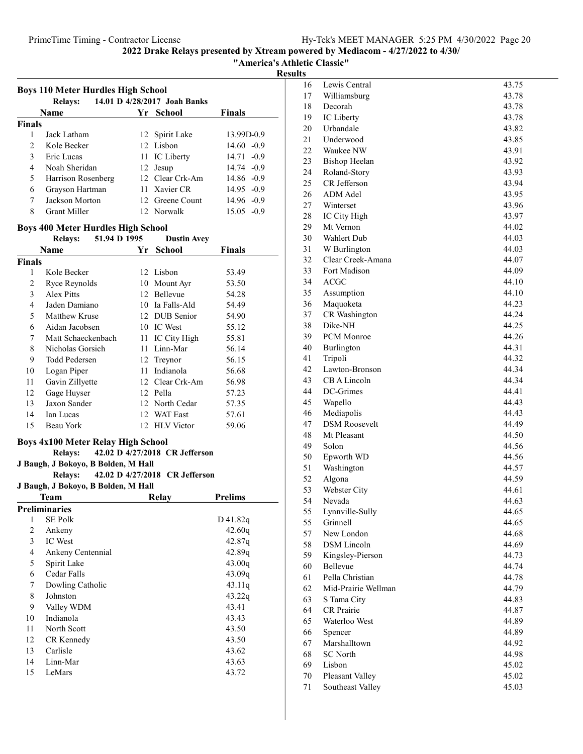## 2022 Drake Relays presented by Xtream powered by Mediacom - 4/27/2022 to 4/30/

### "America's Athletic Classic"

### Results

### Boys 110 Meter Hurdles High School

**Relays:** 14.01 D 4/28/2017 Joah Banks

| | Name | Yr | School | Finals |
|---|---|---|---|---|
| **Finals** | | | | |
| 1 | Jack Latham | 12 | Spirit Lake | 13.99D-0.9 |
| 2 | Kole Becker | 12 | Lisbon | 14.60 -0.9 |
| 3 | Eric Lucas | 11 | IC Liberty | 14.71 -0.9 |
| 4 | Noah Sheridan | 12 | Jesup | 14.74 -0.9 |
| 5 | Harrison Rosenberg | 12 | Clear Crk-Am | 14.86 -0.9 |
| 6 | Grayson Hartman | 11 | Xavier CR | 14.95 -0.9 |
| 7 | Jackson Morton | 12 | Greene Count | 14.96 -0.9 |
| 8 | Grant Miller | 12 | Norwalk | 15.05 -0.9 |

### Boys 400 Meter Hurdles High School

**Relays:** 51.94 D 1995 Dustin Avey

| | Name | Yr | School | Finals |
|---|---|---|---|---|
| **Finals** | | | | |
| 1 | Kole Becker | 12 | Lisbon | 53.49 |
| 2 | Ryce Reynolds | 10 | Mount Ayr | 53.50 |
| 3 | Alex Pitts | 12 | Bellevue | 54.28 |
| 4 | Jaden Damiano | 10 | Ia Falls-Ald | 54.49 |
| 5 | Matthew Kruse | 12 | DUB Senior | 54.90 |
| 6 | Aidan Jacobsen | 10 | IC West | 55.12 |
| 7 | Matt Schaeckenbach | 11 | IC City High | 55.81 |
| 8 | Nicholas Gorsich | 11 | Linn-Mar | 56.14 |
| 9 | Todd Pedersen | 12 | Treynor | 56.15 |
| 10 | Logan Piper | 11 | Indianola | 56.68 |
| 11 | Gavin Zillyette | 12 | Clear Crk-Am | 56.98 |
| 12 | Gage Huyser | 12 | Pella | 57.23 |
| 13 | Jaxon Sander | 12 | North Cedar | 57.35 |
| 14 | Ian Lucas | 12 | WAT East | 57.61 |
| 15 | Beau York | 12 | HLV Victor | 59.06 |

### Boys 4x100 Meter Relay High School

**Relays:** 42.02 D 4/27/2018 CR Jefferson
J Baugh, J Bokoyo, B Bolden, M Hall

**Relays:** 42.02 D 4/27/2018 CR Jefferson
J Baugh, J Bokoyo, B Bolden, M Hall

| | Team | Relay | Prelims |
|---|---|---|---|
| **Preliminaries** | | | |
| 1 | SE Polk | | D 41.82q |
| 2 | Ankeny | | 42.60q |
| 3 | IC West | | 42.87q |
| 4 | Ankeny Centennial | | 42.89q |
| 5 | Spirit Lake | | 43.00q |
| 6 | Cedar Falls | | 43.09q |
| 7 | Dowling Catholic | | 43.11q |
| 8 | Johnston | | 43.22q |
| 9 | Valley WDM | | 43.41 |
| 10 | Indianola | | 43.43 |
| 11 | North Scott | | 43.50 |
| 12 | CR Kennedy | | 43.50 |
| 13 | Carlisle | | 43.62 |
| 14 | Linn-Mar | | 43.63 |
| 15 | LeMars | | 43.72 |
| 16 | Lewis Central | | 43.75 |
| 17 | Williamsburg | | 43.78 |
| 18 | Decorah | | 43.78 |
| 19 | IC Liberty | | 43.78 |
| 20 | Urbandale | | 43.82 |
| 21 | Underwood | | 43.85 |
| 22 | Waukee NW | | 43.91 |
| 23 | Bishop Heelan | | 43.92 |
| 24 | Roland-Story | | 43.93 |
| 25 | CR Jefferson | | 43.94 |
| 26 | ADM Adel | | 43.95 |
| 27 | Winterset | | 43.96 |
| 28 | IC City High | | 43.97 |
| 29 | Mt Vernon | | 44.02 |
| 30 | Wahlert Dub | | 44.03 |
| 31 | W Burlington | | 44.03 |
| 32 | Clear Creek-Amana | | 44.07 |
| 33 | Fort Madison | | 44.09 |
| 34 | ACGC | | 44.10 |
| 35 | Assumption | | 44.10 |
| 36 | Maquoketa | | 44.23 |
| 37 | CR Washington | | 44.24 |
| 38 | Dike-NH | | 44.25 |
| 39 | PCM Monroe | | 44.26 |
| 40 | Burlington | | 44.31 |
| 41 | Tripoli | | 44.32 |
| 42 | Lawton-Bronson | | 44.34 |
| 43 | CB A Lincoln | | 44.34 |
| 44 | DC-Grimes | | 44.41 |
| 45 | Wapello | | 44.43 |
| 46 | Mediapolis | | 44.43 |
| 47 | DSM Roosevelt | | 44.49 |
| 48 | Mt Pleasant | | 44.50 |
| 49 | Solon | | 44.56 |
| 50 | Epworth WD | | 44.56 |
| 51 | Washington | | 44.57 |
| 52 | Algona | | 44.59 |
| 53 | Webster City | | 44.61 |
| 54 | Nevada | | 44.63 |
| 55 | Lynnville-Sully | | 44.65 |
| 55 | Grinnell | | 44.65 |
| 57 | New London | | 44.68 |
| 58 | DSM Lincoln | | 44.69 |
| 59 | Kingsley-Pierson | | 44.73 |
| 60 | Bellevue | | 44.74 |
| 61 | Pella Christian | | 44.78 |
| 62 | Mid-Prairie Wellman | | 44.79 |
| 63 | S Tama City | | 44.83 |
| 64 | CR Prairie | | 44.87 |
| 65 | Waterloo West | | 44.89 |
| 66 | Spencer | | 44.89 |
| 67 | Marshalltown | | 44.92 |
| 68 | SC North | | 44.98 |
| 69 | Lisbon | | 45.02 |
| 70 | Pleasant Valley | | 45.02 |
| 71 | Southeast Valley | | 45.03 |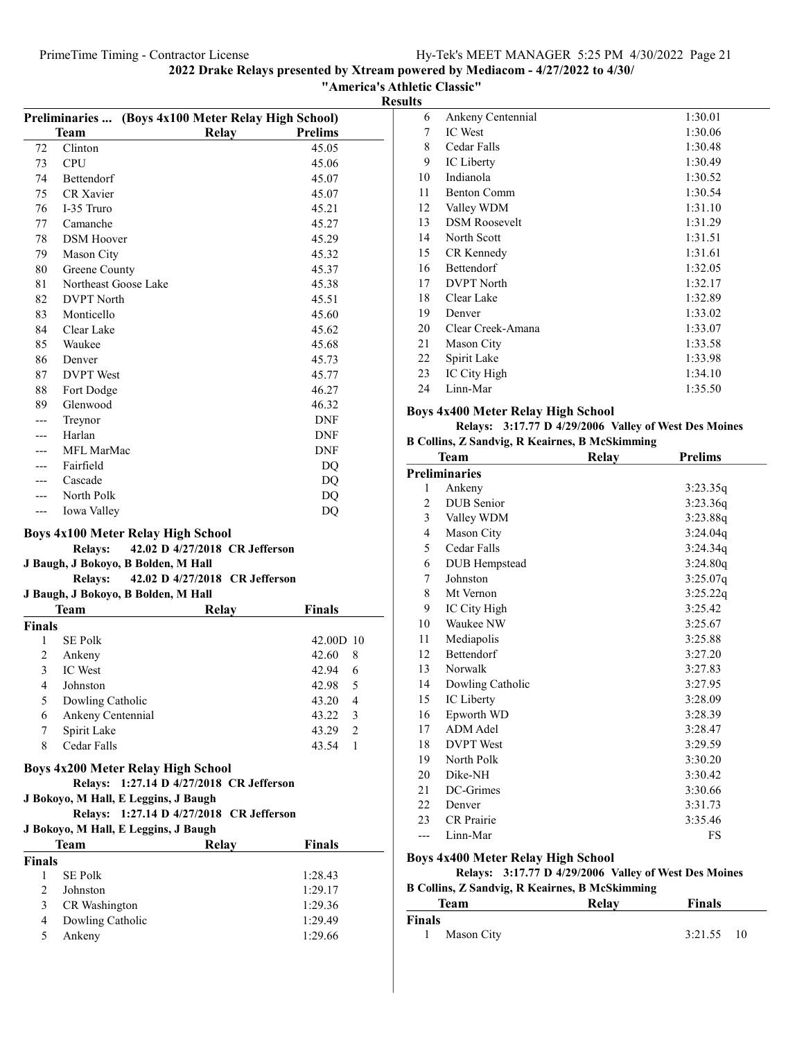## Preliminaries ... (Boys 4x100 Meter Relay High School)

| | Team | Relay | Prelims |
|---|---|---|---|
| 72 | Clinton | | 45.05 |
| 73 | CPU | | 45.06 |
| 74 | Bettendorf | | 45.07 |
| 75 | CR Xavier | | 45.07 |
| 76 | I-35 Truro | | 45.21 |
| 77 | Camanche | | 45.27 |
| 78 | DSM Hoover | | 45.29 |
| 79 | Mason City | | 45.32 |
| 80 | Greene County | | 45.37 |
| 81 | Northeast Goose Lake | | 45.38 |
| 82 | DVPT North | | 45.51 |
| 83 | Monticello | | 45.60 |
| 84 | Clear Lake | | 45.62 |
| 85 | Waukee | | 45.68 |
| 86 | Denver | | 45.73 |
| 87 | DVPT West | | 45.77 |
| 88 | Fort Dodge | | 46.27 |
| 89 | Glenwood | | 46.32 |
| --- | Treynor | | DNF |
| --- | Harlan | | DNF |
| --- | MFL MarMac | | DNF |
| --- | Fairfield | | DQ |
| --- | Cascade | | DQ |
| --- | North Polk | | DQ |
| --- | Iowa Valley | | DQ |

## Boys 4x100 Meter Relay High School

**Relays: 42.02 D 4/27/2018 CR Jefferson**
**J Baugh, J Bokoyo, B Bolden, M Hall**

**Relays: 42.02 D 4/27/2018 CR Jefferson**
**J Baugh, J Bokoyo, B Bolden, M Hall**

| | Team | Relay | Finals | |
|---|---|---|---|---|
| **Finals** | | | | |
| 1 | SE Polk | | 42.00D | 10 |
| 2 | Ankeny | | 42.60 | 8 |
| 3 | IC West | | 42.94 | 6 |
| 4 | Johnston | | 42.98 | 5 |
| 5 | Dowling Catholic | | 43.20 | 4 |
| 6 | Ankeny Centennial | | 43.22 | 3 |
| 7 | Spirit Lake | | 43.29 | 2 |
| 8 | Cedar Falls | | 43.54 | 1 |

## Boys 4x200 Meter Relay High School

**Relays: 1:27.14 D 4/27/2018 CR Jefferson**
**J Bokoyo, M Hall, E Leggins, J Baugh**

**Relays: 1:27.14 D 4/27/2018 CR Jefferson**
**J Bokoyo, M Hall, E Leggins, J Baugh**

| | Team | Relay | Finals |
|---|---|---|---|
| **Finals** | | | |
| 1 | SE Polk | | 1:28.43 |
| 2 | Johnston | | 1:29.17 |
| 3 | CR Washington | | 1:29.36 |
| 4 | Dowling Catholic | | 1:29.49 |
| 5 | Ankeny | | 1:29.66 |
| 6 | Ankeny Centennial | | 1:30.01 |
| 7 | IC West | | 1:30.06 |
| 8 | Cedar Falls | | 1:30.48 |
| 9 | IC Liberty | | 1:30.49 |
| 10 | Indianola | | 1:30.52 |
| 11 | Benton Comm | | 1:30.54 |
| 12 | Valley WDM | | 1:31.10 |
| 13 | DSM Roosevelt | | 1:31.29 |
| 14 | North Scott | | 1:31.51 |
| 15 | CR Kennedy | | 1:31.61 |
| 16 | Bettendorf | | 1:32.05 |
| 17 | DVPT North | | 1:32.17 |
| 18 | Clear Lake | | 1:32.89 |
| 19 | Denver | | 1:33.02 |
| 20 | Clear Creek-Amana | | 1:33.07 |
| 21 | Mason City | | 1:33.58 |
| 22 | Spirit Lake | | 1:33.98 |
| 23 | IC City High | | 1:34.10 |
| 24 | Linn-Mar | | 1:35.50 |

## Boys 4x400 Meter Relay High School

**Relays: 3:17.77 D 4/29/2006 Valley of West Des Moines**
**B Collins, Z Sandvig, R Keairnes, B McSkimming**

| | Team | Relay | Prelims |
|---|---|---|---|
| **Preliminaries** | | | |
| 1 | Ankeny | | 3:23.35q |
| 2 | DUB Senior | | 3:23.36q |
| 3 | Valley WDM | | 3:23.88q |
| 4 | Mason City | | 3:24.04q |
| 5 | Cedar Falls | | 3:24.34q |
| 6 | DUB Hempstead | | 3:24.80q |
| 7 | Johnston | | 3:25.07q |
| 8 | Mt Vernon | | 3:25.22q |
| 9 | IC City High | | 3:25.42 |
| 10 | Waukee NW | | 3:25.67 |
| 11 | Mediapolis | | 3:25.88 |
| 12 | Bettendorf | | 3:27.20 |
| 13 | Norwalk | | 3:27.83 |
| 14 | Dowling Catholic | | 3:27.95 |
| 15 | IC Liberty | | 3:28.09 |
| 16 | Epworth WD | | 3:28.39 |
| 17 | ADM Adel | | 3:28.47 |
| 18 | DVPT West | | 3:29.59 |
| 19 | North Polk | | 3:30.20 |
| 20 | Dike-NH | | 3:30.42 |
| 21 | DC-Grimes | | 3:30.66 |
| 22 | Denver | | 3:31.73 |
| 23 | CR Prairie | | 3:35.46 |
| --- | Linn-Mar | | FS |

## Boys 4x400 Meter Relay High School

**Relays: 3:17.77 D 4/29/2006 Valley of West Des Moines**
**B Collins, Z Sandvig, R Keairnes, B McSkimming**

| | Team | Relay | Finals | |
|---|---|---|---|---|
| **Finals** | | | | |
| 1 | Mason City | | 3:21.55 | 10 |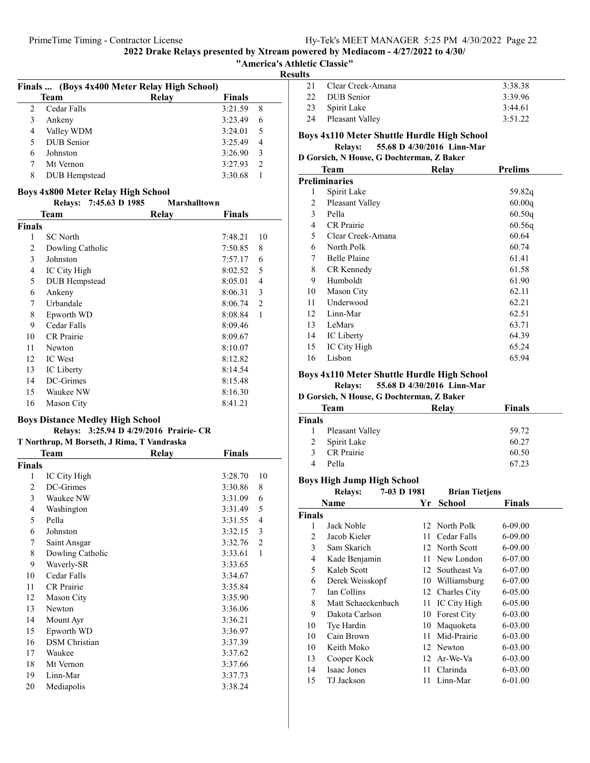## 2022 Drake Relays presented by Xtream powered by Mediacom - 4/27/2022 to 4/30/

### "America's Athletic Classic"

### Results

### Finals ... (Boys 4x400 Meter Relay High School)

| | Team | Relay | Finals | |
|---|---|---|---|---|
| 2 | Cedar Falls | | 3:21.59 | 8 |
| 3 | Ankeny | | 3:23.49 | 6 |
| 4 | Valley WDM | | 3:24.01 | 5 |
| 5 | DUB Senior | | 3:25.49 | 4 |
| 6 | Johnston | | 3:26.90 | 3 |
| 7 | Mt Vernon | | 3:27.93 | 2 |
| 8 | DUB Hempstead | | 3:30.68 | 1 |

### Boys 4x800 Meter Relay High School

Relays: 7:45.63 D 1985 Marshalltown

| | Team | Relay | Finals | |
|---|---|---|---|---|
| **Finals** | | | | |
| 1 | SC North | | 7:48.21 | 10 |
| 2 | Dowling Catholic | | 7:50.85 | 8 |
| 3 | Johnston | | 7:57.17 | 6 |
| 4 | IC City High | | 8:02.52 | 5 |
| 5 | DUB Hempstead | | 8:05.01 | 4 |
| 6 | Ankeny | | 8:06.31 | 3 |
| 7 | Urbandale | | 8:06.74 | 2 |
| 8 | Epworth WD | | 8:08.84 | 1 |
| 9 | Cedar Falls | | 8:09.46 | |
| 10 | CR Prairie | | 8:09.67 | |
| 11 | Newton | | 8:10.07 | |
| 12 | IC West | | 8:12.82 | |
| 13 | IC Liberty | | 8:14.54 | |
| 14 | DC-Grimes | | 8:15.48 | |
| 15 | Waukee NW | | 8:16.30 | |
| 16 | Mason City | | 8:41.21 | |

### Boys Distance Medley High School

Relays: 3:25.94 D 4/29/2016 Prairie- CR

T Northrup, M Borseth, J Rima, T Vandraska

| | Team | Relay | Finals | |
|---|---|---|---|---|
| **Finals** | | | | |
| 1 | IC City High | | 3:28.70 | 10 |
| 2 | DC-Grimes | | 3:30.86 | 8 |
| 3 | Waukee NW | | 3:31.09 | 6 |
| 4 | Washington | | 3:31.49 | 5 |
| 5 | Pella | | 3:31.55 | 4 |
| 6 | Johnston | | 3:32.15 | 3 |
| 7 | Saint Ansgar | | 3:32.76 | 2 |
| 8 | Dowling Catholic | | 3:33.61 | 1 |
| 9 | Waverly-SR | | 3:33.65 | |
| 10 | Cedar Falls | | 3:34.67 | |
| 11 | CR Prairie | | 3:35.84 | |
| 12 | Mason City | | 3:35.90 | |
| 13 | Newton | | 3:36.06 | |
| 14 | Mount Ayr | | 3:36.21 | |
| 15 | Epworth WD | | 3:36.97 | |
| 16 | DSM Christian | | 3:37.39 | |
| 17 | Waukee | | 3:37.62 | |
| 18 | Mt Vernon | | 3:37.66 | |
| 19 | Linn-Mar | | 3:37.73 | |
| 20 | Mediapolis | | 3:38.24 | |
| 21 | Clear Creek-Amana | | 3:38.38 | |
| 22 | DUB Senior | | 3:39.96 | |
| 23 | Spirit Lake | | 3:44.61 | |
| 24 | Pleasant Valley | | 3:51.22 | |

### Boys 4x110 Meter Shuttle Hurdle High School

Relays: 55.68 D 4/30/2016 Linn-Mar

D Gorsich, N House, G Dochterman, Z Baker

| | Team | Relay | Prelims |
|---|---|---|---|
| **Preliminaries** | | | |
| 1 | Spirit Lake | | 59.82q |
| 2 | Pleasant Valley | | 60.00q |
| 3 | Pella | | 60.50q |
| 4 | CR Prairie | | 60.56q |
| 5 | Clear Creek-Amana | | 60.64 |
| 6 | North Polk | | 60.74 |
| 7 | Belle Plaine | | 61.41 |
| 8 | CR Kennedy | | 61.58 |
| 9 | Humboldt | | 61.90 |
| 10 | Mason City | | 62.11 |
| 11 | Underwood | | 62.21 |
| 12 | Linn-Mar | | 62.51 |
| 13 | LeMars | | 63.71 |
| 14 | IC Liberty | | 64.39 |
| 15 | IC City High | | 65.24 |
| 16 | Lisbon | | 65.94 |

### Boys 4x110 Meter Shuttle Hurdle High School

Relays: 55.68 D 4/30/2016 Linn-Mar

D Gorsich, N House, G Dochterman, Z Baker

| | Team | Relay | Finals |
|---|---|---|---|
| **Finals** | | | |
| 1 | Pleasant Valley | | 59.72 |
| 2 | Spirit Lake | | 60.27 |
| 3 | CR Prairie | | 60.50 |
| 4 | Pella | | 67.23 |

### Boys High Jump High School

Relays: 7-03 D 1981 Brian Tietjens

| | Name | Yr | School | Finals |
|---|---|---|---|---|
| **Finals** | | | | |
| 1 | Jack Noble | 12 | North Polk | 6-09.00 |
| 2 | Jacob Kieler | 11 | Cedar Falls | 6-09.00 |
| 3 | Sam Skarich | 12 | North Scott | 6-09.00 |
| 4 | Kade Benjamin | 11 | New London | 6-07.00 |
| 5 | Kaleb Scott | 12 | Southeast Va | 6-07.00 |
| 6 | Derek Weisskopf | 10 | Williamsburg | 6-07.00 |
| 7 | Ian Collins | 12 | Charles City | 6-05.00 |
| 8 | Matt Schaeckenbach | 11 | IC City High | 6-05.00 |
| 9 | Dakota Carlson | 10 | Forest City | 6-03.00 |
| 10 | Tye Hardin | 10 | Maquoketa | 6-03.00 |
| 10 | Cain Brown | 11 | Mid-Prairie | 6-03.00 |
| 10 | Keith Moko | 12 | Newton | 6-03.00 |
| 13 | Cooper Kock | 12 | Ar-We-Va | 6-03.00 |
| 14 | Isaac Jones | 11 | Clarinda | 6-03.00 |
| 15 | TJ Jackson | 11 | Linn-Mar | 6-01.00 |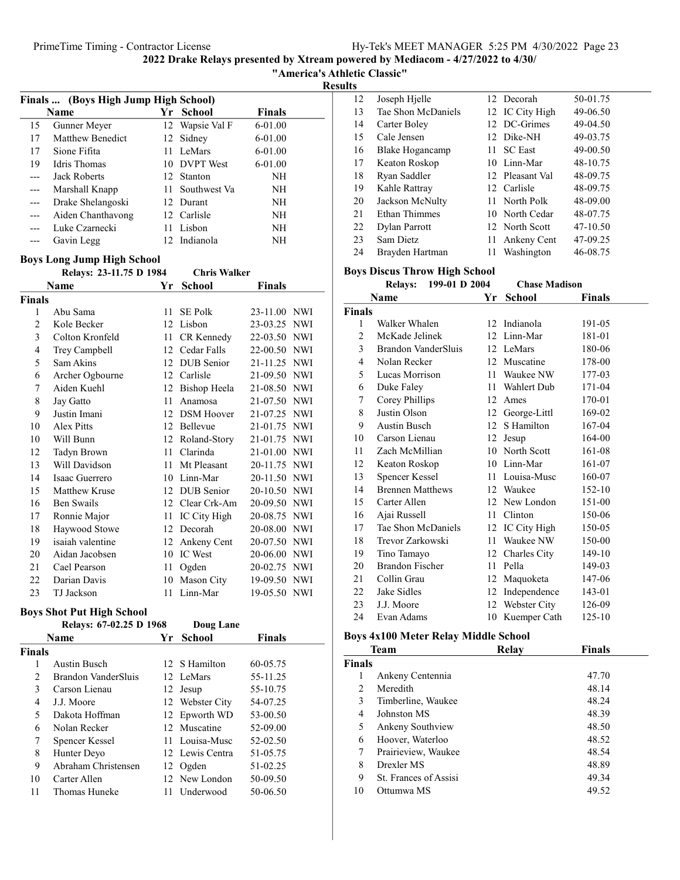## 2022 Drake Relays presented by Xtream powered by Mediacom - 4/27/2022 to 4/30/

**"America's Athletic Classic"**

**Results**

### Finals ... (Boys High Jump High School)

| | Name | Yr | School | Finals |
|---|---|---|---|---|
| 15 | Gunner Meyer | 12 | Wapsie Val F | 6-01.00 |
| 17 | Matthew Benedict | 12 | Sidney | 6-01.00 |
| 17 | Sione Fifita | 11 | LeMars | 6-01.00 |
| 19 | Idris Thomas | 10 | DVPT West | 6-01.00 |
| --- | Jack Roberts | 12 | Stanton | NH |
| --- | Marshall Knapp | 11 | Southwest Va | NH |
| --- | Drake Shelangoski | 12 | Durant | NH |
| --- | Aiden Chanthavong | 12 | Carlisle | NH |
| --- | Luke Czarnecki | 11 | Lisbon | NH |
| --- | Gavin Legg | 12 | Indianola | NH |

### Boys Long Jump High School

Relays: 23-11.75 D 1984 Chris Walker

| | Name | Yr | School | Finals | |
|---|---|---|---|---|---|
| **Finals** | | | | | |
| 1 | Abu Sama | 11 | SE Polk | 23-11.00 | NWI |
| 2 | Kole Becker | 12 | Lisbon | 23-03.25 | NWI |
| 3 | Colton Kronfeld | 11 | CR Kennedy | 22-03.50 | NWI |
| 4 | Trey Campbell | 12 | Cedar Falls | 22-00.50 | NWI |
| 5 | Sam Akins | 12 | DUB Senior | 21-11.25 | NWI |
| 6 | Archer Ogbourne | 12 | Carlisle | 21-09.50 | NWI |
| 7 | Aiden Kuehl | 12 | Bishop Heela | 21-08.50 | NWI |
| 8 | Jay Gatto | 11 | Anamosa | 21-07.50 | NWI |
| 9 | Justin Imani | 12 | DSM Hoover | 21-07.25 | NWI |
| 10 | Alex Pitts | 12 | Bellevue | 21-01.75 | NWI |
| 10 | Will Bunn | 12 | Roland-Story | 21-01.75 | NWI |
| 12 | Tadyn Brown | 11 | Clarinda | 21-01.00 | NWI |
| 13 | Will Davidson | 11 | Mt Pleasant | 20-11.75 | NWI |
| 14 | Isaac Guerrero | 10 | Linn-Mar | 20-11.50 | NWI |
| 15 | Matthew Kruse | 12 | DUB Senior | 20-10.50 | NWI |
| 16 | Ben Swails | 12 | Clear Crk-Am | 20-09.50 | NWI |
| 17 | Ronnie Major | 11 | IC City High | 20-08.75 | NWI |
| 18 | Haywood Stowe | 12 | Decorah | 20-08.00 | NWI |
| 19 | isaiah valentine | 12 | Ankeny Cent | 20-07.50 | NWI |
| 20 | Aidan Jacobsen | 10 | IC West | 20-06.00 | NWI |
| 21 | Cael Pearson | 11 | Ogden | 20-02.75 | NWI |
| 22 | Darian Davis | 10 | Mason City | 19-09.50 | NWI |
| 23 | TJ Jackson | 11 | Linn-Mar | 19-05.50 | NWI |

### Boys Shot Put High School

Relays: 67-02.25 D 1968 Doug Lane

| | Name | Yr | School | Finals |
|---|---|---|---|---|
| **Finals** | | | | |
| 1 | Austin Busch | 12 | S Hamilton | 60-05.75 |
| 2 | Brandon VanderSluis | 12 | LeMars | 55-11.25 |
| 3 | Carson Lienau | 12 | Jesup | 55-10.75 |
| 4 | J.J. Moore | 12 | Webster City | 54-07.25 |
| 5 | Dakota Hoffman | 12 | Epworth WD | 53-00.50 |
| 6 | Nolan Recker | 12 | Muscatine | 52-09.00 |
| 7 | Spencer Kessel | 11 | Louisa-Musc | 52-02.50 |
| 8 | Hunter Deyo | 12 | Lewis Centra | 51-05.75 |
| 9 | Abraham Christensen | 12 | Ogden | 51-02.25 |
| 10 | Carter Allen | 12 | New London | 50-09.50 |
| 11 | Thomas Huneke | 11 | Underwood | 50-06.50 |
| 12 | Joseph Hjelle | 12 | Decorah | 50-01.75 |
| 13 | Tae Shon McDaniels | 12 | IC City High | 49-06.50 |
| 14 | Carter Boley | 12 | DC-Grimes | 49-04.50 |
| 15 | Cale Jensen | 12 | Dike-NH | 49-03.75 |
| 16 | Blake Hogancamp | 11 | SC East | 49-00.50 |
| 17 | Keaton Roskop | 10 | Linn-Mar | 48-10.75 |
| 18 | Ryan Saddler | 12 | Pleasant Val | 48-09.75 |
| 19 | Kahle Rattray | 12 | Carlisle | 48-09.75 |
| 20 | Jackson McNulty | 11 | North Polk | 48-09.00 |
| 21 | Ethan Thimmes | 10 | North Cedar | 48-07.75 |
| 22 | Dylan Parrott | 12 | North Scott | 47-10.50 |
| 23 | Sam Dietz | 11 | Ankeny Cent | 47-09.25 |
| 24 | Brayden Hartman | 11 | Washington | 46-08.75 |

### Boys Discus Throw High School

Relays: 199-01 D 2004 Chase Madison

| | Name | Yr | School | Finals |
|---|---|---|---|---|
| **Finals** | | | | |
| 1 | Walker Whalen | 12 | Indianola | 191-05 |
| 2 | McKade Jelinek | 12 | Linn-Mar | 181-01 |
| 3 | Brandon VanderSluis | 12 | LeMars | 180-06 |
| 4 | Nolan Recker | 12 | Muscatine | 178-00 |
| 5 | Lucas Morrison | 11 | Waukee NW | 177-03 |
| 6 | Duke Faley | 11 | Wahlert Dub | 171-04 |
| 7 | Corey Phillips | 12 | Ames | 170-01 |
| 8 | Justin Olson | 12 | George-Littl | 169-02 |
| 9 | Austin Busch | 12 | S Hamilton | 167-04 |
| 10 | Carson Lienau | 12 | Jesup | 164-00 |
| 11 | Zach McMillian | 10 | North Scott | 161-08 |
| 12 | Keaton Roskop | 10 | Linn-Mar | 161-07 |
| 13 | Spencer Kessel | 11 | Louisa-Musc | 160-07 |
| 14 | Brennen Matthews | 12 | Waukee | 152-10 |
| 15 | Carter Allen | 12 | New London | 151-00 |
| 16 | Ajai Russell | 11 | Clinton | 150-06 |
| 17 | Tae Shon McDaniels | 12 | IC City High | 150-05 |
| 18 | Trevor Zarkowski | 11 | Waukee NW | 150-00 |
| 19 | Tino Tamayo | 12 | Charles City | 149-10 |
| 20 | Brandon Fischer | 11 | Pella | 149-03 |
| 21 | Collin Grau | 12 | Maquoketa | 147-06 |
| 22 | Jake Sidles | 12 | Independence | 143-01 |
| 23 | J.J. Moore | 12 | Webster City | 126-09 |
| 24 | Evan Adams | 10 | Kuemper Cath | 125-10 |

### Boys 4x100 Meter Relay Middle School

| | Team | Relay | Finals |
|---|---|---|---|
| **Finals** | | | |
| 1 | Ankeny Centennia | | 47.70 |
| 2 | Meredith | | 48.14 |
| 3 | Timberline, Waukee | | 48.24 |
| 4 | Johnston MS | | 48.39 |
| 5 | Ankeny Southview | | 48.50 |
| 6 | Hoover, Waterloo | | 48.52 |
| 7 | Prairieview, Waukee | | 48.54 |
| 8 | Drexler MS | | 48.89 |
| 9 | St. Frances of Assisi | | 49.34 |
| 10 | Ottumwa MS | | 49.52 |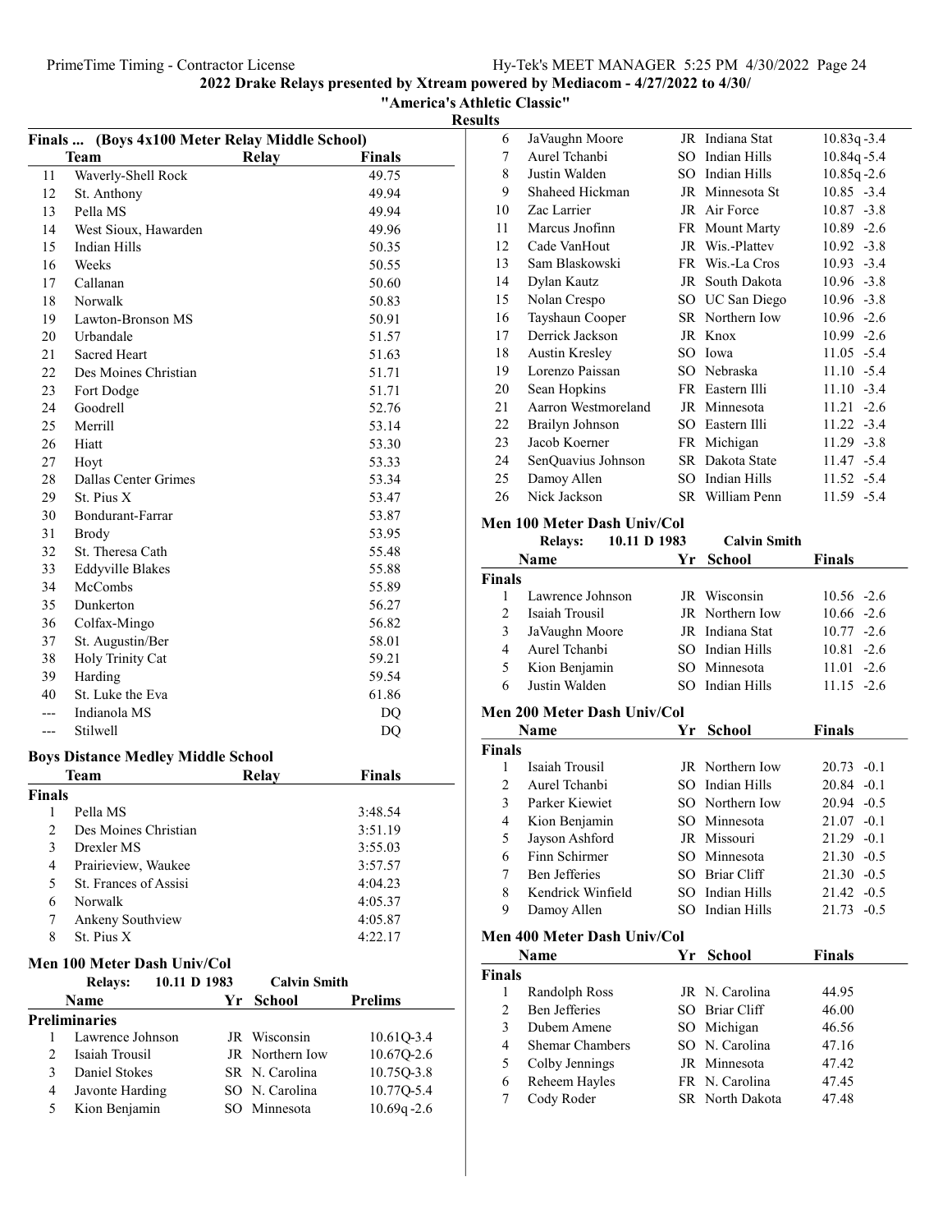## 2022 Drake Relays presented by Xtream powered by Mediacom - 4/27/2022 to 4/30/

### "America's Athletic Classic"

### Results

### Finals ... (Boys 4x100 Meter Relay Middle School)

| | Team | Relay | Finals |
|---|---|---|---|
| 11 | Waverly-Shell Rock | | 49.75 |
| 12 | St. Anthony | | 49.94 |
| 13 | Pella MS | | 49.94 |
| 14 | West Sioux, Hawarden | | 49.96 |
| 15 | Indian Hills | | 50.35 |
| 16 | Weeks | | 50.55 |
| 17 | Callanan | | 50.60 |
| 18 | Norwalk | | 50.83 |
| 19 | Lawton-Bronson MS | | 50.91 |
| 20 | Urbandale | | 51.57 |
| 21 | Sacred Heart | | 51.63 |
| 22 | Des Moines Christian | | 51.71 |
| 23 | Fort Dodge | | 51.71 |
| 24 | Goodrell | | 52.76 |
| 25 | Merrill | | 53.14 |
| 26 | Hiatt | | 53.30 |
| 27 | Hoyt | | 53.33 |
| 28 | Dallas Center Grimes | | 53.34 |
| 29 | St. Pius X | | 53.47 |
| 30 | Bondurant-Farrar | | 53.87 |
| 31 | Brody | | 53.95 |
| 32 | St. Theresa Cath | | 55.48 |
| 33 | Eddyville Blakes | | 55.88 |
| 34 | McCombs | | 55.89 |
| 35 | Dunkerton | | 56.27 |
| 36 | Colfax-Mingo | | 56.82 |
| 37 | St. Augustin/Ber | | 58.01 |
| 38 | Holy Trinity Cat | | 59.21 |
| 39 | Harding | | 59.54 |
| 40 | St. Luke the Eva | | 61.86 |
| --- | Indianola MS | | DQ |
| --- | Stilwell | | DQ |

### Boys Distance Medley Middle School

| | Team | Relay | Finals |
|---|---|---|---|
| **Finals** | | | |
| 1 | Pella MS | | 3:48.54 |
| 2 | Des Moines Christian | | 3:51.19 |
| 3 | Drexler MS | | 3:55.03 |
| 4 | Prairieview, Waukee | | 3:57.57 |
| 5 | St. Frances of Assisi | | 4:04.23 |
| 6 | Norwalk | | 4:05.37 |
| 7 | Ankeny Southview | | 4:05.87 |
| 8 | St. Pius X | | 4:22.17 |

### Men 100 Meter Dash Univ/Col

**Relays:** 10.11 D 1983 Calvin Smith

| | Name | Yr | School | Prelims |
|---|---|---|---|---|
| **Preliminaries** | | | | |
| 1 | Lawrence Johnson | JR | Wisconsin | 10.61Q-3.4 |
| 2 | Isaiah Trousil | JR | Northern Iow | 10.67Q-2.6 |
| 3 | Daniel Stokes | SR | N. Carolina | 10.75Q-3.8 |
| 4 | Javonte Harding | SO | N. Carolina | 10.77Q-5.4 |
| 5 | Kion Benjamin | SO | Minnesota | 10.69q -2.6 |
| 6 | JaVaughn Moore | JR | Indiana Stat | 10.83q -3.4 |
| 7 | Aurel Tchanbi | SO | Indian Hills | 10.84q -5.4 |
| 8 | Justin Walden | SO | Indian Hills | 10.85q -2.6 |
| 9 | Shaheed Hickman | JR | Minnesota St | 10.85 -3.4 |
| 10 | Zac Larrier | JR | Air Force | 10.87 -3.8 |
| 11 | Marcus Jnofinn | FR | Mount Marty | 10.89 -2.6 |
| 12 | Cade VanHout | JR | Wis.-Plattev | 10.92 -3.8 |
| 13 | Sam Blaskowski | FR | Wis.-La Cros | 10.93 -3.4 |
| 14 | Dylan Kautz | JR | South Dakota | 10.96 -3.8 |
| 15 | Nolan Crespo | SO | UC San Diego | 10.96 -3.8 |
| 16 | Tayshaun Cooper | SR | Northern Iow | 10.96 -2.6 |
| 17 | Derrick Jackson | JR | Knox | 10.99 -2.6 |
| 18 | Austin Kresley | SO | Iowa | 11.05 -5.4 |
| 19 | Lorenzo Paissan | SO | Nebraska | 11.10 -5.4 |
| 20 | Sean Hopkins | FR | Eastern Illi | 11.10 -3.4 |
| 21 | Aarron Westmoreland | JR | Minnesota | 11.21 -2.6 |
| 22 | Brailyn Johnson | SO | Eastern Illi | 11.22 -3.4 |
| 23 | Jacob Koerner | FR | Michigan | 11.29 -3.8 |
| 24 | SenQuavius Johnson | SR | Dakota State | 11.47 -5.4 |
| 25 | Damoy Allen | SO | Indian Hills | 11.52 -5.4 |
| 26 | Nick Jackson | SR | William Penn | 11.59 -5.4 |

### Men 100 Meter Dash Univ/Col

**Relays:** 10.11 D 1983 Calvin Smith

| | Name | Yr | School | Finals |
|---|---|---|---|---|
| **Finals** | | | | |
| 1 | Lawrence Johnson | JR | Wisconsin | 10.56 -2.6 |
| 2 | Isaiah Trousil | JR | Northern Iow | 10.66 -2.6 |
| 3 | JaVaughn Moore | JR | Indiana Stat | 10.77 -2.6 |
| 4 | Aurel Tchanbi | SO | Indian Hills | 10.81 -2.6 |
| 5 | Kion Benjamin | SO | Minnesota | 11.01 -2.6 |
| 6 | Justin Walden | SO | Indian Hills | 11.15 -2.6 |

### Men 200 Meter Dash Univ/Col

| | Name | Yr | School | Finals |
|---|---|---|---|---|
| **Finals** | | | | |
| 1 | Isaiah Trousil | JR | Northern Iow | 20.73 -0.1 |
| 2 | Aurel Tchanbi | SO | Indian Hills | 20.84 -0.1 |
| 3 | Parker Kiewiet | SO | Northern Iow | 20.94 -0.5 |
| 4 | Kion Benjamin | SO | Minnesota | 21.07 -0.1 |
| 5 | Jayson Ashford | JR | Missouri | 21.29 -0.1 |
| 6 | Finn Schirmer | SO | Minnesota | 21.30 -0.5 |
| 7 | Ben Jefferies | SO | Briar Cliff | 21.30 -0.5 |
| 8 | Kendrick Winfield | SO | Indian Hills | 21.42 -0.5 |
| 9 | Damoy Allen | SO | Indian Hills | 21.73 -0.5 |

### Men 400 Meter Dash Univ/Col

| | Name | Yr | School | Finals |
|---|---|---|---|---|
| **Finals** | | | | |
| 1 | Randolph Ross | JR | N. Carolina | 44.95 |
| 2 | Ben Jefferies | SO | Briar Cliff | 46.00 |
| 3 | Dubem Amene | SO | Michigan | 46.56 |
| 4 | Shemar Chambers | SO | N. Carolina | 47.16 |
| 5 | Colby Jennings | JR | Minnesota | 47.42 |
| 6 | Reheem Hayles | FR | N. Carolina | 47.45 |
| 7 | Cody Roder | SR | North Dakota | 47.48 |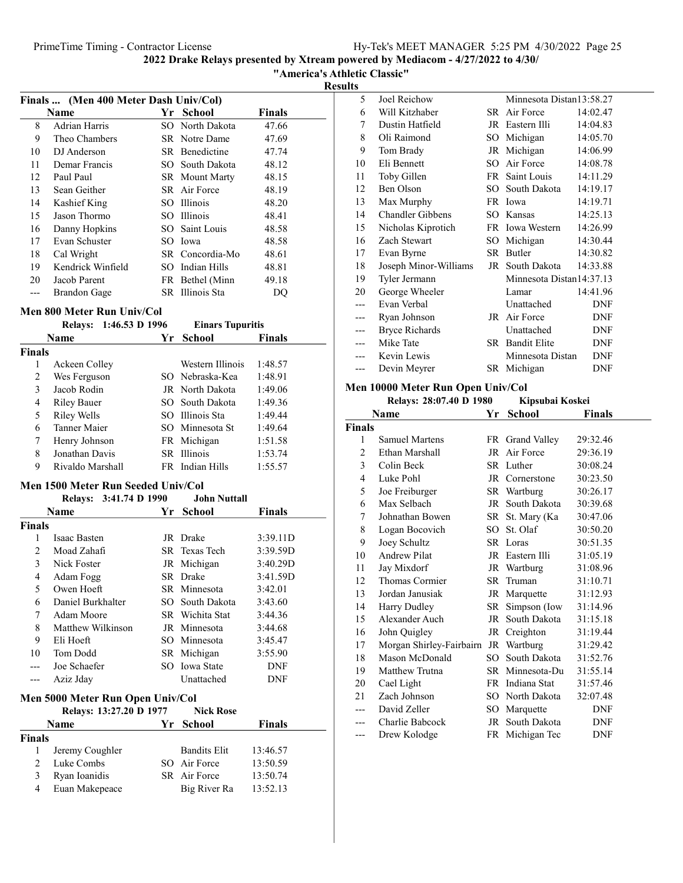## 2022 Drake Relays presented by Xtream powered by Mediacom - 4/27/2022 to 4/30/

### "America's Athletic Classic"

### Results

#### Finals ... (Men 400 Meter Dash Univ/Col)

| | Name | Yr | School | Finals |
|---|---|---|---|---|
| 8 | Adrian Harris | SO | North Dakota | 47.66 |
| 9 | Theo Chambers | SR | Notre Dame | 47.69 |
| 10 | DJ Anderson | SR | Benedictine | 47.74 |
| 11 | Demar Francis | SO | South Dakota | 48.12 |
| 12 | Paul Paul | SR | Mount Marty | 48.15 |
| 13 | Sean Geither | SR | Air Force | 48.19 |
| 14 | Kashief King | SO | Illinois | 48.20 |
| 15 | Jason Thormo | SO | Illinois | 48.41 |
| 16 | Danny Hopkins | SO | Saint Louis | 48.58 |
| 17 | Evan Schuster | SO | Iowa | 48.58 |
| 18 | Cal Wright | SR | Concordia-Mo | 48.61 |
| 19 | Kendrick Winfield | SO | Indian Hills | 48.81 |
| 20 | Jacob Parent | FR | Bethel (Minn | 49.18 |
| --- | Brandon Gage | SR | Illinois Sta | DQ |

#### Men 800 Meter Run Univ/Col

Relays: 1:46.53 D 1996 Einars Tupuritis

| | Name | Yr | School | Finals |
|---|---|---|---|---|
| **Finals** | | | | |
| 1 | Ackeen Colley | | Western Illinois | 1:48.57 |
| 2 | Wes Ferguson | SO | Nebraska-Kea | 1:48.91 |
| 3 | Jacob Rodin | JR | North Dakota | 1:49.06 |
| 4 | Riley Bauer | SO | South Dakota | 1:49.36 |
| 5 | Riley Wells | SO | Illinois Sta | 1:49.44 |
| 6 | Tanner Maier | SO | Minnesota St | 1:49.64 |
| 7 | Henry Johnson | FR | Michigan | 1:51.58 |
| 8 | Jonathan Davis | SR | Illinois | 1:53.74 |
| 9 | Rivaldo Marshall | FR | Indian Hills | 1:55.57 |

#### Men 1500 Meter Run Seeded Univ/Col

Relays: 3:41.74 D 1990 John Nuttall

| | Name | Yr | School | Finals |
|---|---|---|---|---|
| **Finals** | | | | |
| 1 | Isaac Basten | JR | Drake | 3:39.11D |
| 2 | Moad Zahafi | SR | Texas Tech | 3:39.59D |
| 3 | Nick Foster | JR | Michigan | 3:40.29D |
| 4 | Adam Fogg | SR | Drake | 3:41.59D |
| 5 | Owen Hoeft | SR | Minnesota | 3:42.01 |
| 6 | Daniel Burkhalter | SO | South Dakota | 3:43.60 |
| 7 | Adam Moore | SR | Wichita Stat | 3:44.36 |
| 8 | Matthew Wilkinson | JR | Minnesota | 3:44.68 |
| 9 | Eli Hoeft | SO | Minnesota | 3:45.47 |
| 10 | Tom Dodd | SR | Michigan | 3:55.90 |
| --- | Joe Schaefer | SO | Iowa State | DNF |
| --- | Aziz Jday | | Unattached | DNF |

#### Men 5000 Meter Run Open Univ/Col

Relays: 13:27.20 D 1977 Nick Rose

| | Name | Yr | School | Finals |
|---|---|---|---|---|
| **Finals** | | | | |
| 1 | Jeremy Coughler | | Bandits Elit | 13:46.57 |
| 2 | Luke Combs | SO | Air Force | 13:50.59 |
| 3 | Ryan Ioanidis | SR | Air Force | 13:50.74 |
| 4 | Euan Makepeace | | Big River Ra | 13:52.13 |
| 5 | Joel Reichow | | Minnesota Distan | 13:58.27 |
| 6 | Will Kitzhaber | SR | Air Force | 14:02.47 |
| 7 | Dustin Hatfield | JR | Eastern Illi | 14:04.83 |
| 8 | Oli Raimond | SO | Michigan | 14:05.70 |
| 9 | Tom Brady | JR | Michigan | 14:06.99 |
| 10 | Eli Bennett | SO | Air Force | 14:08.78 |
| 11 | Toby Gillen | FR | Saint Louis | 14:11.29 |
| 12 | Ben Olson | SO | South Dakota | 14:19.17 |
| 13 | Max Murphy | FR | Iowa | 14:19.71 |
| 14 | Chandler Gibbens | SO | Kansas | 14:25.13 |
| 15 | Nicholas Kiprotich | FR | Iowa Western | 14:26.99 |
| 16 | Zach Stewart | SO | Michigan | 14:30.44 |
| 17 | Evan Byrne | SR | Butler | 14:30.82 |
| 18 | Joseph Minor-Williams | JR | South Dakota | 14:33.88 |
| 19 | Tyler Jermann | | Minnesota Distan | 14:37.13 |
| 20 | George Wheeler | | Lamar | 14:41.96 |
| --- | Evan Verbal | | Unattached | DNF |
| --- | Ryan Johnson | JR | Air Force | DNF |
| --- | Bryce Richards | | Unattached | DNF |
| --- | Mike Tate | SR | Bandit Elite | DNF |
| --- | Kevin Lewis | | Minnesota Distan | DNF |
| --- | Devin Meyrer | SR | Michigan | DNF |

#### Men 10000 Meter Run Open Univ/Col

Relays: 28:07.40 D 1980 Kipsubai Koskei

| | Name | Yr | School | Finals |
|---|---|---|---|---|
| **Finals** | | | | |
| 1 | Samuel Martens | FR | Grand Valley | 29:32.46 |
| 2 | Ethan Marshall | JR | Air Force | 29:36.19 |
| 3 | Colin Beck | SR | Luther | 30:08.24 |
| 4 | Luke Pohl | JR | Cornerstone | 30:23.50 |
| 5 | Joe Freiburger | SR | Wartburg | 30:26.17 |
| 6 | Max Selbach | JR | South Dakota | 30:39.68 |
| 7 | Johnathan Bowen | SR | St. Mary (Ka | 30:47.06 |
| 8 | Logan Bocovich | SO | St. Olaf | 30:50.20 |
| 9 | Joey Schultz | SR | Loras | 30:51.35 |
| 10 | Andrew Pilat | JR | Eastern Illi | 31:05.19 |
| 11 | Jay Mixdorf | JR | Wartburg | 31:08.96 |
| 12 | Thomas Cormier | SR | Truman | 31:10.71 |
| 13 | Jordan Janusiak | JR | Marquette | 31:12.93 |
| 14 | Harry Dudley | SR | Simpson (Iow | 31:14.96 |
| 15 | Alexander Auch | JR | South Dakota | 31:15.18 |
| 16 | John Quigley | JR | Creighton | 31:19.44 |
| 17 | Morgan Shirley-Fairbairn | JR | Wartburg | 31:29.42 |
| 18 | Mason McDonald | SO | South Dakota | 31:52.76 |
| 19 | Matthew Trutna | SR | Minnesota-Du | 31:55.14 |
| 20 | Cael Light | FR | Indiana Stat | 31:57.46 |
| 21 | Zach Johnson | SO | North Dakota | 32:07.48 |
| --- | David Zeller | SO | Marquette | DNF |
| --- | Charlie Babcock | JR | South Dakota | DNF |
| --- | Drew Kolodge | FR | Michigan Tec | DNF |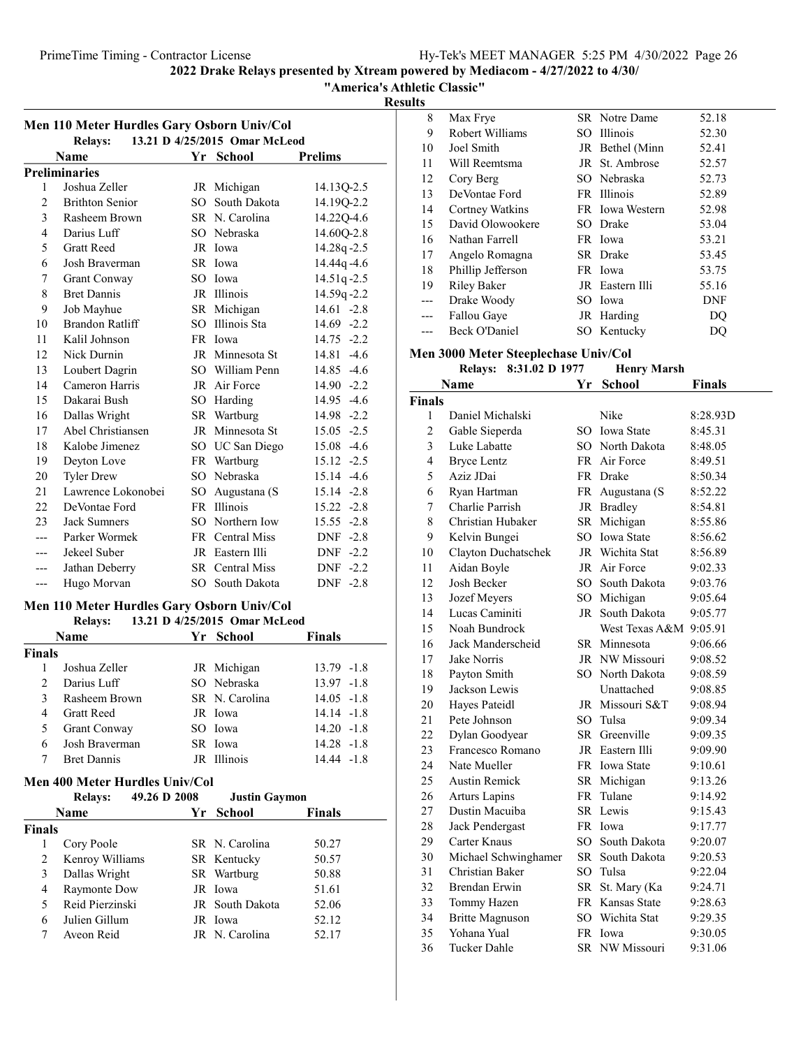**2022 Drake Relays presented by Xtream powered by Mediacom - 4/27/2022 to 4/30/**

**"America's Athletic Classic"**

**Results**

### Men 110 Meter Hurdles Gary Osborn Univ/Col

**Relays:** 13.21 D 4/25/2015 Omar McLeod

| | Name | Yr | School | Prelims |
|---|---|---|---|---|
| **Preliminaries** | | | | |
| 1 | Joshua Zeller | JR | Michigan | 14.13Q-2.5 |
| 2 | Brithton Senior | SO | South Dakota | 14.19Q-2.2 |
| 3 | Rasheem Brown | SR | N. Carolina | 14.22Q-4.6 |
| 4 | Darius Luff | SO | Nebraska | 14.60Q-2.8 |
| 5 | Gratt Reed | JR | Iowa | 14.28q -2.5 |
| 6 | Josh Braverman | SR | Iowa | 14.44q -4.6 |
| 7 | Grant Conway | SO | Iowa | 14.51q -2.5 |
| 8 | Bret Dannis | JR | Illinois | 14.59q -2.2 |
| 9 | Job Mayhue | SR | Michigan | 14.61 -2.8 |
| 10 | Brandon Ratliff | SO | Illinois Sta | 14.69 -2.2 |
| 11 | Kalil Johnson | FR | Iowa | 14.75 -2.2 |
| 12 | Nick Durnin | JR | Minnesota St | 14.81 -4.6 |
| 13 | Loubert Dagrin | SO | William Penn | 14.85 -4.6 |
| 14 | Cameron Harris | JR | Air Force | 14.90 -2.2 |
| 15 | Dakarai Bush | SO | Harding | 14.95 -4.6 |
| 16 | Dallas Wright | SR | Wartburg | 14.98 -2.2 |
| 17 | Abel Christiansen | JR | Minnesota St | 15.05 -2.5 |
| 18 | Kalobe Jimenez | SO | UC San Diego | 15.08 -4.6 |
| 19 | Deyton Love | FR | Wartburg | 15.12 -2.5 |
| 20 | Tyler Drew | SO | Nebraska | 15.14 -4.6 |
| 21 | Lawrence Lokonobei | SO | Augustana (S | 15.14 -2.8 |
| 22 | DeVontae Ford | FR | Illinois | 15.22 -2.8 |
| 23 | Jack Sumners | SO | Northern Iow | 15.55 -2.8 |
| --- | Parker Wormek | FR | Central Miss | DNF -2.8 |
| --- | Jekeel Suber | JR | Eastern Illi | DNF -2.2 |
| --- | Jathan Deberry | SR | Central Miss | DNF -2.2 |
| --- | Hugo Morvan | SO | South Dakota | DNF -2.8 |

### Men 110 Meter Hurdles Gary Osborn Univ/Col

**Relays:** 13.21 D 4/25/2015 Omar McLeod

| | Name | Yr | School | Finals |
|---|---|---|---|---|
| **Finals** | | | | |
| 1 | Joshua Zeller | JR | Michigan | 13.79 -1.8 |
| 2 | Darius Luff | SO | Nebraska | 13.97 -1.8 |
| 3 | Rasheem Brown | SR | N. Carolina | 14.05 -1.8 |
| 4 | Gratt Reed | JR | Iowa | 14.14 -1.8 |
| 5 | Grant Conway | SO | Iowa | 14.20 -1.8 |
| 6 | Josh Braverman | SR | Iowa | 14.28 -1.8 |
| 7 | Bret Dannis | JR | Illinois | 14.44 -1.8 |

### Men 400 Meter Hurdles Univ/Col

**Relays:** 49.26 D 2008 Justin Gaymon

| | Name | Yr | School | Finals |
|---|---|---|---|---|
| **Finals** | | | | |
| 1 | Cory Poole | SR | N. Carolina | 50.27 |
| 2 | Kenroy Williams | SR | Kentucky | 50.57 |
| 3 | Dallas Wright | SR | Wartburg | 50.88 |
| 4 | Raymonte Dow | JR | Iowa | 51.61 |
| 5 | Reid Pierzinski | JR | South Dakota | 52.06 |
| 6 | Julien Gillum | JR | Iowa | 52.12 |
| 7 | Aveon Reid | JR | N. Carolina | 52.17 |
| 8 | Max Frye | SR | Notre Dame | 52.18 |
| 9 | Robert Williams | SO | Illinois | 52.30 |
| 10 | Joel Smith | JR | Bethel (Minn | 52.41 |
| 11 | Will Reemtsma | JR | St. Ambrose | 52.57 |
| 12 | Cory Berg | SO | Nebraska | 52.73 |
| 13 | DeVontae Ford | FR | Illinois | 52.89 |
| 14 | Cortney Watkins | FR | Iowa Western | 52.98 |
| 15 | David Olowookere | SO | Drake | 53.04 |
| 16 | Nathan Farrell | FR | Iowa | 53.21 |
| 17 | Angelo Romagna | SR | Drake | 53.45 |
| 18 | Phillip Jefferson | FR | Iowa | 53.75 |
| 19 | Riley Baker | JR | Eastern Illi | 55.16 |
| --- | Drake Woody | SO | Iowa | DNF |
| --- | Fallou Gaye | JR | Harding | DQ |
| --- | Beck O'Daniel | SO | Kentucky | DQ |

### Men 3000 Meter Steeplechase Univ/Col

**Relays:** 8:31.02 D 1977 Henry Marsh

| | Name | Yr | School | Finals |
|---|---|---|---|---|
| **Finals** | | | | |
| 1 | Daniel Michalski | | Nike | 8:28.93D |
| 2 | Gable Sieperda | SO | Iowa State | 8:45.31 |
| 3 | Luke Labatte | SO | North Dakota | 8:48.05 |
| 4 | Bryce Lentz | FR | Air Force | 8:49.51 |
| 5 | Aziz JDai | FR | Drake | 8:50.34 |
| 6 | Ryan Hartman | FR | Augustana (S | 8:52.22 |
| 7 | Charlie Parrish | JR | Bradley | 8:54.81 |
| 8 | Christian Hubaker | SR | Michigan | 8:55.86 |
| 9 | Kelvin Bungei | SO | Iowa State | 8:56.62 |
| 10 | Clayton Duchatschek | JR | Wichita Stat | 8:56.89 |
| 11 | Aidan Boyle | JR | Air Force | 9:02.33 |
| 12 | Josh Becker | SO | South Dakota | 9:03.76 |
| 13 | Jozef Meyers | SO | Michigan | 9:05.64 |
| 14 | Lucas Caminiti | JR | South Dakota | 9:05.77 |
| 15 | Noah Bundrock | | West Texas A&M | 9:05.91 |
| 16 | Jack Manderscheid | SR | Minnesota | 9:06.66 |
| 17 | Jake Norris | JR | NW Missouri | 9:08.52 |
| 18 | Payton Smith | SO | North Dakota | 9:08.59 |
| 19 | Jackson Lewis | | Unattached | 9:08.85 |
| 20 | Hayes Pateidl | JR | Missouri S&T | 9:08.94 |
| 21 | Pete Johnson | SO | Tulsa | 9:09.34 |
| 22 | Dylan Goodyear | SR | Greenville | 9:09.35 |
| 23 | Francesco Romano | JR | Eastern Illi | 9:09.90 |
| 24 | Nate Mueller | FR | Iowa State | 9:10.61 |
| 25 | Austin Remick | SR | Michigan | 9:13.26 |
| 26 | Arturs Lapins | FR | Tulane | 9:14.92 |
| 27 | Dustin Macuiba | SR | Lewis | 9:15.43 |
| 28 | Jack Pendergast | FR | Iowa | 9:17.77 |
| 29 | Carter Knaus | SO | South Dakota | 9:20.07 |
| 30 | Michael Schwinghamer | SR | South Dakota | 9:20.53 |
| 31 | Christian Baker | SO | Tulsa | 9:22.04 |
| 32 | Brendan Erwin | SR | St. Mary (Ka | 9:24.71 |
| 33 | Tommy Hazen | FR | Kansas State | 9:28.63 |
| 34 | Britte Magnuson | SO | Wichita Stat | 9:29.35 |
| 35 | Yohana Yual | FR | Iowa | 9:30.05 |
| 36 | Tucker Dahle | SR | NW Missouri | 9:31.06 |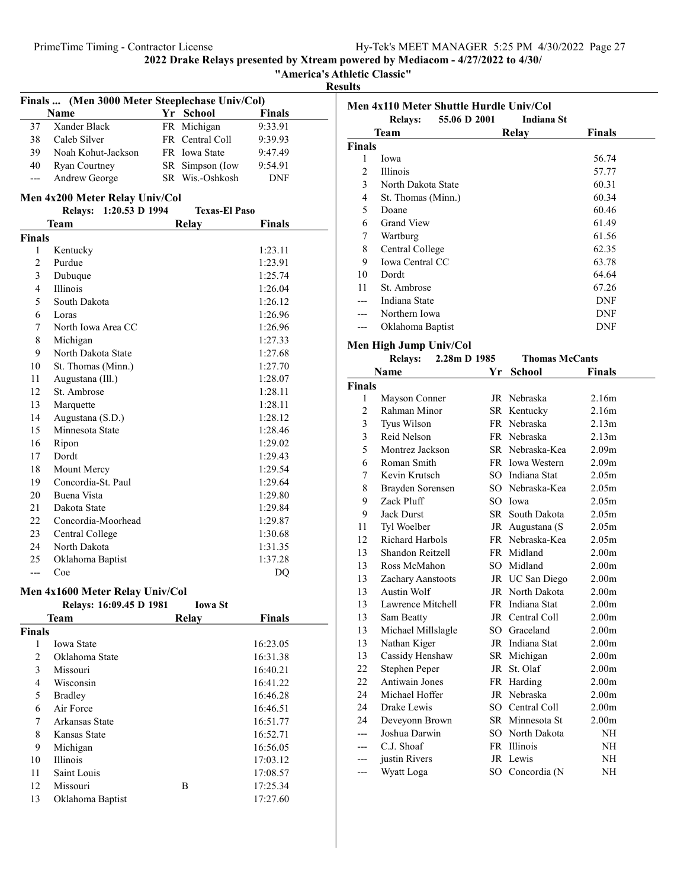2022 Drake Relays presented by Xtream powered by Mediacom - 4/27/2022 to 4/30/

"America's Athletic Classic"

**Results**

### Finals ... (Men 3000 Meter Steeplechase Univ/Col)

| | Name | Yr | School | Finals |
|---|---|---|---|---|
| 37 | Xander Black | FR | Michigan | 9:33.91 |
| 38 | Caleb Silver | FR | Central Coll | 9:39.93 |
| 39 | Noah Kohut-Jackson | FR | Iowa State | 9:47.49 |
| 40 | Ryan Courtney | SR | Simpson (Iow | 9:54.91 |
| --- | Andrew George | SR | Wis.-Oshkosh | DNF |

### Men 4x200 Meter Relay Univ/Col

Relays: 1:20.53 D 1994 Texas-El Paso

| | Team | Relay | Finals |
|---|---|---|---|
| **Finals** | | | |
| 1 | Kentucky | | 1:23.11 |
| 2 | Purdue | | 1:23.91 |
| 3 | Dubuque | | 1:25.74 |
| 4 | Illinois | | 1:26.04 |
| 5 | South Dakota | | 1:26.12 |
| 6 | Loras | | 1:26.96 |
| 7 | North Iowa Area CC | | 1:26.96 |
| 8 | Michigan | | 1:27.33 |
| 9 | North Dakota State | | 1:27.68 |
| 10 | St. Thomas (Minn.) | | 1:27.70 |
| 11 | Augustana (Ill.) | | 1:28.07 |
| 12 | St. Ambrose | | 1:28.11 |
| 13 | Marquette | | 1:28.11 |
| 14 | Augustana (S.D.) | | 1:28.12 |
| 15 | Minnesota State | | 1:28.46 |
| 16 | Ripon | | 1:29.02 |
| 17 | Dordt | | 1:29.43 |
| 18 | Mount Mercy | | 1:29.54 |
| 19 | Concordia-St. Paul | | 1:29.64 |
| 20 | Buena Vista | | 1:29.80 |
| 21 | Dakota State | | 1:29.84 |
| 22 | Concordia-Moorhead | | 1:29.87 |
| 23 | Central College | | 1:30.68 |
| 24 | North Dakota | | 1:31.35 |
| 25 | Oklahoma Baptist | | 1:37.28 |
| --- | Coe | | DQ |

### Men 4x1600 Meter Relay Univ/Col

Relays: 16:09.45 D 1981 Iowa St

| | Team | Relay | Finals |
|---|---|---|---|
| **Finals** | | | |
| 1 | Iowa State | | 16:23.05 |
| 2 | Oklahoma State | | 16:31.38 |
| 3 | Missouri | | 16:40.21 |
| 4 | Wisconsin | | 16:41.22 |
| 5 | Bradley | | 16:46.28 |
| 6 | Air Force | | 16:46.51 |
| 7 | Arkansas State | | 16:51.77 |
| 8 | Kansas State | | 16:52.71 |
| 9 | Michigan | | 16:56.05 |
| 10 | Illinois | | 17:03.12 |
| 11 | Saint Louis | | 17:08.57 |
| 12 | Missouri | B | 17:25.34 |
| 13 | Oklahoma Baptist | | 17:27.60 |

### Men 4x110 Meter Shuttle Hurdle Univ/Col

Relays: 55.06 D 2001 Indiana St

| | Team | Relay | Finals |
|---|---|---|---|
| **Finals** | | | |
| 1 | Iowa | | 56.74 |
| 2 | Illinois | | 57.77 |
| 3 | North Dakota State | | 60.31 |
| 4 | St. Thomas (Minn.) | | 60.34 |
| 5 | Doane | | 60.46 |
| 6 | Grand View | | 61.49 |
| 7 | Wartburg | | 61.56 |
| 8 | Central College | | 62.35 |
| 9 | Iowa Central CC | | 63.78 |
| 10 | Dordt | | 64.64 |
| 11 | St. Ambrose | | 67.26 |
| --- | Indiana State | | DNF |
| --- | Northern Iowa | | DNF |
| --- | Oklahoma Baptist | | DNF |

### Men High Jump Univ/Col

Relays: 2.28m D 1985 Thomas McCants

| | Name | Yr | School | Finals |
|---|---|---|---|---|
| **Finals** | | | | |
| 1 | Mayson Conner | JR | Nebraska | 2.16m |
| 2 | Rahman Minor | SR | Kentucky | 2.16m |
| 3 | Tyus Wilson | FR | Nebraska | 2.13m |
| 3 | Reid Nelson | FR | Nebraska | 2.13m |
| 5 | Montrez Jackson | SR | Nebraska-Kea | 2.09m |
| 6 | Roman Smith | FR | Iowa Western | 2.09m |
| 7 | Kevin Krutsch | SO | Indiana Stat | 2.05m |
| 8 | Brayden Sorensen | SO | Nebraska-Kea | 2.05m |
| 9 | Zack Pluff | SO | Iowa | 2.05m |
| 9 | Jack Durst | SR | South Dakota | 2.05m |
| 11 | Tyl Woelber | JR | Augustana (S | 2.05m |
| 12 | Richard Harbols | FR | Nebraska-Kea | 2.05m |
| 13 | Shandon Reitzell | FR | Midland | 2.00m |
| 13 | Ross McMahon | SO | Midland | 2.00m |
| 13 | Zachary Aanstoots | JR | UC San Diego | 2.00m |
| 13 | Austin Wolf | JR | North Dakota | 2.00m |
| 13 | Lawrence Mitchell | FR | Indiana Stat | 2.00m |
| 13 | Sam Beatty | JR | Central Coll | 2.00m |
| 13 | Michael Millslagle | SO | Graceland | 2.00m |
| 13 | Nathan Kiger | JR | Indiana Stat | 2.00m |
| 13 | Cassidy Henshaw | SR | Michigan | 2.00m |
| 22 | Stephen Peper | JR | St. Olaf | 2.00m |
| 22 | Antiwain Jones | FR | Harding | 2.00m |
| 24 | Michael Hoffer | JR | Nebraska | 2.00m |
| 24 | Drake Lewis | SO | Central Coll | 2.00m |
| 24 | Deveyonn Brown | SR | Minnesota St | 2.00m |
| --- | Joshua Darwin | SO | North Dakota | NH |
| --- | C.J. Shoaf | FR | Illinois | NH |
| --- | justin Rivers | JR | Lewis | NH |
| --- | Wyatt Loga | SO | Concordia (N | NH |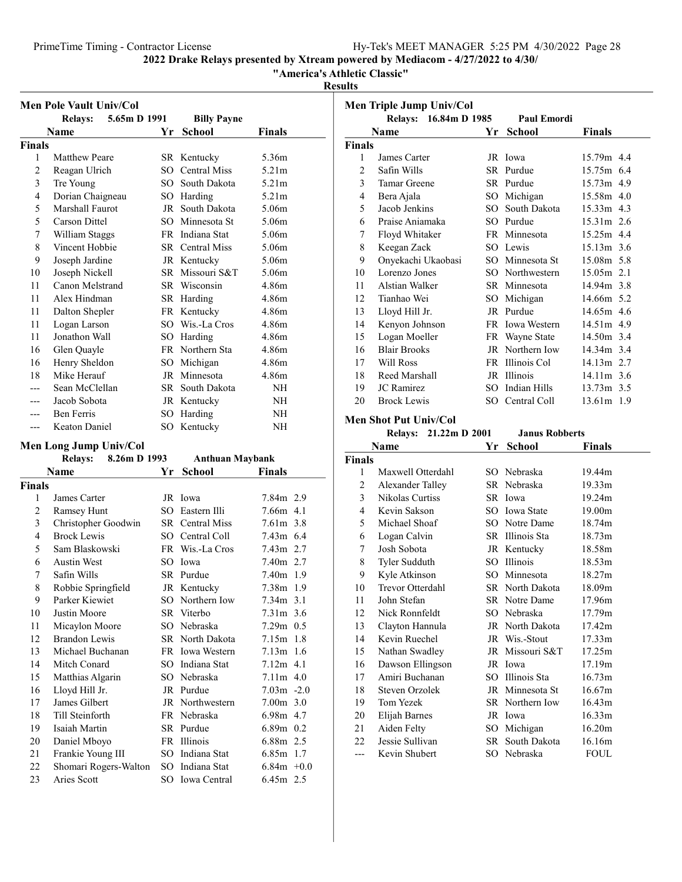## 2022 Drake Relays presented by Xtream powered by Mediacom - 4/27/2022 to 4/30/

### "America's Athletic Classic"

**Results**

### Men Pole Vault Univ/Col

Relays: 5.65m D 1991 Billy Payne

| | Name | Yr | School | Finals |
|---|---|---|---|---|
| **Finals** | | | | |
| 1 | Matthew Peare | SR | Kentucky | 5.36m |
| 2 | Reagan Ulrich | SO | Central Miss | 5.21m |
| 3 | Tre Young | SO | South Dakota | 5.21m |
| 4 | Dorian Chaigneau | SO | Harding | 5.21m |
| 5 | Marshall Faurot | JR | South Dakota | 5.06m |
| 5 | Carson Dittel | SO | Minnesota St | 5.06m |
| 7 | William Staggs | FR | Indiana Stat | 5.06m |
| 8 | Vincent Hobbie | SR | Central Miss | 5.06m |
| 9 | Joseph Jardine | JR | Kentucky | 5.06m |
| 10 | Joseph Nickell | SR | Missouri S&T | 5.06m |
| 11 | Canon Melstrand | SR | Wisconsin | 4.86m |
| 11 | Alex Hindman | SR | Harding | 4.86m |
| 11 | Dalton Shepler | FR | Kentucky | 4.86m |
| 11 | Logan Larson | SO | Wis.-La Cros | 4.86m |
| 11 | Jonathon Wall | SO | Harding | 4.86m |
| 16 | Glen Quayle | FR | Northern Sta | 4.86m |
| 16 | Henry Sheldon | SO | Michigan | 4.86m |
| 18 | Mike Herauf | JR | Minnesota | 4.86m |
| --- | Sean McClellan | SR | South Dakota | NH |
| --- | Jacob Sobota | JR | Kentucky | NH |
| --- | Ben Ferris | SO | Harding | NH |
| --- | Keaton Daniel | SO | Kentucky | NH |

### Men Long Jump Univ/Col

Relays: 8.26m D 1993 Anthuan Maybank

| | Name | Yr | School | Finals | |
|---|---|---|---|---|---|
| **Finals** | | | | | |
| 1 | James Carter | JR | Iowa | 7.84m | 2.9 |
| 2 | Ramsey Hunt | SO | Eastern Illi | 7.66m | 4.1 |
| 3 | Christopher Goodwin | SR | Central Miss | 7.61m | 3.8 |
| 4 | Brock Lewis | SO | Central Coll | 7.43m | 6.4 |
| 5 | Sam Blaskowski | FR | Wis.-La Cros | 7.43m | 2.7 |
| 6 | Austin West | SO | Iowa | 7.40m | 2.7 |
| 7 | Safin Wills | SR | Purdue | 7.40m | 1.9 |
| 8 | Robbie Springfield | JR | Kentucky | 7.38m | 1.9 |
| 9 | Parker Kiewiet | SO | Northern Iow | 7.34m | 3.1 |
| 10 | Justin Moore | SR | Viterbo | 7.31m | 3.6 |
| 11 | Micaylon Moore | SO | Nebraska | 7.29m | 0.5 |
| 12 | Brandon Lewis | SR | North Dakota | 7.15m | 1.8 |
| 13 | Michael Buchanan | FR | Iowa Western | 7.13m | 1.6 |
| 14 | Mitch Conard | SO | Indiana Stat | 7.12m | 4.1 |
| 15 | Matthias Algarin | SO | Nebraska | 7.11m | 4.0 |
| 16 | Lloyd Hill Jr. | JR | Purdue | 7.03m | -2.0 |
| 17 | James Gilbert | JR | Northwestern | 7.00m | 3.0 |
| 18 | Till Steinforth | FR | Nebraska | 6.98m | 4.7 |
| 19 | Isaiah Martin | SR | Purdue | 6.89m | 0.2 |
| 20 | Daniel Mboyo | FR | Illinois | 6.88m | 2.5 |
| 21 | Frankie Young III | SO | Indiana Stat | 6.85m | 1.7 |
| 22 | Shomari Rogers-Walton | SO | Indiana Stat | 6.84m | +0.0 |
| 23 | Aries Scott | SO | Iowa Central | 6.45m | 2.5 |

### Men Triple Jump Univ/Col

Relays: 16.84m D 1985 Paul Emordi

| | Name | Yr | School | Finals | |
|---|---|---|---|---|---|
| **Finals** | | | | | |
| 1 | James Carter | JR | Iowa | 15.79m | 4.4 |
| 2 | Safin Wills | SR | Purdue | 15.75m | 6.4 |
| 3 | Tamar Greene | SR | Purdue | 15.73m | 4.9 |
| 4 | Bera Ajala | SO | Michigan | 15.58m | 4.0 |
| 5 | Jacob Jenkins | SO | South Dakota | 15.33m | 4.3 |
| 6 | Praise Aniamaka | SO | Purdue | 15.31m | 2.6 |
| 7 | Floyd Whitaker | FR | Minnesota | 15.25m | 4.4 |
| 8 | Keegan Zack | SO | Lewis | 15.13m | 3.6 |
| 9 | Onyekachi Ukaobasi | SO | Minnesota St | 15.08m | 5.8 |
| 10 | Lorenzo Jones | SO | Northwestern | 15.05m | 2.1 |
| 11 | Alstian Walker | SR | Minnesota | 14.94m | 3.8 |
| 12 | Tianhao Wei | SO | Michigan | 14.66m | 5.2 |
| 13 | Lloyd Hill Jr. | JR | Purdue | 14.65m | 4.6 |
| 14 | Kenyon Johnson | FR | Iowa Western | 14.51m | 4.9 |
| 15 | Logan Moeller | FR | Wayne State | 14.50m | 3.4 |
| 16 | Blair Brooks | JR | Northern Iow | 14.34m | 3.4 |
| 17 | Will Ross | FR | Illinois Col | 14.13m | 2.7 |
| 18 | Reed Marshall | JR | Illinois | 14.11m | 3.6 |
| 19 | JC Ramirez | SO | Indian Hills | 13.73m | 3.5 |
| 20 | Brock Lewis | SO | Central Coll | 13.61m | 1.9 |

### Men Shot Put Univ/Col

Relays: 21.22m D 2001 Janus Robberts

| | Name | Yr | School | Finals |
|---|---|---|---|---|
| **Finals** | | | | |
| 1 | Maxwell Otterdahl | SO | Nebraska | 19.44m |
| 2 | Alexander Talley | SR | Nebraska | 19.33m |
| 3 | Nikolas Curtiss | SR | Iowa | 19.24m |
| 4 | Kevin Sakson | SO | Iowa State | 19.00m |
| 5 | Michael Shoaf | SO | Notre Dame | 18.74m |
| 6 | Logan Calvin | SR | Illinois Sta | 18.73m |
| 7 | Josh Sobota | JR | Kentucky | 18.58m |
| 8 | Tyler Sudduth | SO | Illinois | 18.53m |
| 9 | Kyle Atkinson | SO | Minnesota | 18.27m |
| 10 | Trevor Otterdahl | SR | North Dakota | 18.09m |
| 11 | John Stefan | SR | Notre Dame | 17.96m |
| 12 | Nick Ronnfeldt | SO | Nebraska | 17.79m |
| 13 | Clayton Hannula | JR | North Dakota | 17.42m |
| 14 | Kevin Ruechel | JR | Wis.-Stout | 17.33m |
| 15 | Nathan Swadley | JR | Missouri S&T | 17.25m |
| 16 | Dawson Ellingson | JR | Iowa | 17.19m |
| 17 | Amiri Buchanan | SO | Illinois Sta | 16.73m |
| 18 | Steven Orzolek | JR | Minnesota St | 16.67m |
| 19 | Tom Yezek | SR | Northern Iow | 16.43m |
| 20 | Elijah Barnes | JR | Iowa | 16.33m |
| 21 | Aiden Felty | SO | Michigan | 16.20m |
| 22 | Jessie Sullivan | SR | South Dakota | 16.16m |
| --- | Kevin Shubert | SO | Nebraska | FOUL |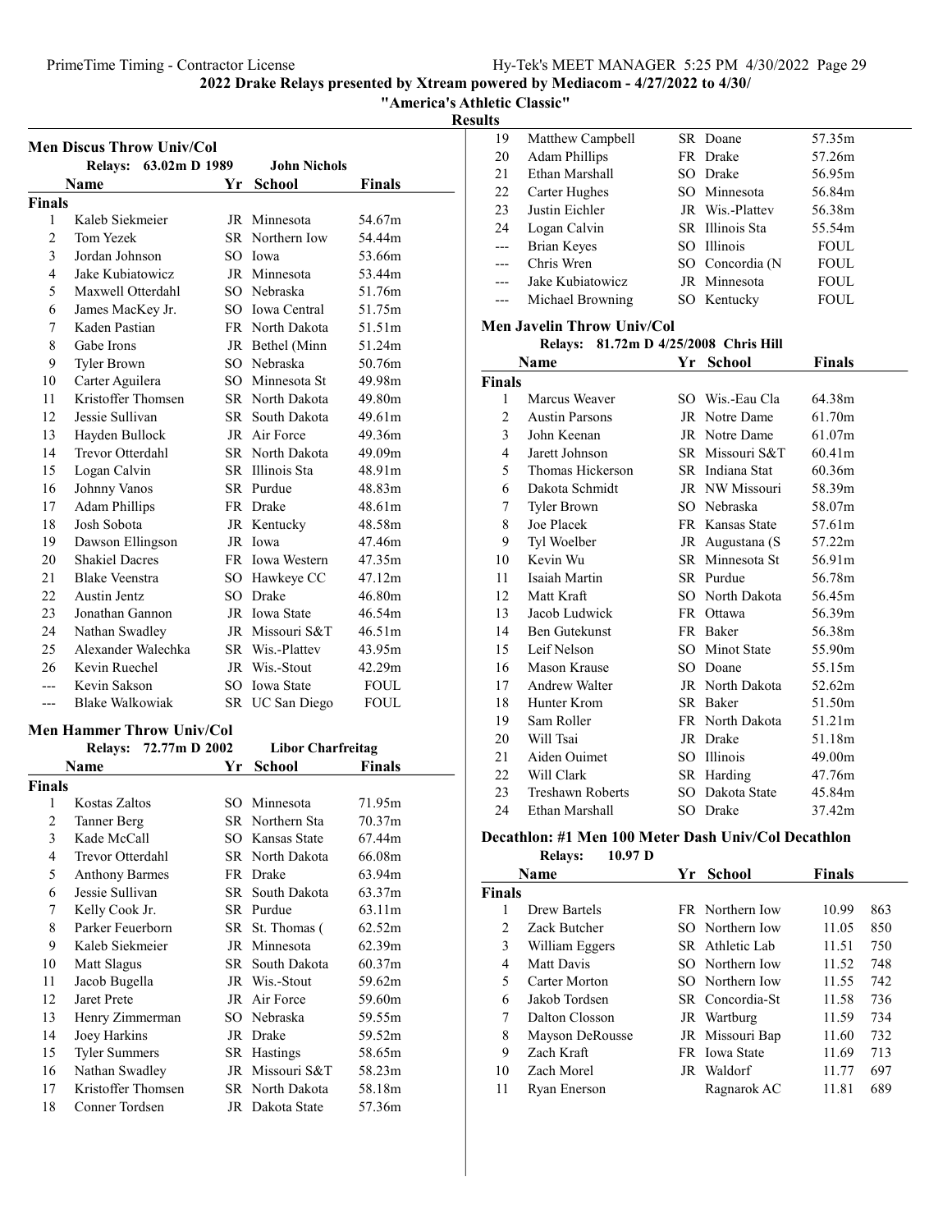## 2022 Drake Relays presented by Xtream powered by Mediacom - 4/27/2022 to 4/30/

### "America's Athletic Classic"

### Results

### Men Discus Throw Univ/Col

Relays: 63.02m D 1989 John Nichols

| | Name | Yr | School | Finals |
|---|---|---|---|---|
| **Finals** | | | | |
| 1 | Kaleb Siekmeier | JR | Minnesota | 54.67m |
| 2 | Tom Yezek | SR | Northern Iow | 54.44m |
| 3 | Jordan Johnson | SO | Iowa | 53.66m |
| 4 | Jake Kubiatowicz | JR | Minnesota | 53.44m |
| 5 | Maxwell Otterdahl | SO | Nebraska | 51.76m |
| 6 | James MacKey Jr. | SO | Iowa Central | 51.75m |
| 7 | Kaden Pastian | FR | North Dakota | 51.51m |
| 8 | Gabe Irons | JR | Bethel (Minn | 51.24m |
| 9 | Tyler Brown | SO | Nebraska | 50.76m |
| 10 | Carter Aguilera | SO | Minnesota St | 49.98m |
| 11 | Kristoffer Thomsen | SR | North Dakota | 49.80m |
| 12 | Jessie Sullivan | SR | South Dakota | 49.61m |
| 13 | Hayden Bullock | JR | Air Force | 49.36m |
| 14 | Trevor Otterdahl | SR | North Dakota | 49.09m |
| 15 | Logan Calvin | SR | Illinois Sta | 48.91m |
| 16 | Johnny Vanos | SR | Purdue | 48.83m |
| 17 | Adam Phillips | FR | Drake | 48.61m |
| 18 | Josh Sobota | JR | Kentucky | 48.58m |
| 19 | Dawson Ellingson | JR | Iowa | 47.46m |
| 20 | Shakiel Dacres | FR | Iowa Western | 47.35m |
| 21 | Blake Veenstra | SO | Hawkeye CC | 47.12m |
| 22 | Austin Jentz | SO | Drake | 46.80m |
| 23 | Jonathan Gannon | JR | Iowa State | 46.54m |
| 24 | Nathan Swadley | JR | Missouri S&T | 46.51m |
| 25 | Alexander Walechka | SR | Wis.-Plattev | 43.95m |
| 26 | Kevin Ruechel | JR | Wis.-Stout | 42.29m |
| --- | Kevin Sakson | SO | Iowa State | FOUL |
| --- | Blake Walkowiak | SR | UC San Diego | FOUL |

### Men Hammer Throw Univ/Col

Relays: 72.77m D 2002 Libor Charfreitag

| | Name | Yr | School | Finals |
|---|---|---|---|---|
| **Finals** | | | | |
| 1 | Kostas Zaltos | SO | Minnesota | 71.95m |
| 2 | Tanner Berg | SR | Northern Sta | 70.37m |
| 3 | Kade McCall | SO | Kansas State | 67.44m |
| 4 | Trevor Otterdahl | SR | North Dakota | 66.08m |
| 5 | Anthony Barmes | FR | Drake | 63.94m |
| 6 | Jessie Sullivan | SR | South Dakota | 63.37m |
| 7 | Kelly Cook Jr. | SR | Purdue | 63.11m |
| 8 | Parker Feuerborn | SR | St. Thomas ( | 62.52m |
| 9 | Kaleb Siekmeier | JR | Minnesota | 62.39m |
| 10 | Matt Slagus | SR | South Dakota | 60.37m |
| 11 | Jacob Bugella | JR | Wis.-Stout | 59.62m |
| 12 | Jaret Prete | JR | Air Force | 59.60m |
| 13 | Henry Zimmerman | SO | Nebraska | 59.55m |
| 14 | Joey Harkins | JR | Drake | 59.52m |
| 15 | Tyler Summers | SR | Hastings | 58.65m |
| 16 | Nathan Swadley | JR | Missouri S&T | 58.23m |
| 17 | Kristoffer Thomsen | SR | North Dakota | 58.18m |
| 18 | Conner Tordsen | JR | Dakota State | 57.36m |
| 19 | Matthew Campbell | SR | Doane | 57.35m |
| 20 | Adam Phillips | FR | Drake | 57.26m |
| 21 | Ethan Marshall | SO | Drake | 56.95m |
| 22 | Carter Hughes | SO | Minnesota | 56.84m |
| 23 | Justin Eichler | JR | Wis.-Plattev | 56.38m |
| 24 | Logan Calvin | SR | Illinois Sta | 55.54m |
| --- | Brian Keyes | SO | Illinois | FOUL |
| --- | Chris Wren | SO | Concordia (N | FOUL |
| --- | Jake Kubiatowicz | JR | Minnesota | FOUL |
| --- | Michael Browning | SO | Kentucky | FOUL |

### Men Javelin Throw Univ/Col

Relays: 81.72m D 4/25/2008 Chris Hill

| | Name | Yr | School | Finals |
|---|---|---|---|---|
| **Finals** | | | | |
| 1 | Marcus Weaver | SO | Wis.-Eau Cla | 64.38m |
| 2 | Austin Parsons | JR | Notre Dame | 61.70m |
| 3 | John Keenan | JR | Notre Dame | 61.07m |
| 4 | Jarett Johnson | SR | Missouri S&T | 60.41m |
| 5 | Thomas Hickerson | SR | Indiana Stat | 60.36m |
| 6 | Dakota Schmidt | JR | NW Missouri | 58.39m |
| 7 | Tyler Brown | SO | Nebraska | 58.07m |
| 8 | Joe Placek | FR | Kansas State | 57.61m |
| 9 | Tyl Woelber | JR | Augustana (S | 57.22m |
| 10 | Kevin Wu | SR | Minnesota St | 56.91m |
| 11 | Isaiah Martin | SR | Purdue | 56.78m |
| 12 | Matt Kraft | SO | North Dakota | 56.45m |
| 13 | Jacob Ludwick | FR | Ottawa | 56.39m |
| 14 | Ben Gutekunst | FR | Baker | 56.38m |
| 15 | Leif Nelson | SO | Minot State | 55.90m |
| 16 | Mason Krause | SO | Doane | 55.15m |
| 17 | Andrew Walter | JR | North Dakota | 52.62m |
| 18 | Hunter Krom | SR | Baker | 51.50m |
| 19 | Sam Roller | FR | North Dakota | 51.21m |
| 20 | Will Tsai | JR | Drake | 51.18m |
| 21 | Aiden Ouimet | SO | Illinois | 49.00m |
| 22 | Will Clark | SR | Harding | 47.76m |
| 23 | Treshawn Roberts | SO | Dakota State | 45.84m |
| 24 | Ethan Marshall | SO | Drake | 37.42m |

### Decathlon: #1 Men 100 Meter Dash Univ/Col Decathlon

Relays: 10.97 D

| | Name | Yr | School | Finals | |
|---|---|---|---|---|---|
| **Finals** | | | | | |
| 1 | Drew Bartels | FR | Northern Iow | 10.99 | 863 |
| 2 | Zack Butcher | SO | Northern Iow | 11.05 | 850 |
| 3 | William Eggers | SR | Athletic Lab | 11.51 | 750 |
| 4 | Matt Davis | SO | Northern Iow | 11.52 | 748 |
| 5 | Carter Morton | SO | Northern Iow | 11.55 | 742 |
| 6 | Jakob Tordsen | SR | Concordia-St | 11.58 | 736 |
| 7 | Dalton Closson | JR | Wartburg | 11.59 | 734 |
| 8 | Mayson DeRousse | JR | Missouri Bap | 11.60 | 732 |
| 9 | Zach Kraft | FR | Iowa State | 11.69 | 713 |
| 10 | Zach Morel | JR | Waldorf | 11.77 | 697 |
| 11 | Ryan Enerson | | Ragnarok AC | 11.81 | 689 |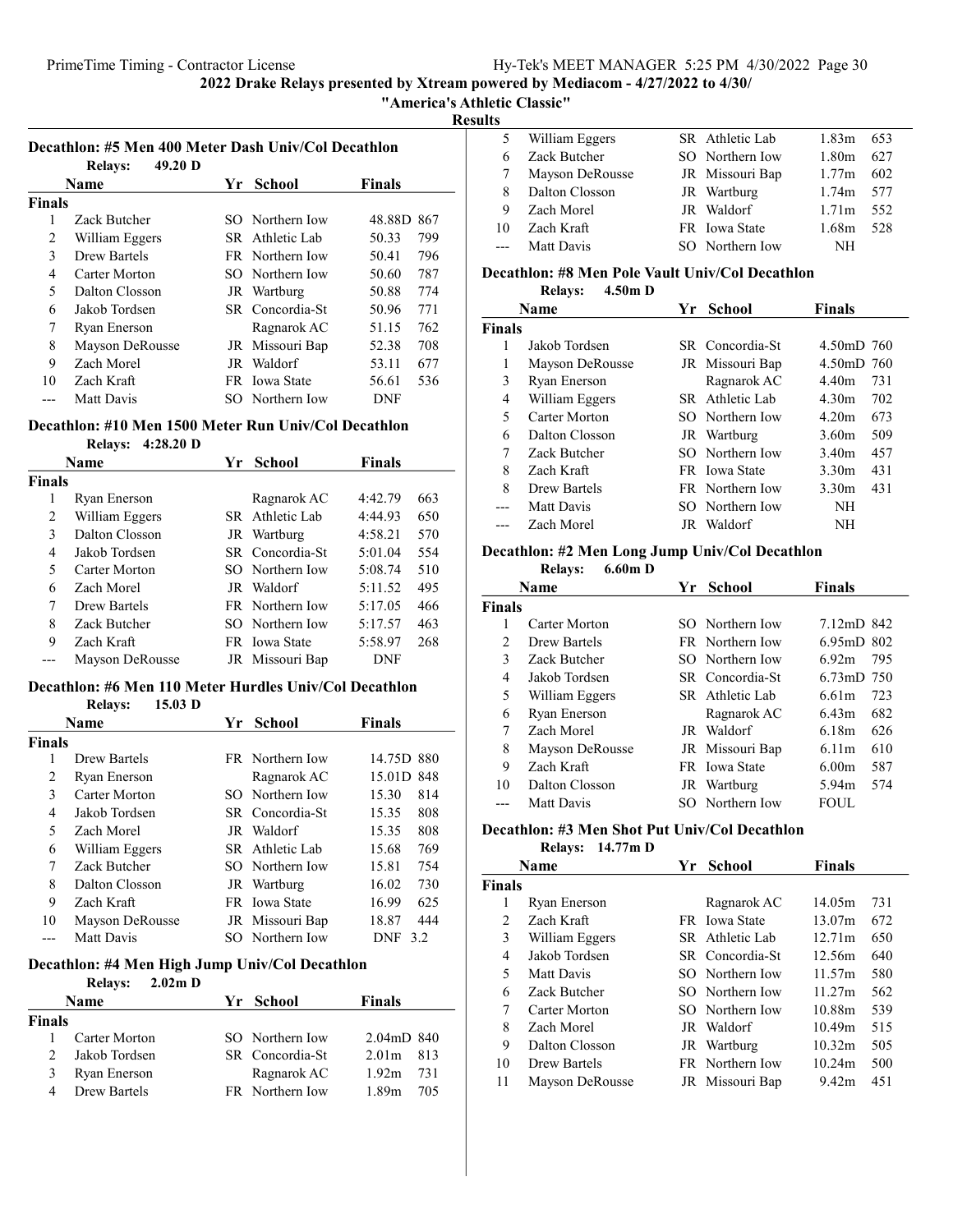# 2022 Drake Relays presented by Xtream powered by Mediacom - 4/27/2022 to 4/30/

## "America's Athletic Classic"

### Results

### Decathlon: #5 Men 400 Meter Dash Univ/Col Decathlon

**Relays:** 49.20 D

| | Name | Yr | School | Finals | |
|---|---|---|---|---|---|
| **Finals** | | | | | |
| 1 | Zack Butcher | SO | Northern Iow | 48.88D | 867 |
| 2 | William Eggers | SR | Athletic Lab | 50.33 | 799 |
| 3 | Drew Bartels | FR | Northern Iow | 50.41 | 796 |
| 4 | Carter Morton | SO | Northern Iow | 50.60 | 787 |
| 5 | Dalton Closson | JR | Wartburg | 50.88 | 774 |
| 6 | Jakob Tordsen | SR | Concordia-St | 50.96 | 771 |
| 7 | Ryan Enerson | | Ragnarok AC | 51.15 | 762 |
| 8 | Mayson DeRousse | JR | Missouri Bap | 52.38 | 708 |
| 9 | Zach Morel | JR | Waldorf | 53.11 | 677 |
| 10 | Zach Kraft | FR | Iowa State | 56.61 | 536 |
| --- | Matt Davis | SO | Northern Iow | DNF | |

### Decathlon: #10 Men 1500 Meter Run Univ/Col Decathlon

**Relays:** 4:28.20 D

| | Name | Yr | School | Finals | |
|---|---|---|---|---|---|
| **Finals** | | | | | |
| 1 | Ryan Enerson | | Ragnarok AC | 4:42.79 | 663 |
| 2 | William Eggers | SR | Athletic Lab | 4:44.93 | 650 |
| 3 | Dalton Closson | JR | Wartburg | 4:58.21 | 570 |
| 4 | Jakob Tordsen | SR | Concordia-St | 5:01.04 | 554 |
| 5 | Carter Morton | SO | Northern Iow | 5:08.74 | 510 |
| 6 | Zach Morel | JR | Waldorf | 5:11.52 | 495 |
| 7 | Drew Bartels | FR | Northern Iow | 5:17.05 | 466 |
| 8 | Zack Butcher | SO | Northern Iow | 5:17.57 | 463 |
| 9 | Zach Kraft | FR | Iowa State | 5:58.97 | 268 |
| --- | Mayson DeRousse | JR | Missouri Bap | DNF | |

### Decathlon: #6 Men 110 Meter Hurdles Univ/Col Decathlon

**Relays:** 15.03 D

| | Name | Yr | School | Finals | |
|---|---|---|---|---|---|
| **Finals** | | | | | |
| 1 | Drew Bartels | FR | Northern Iow | 14.75D | 880 |
| 2 | Ryan Enerson | | Ragnarok AC | 15.01D | 848 |
| 3 | Carter Morton | SO | Northern Iow | 15.30 | 814 |
| 4 | Jakob Tordsen | SR | Concordia-St | 15.35 | 808 |
| 5 | Zach Morel | JR | Waldorf | 15.35 | 808 |
| 6 | William Eggers | SR | Athletic Lab | 15.68 | 769 |
| 7 | Zack Butcher | SO | Northern Iow | 15.81 | 754 |
| 8 | Dalton Closson | JR | Wartburg | 16.02 | 730 |
| 9 | Zach Kraft | FR | Iowa State | 16.99 | 625 |
| 10 | Mayson DeRousse | JR | Missouri Bap | 18.87 | 444 |
| --- | Matt Davis | SO | Northern Iow | DNF | 3.2 |

### Decathlon: #4 Men High Jump Univ/Col Decathlon

**Relays:** 2.02m D

| | Name | Yr | School | Finals | |
|---|---|---|---|---|---|
| **Finals** | | | | | |
| 1 | Carter Morton | SO | Northern Iow | 2.04mD | 840 |
| 2 | Jakob Tordsen | SR | Concordia-St | 2.01m | 813 |
| 3 | Ryan Enerson | | Ragnarok AC | 1.92m | 731 |
| 4 | Drew Bartels | FR | Northern Iow | 1.89m | 705 |
| 5 | William Eggers | SR | Athletic Lab | 1.83m | 653 |
| 6 | Zack Butcher | SO | Northern Iow | 1.80m | 627 |
| 7 | Mayson DeRousse | JR | Missouri Bap | 1.77m | 602 |
| 8 | Dalton Closson | JR | Wartburg | 1.74m | 577 |
| 9 | Zach Morel | JR | Waldorf | 1.71m | 552 |
| 10 | Zach Kraft | FR | Iowa State | 1.68m | 528 |
| --- | Matt Davis | SO | Northern Iow | NH | |

### Decathlon: #8 Men Pole Vault Univ/Col Decathlon

**Relays:** 4.50m D

| | Name | Yr | School | Finals | |
|---|---|---|---|---|---|
| **Finals** | | | | | |
| 1 | Jakob Tordsen | SR | Concordia-St | 4.50mD | 760 |
| 1 | Mayson DeRousse | JR | Missouri Bap | 4.50mD | 760 |
| 3 | Ryan Enerson | | Ragnarok AC | 4.40m | 731 |
| 4 | William Eggers | SR | Athletic Lab | 4.30m | 702 |
| 5 | Carter Morton | SO | Northern Iow | 4.20m | 673 |
| 6 | Dalton Closson | JR | Wartburg | 3.60m | 509 |
| 7 | Zack Butcher | SO | Northern Iow | 3.40m | 457 |
| 8 | Zach Kraft | FR | Iowa State | 3.30m | 431 |
| 8 | Drew Bartels | FR | Northern Iow | 3.30m | 431 |
| --- | Matt Davis | SO | Northern Iow | NH | |
| --- | Zach Morel | JR | Waldorf | NH | |

### Decathlon: #2 Men Long Jump Univ/Col Decathlon

**Relays:** 6.60m D

| | Name | Yr | School | Finals | |
|---|---|---|---|---|---|
| **Finals** | | | | | |
| 1 | Carter Morton | SO | Northern Iow | 7.12mD | 842 |
| 2 | Drew Bartels | FR | Northern Iow | 6.95mD | 802 |
| 3 | Zack Butcher | SO | Northern Iow | 6.92m | 795 |
| 4 | Jakob Tordsen | SR | Concordia-St | 6.73mD | 750 |
| 5 | William Eggers | SR | Athletic Lab | 6.61m | 723 |
| 6 | Ryan Enerson | | Ragnarok AC | 6.43m | 682 |
| 7 | Zach Morel | JR | Waldorf | 6.18m | 626 |
| 8 | Mayson DeRousse | JR | Missouri Bap | 6.11m | 610 |
| 9 | Zach Kraft | FR | Iowa State | 6.00m | 587 |
| 10 | Dalton Closson | JR | Wartburg | 5.94m | 574 |
| --- | Matt Davis | SO | Northern Iow | FOUL | |

### Decathlon: #3 Men Shot Put Univ/Col Decathlon

**Relays:** 14.77m D

| | Name | Yr | School | Finals | |
|---|---|---|---|---|---|
| **Finals** | | | | | |
| 1 | Ryan Enerson | | Ragnarok AC | 14.05m | 731 |
| 2 | Zach Kraft | FR | Iowa State | 13.07m | 672 |
| 3 | William Eggers | SR | Athletic Lab | 12.71m | 650 |
| 4 | Jakob Tordsen | SR | Concordia-St | 12.56m | 640 |
| 5 | Matt Davis | SO | Northern Iow | 11.57m | 580 |
| 6 | Zack Butcher | SO | Northern Iow | 11.27m | 562 |
| 7 | Carter Morton | SO | Northern Iow | 10.88m | 539 |
| 8 | Zach Morel | JR | Waldorf | 10.49m | 515 |
| 9 | Dalton Closson | JR | Wartburg | 10.32m | 505 |
| 10 | Drew Bartels | FR | Northern Iow | 10.24m | 500 |
| 11 | Mayson DeRousse | JR | Missouri Bap | 9.42m | 451 |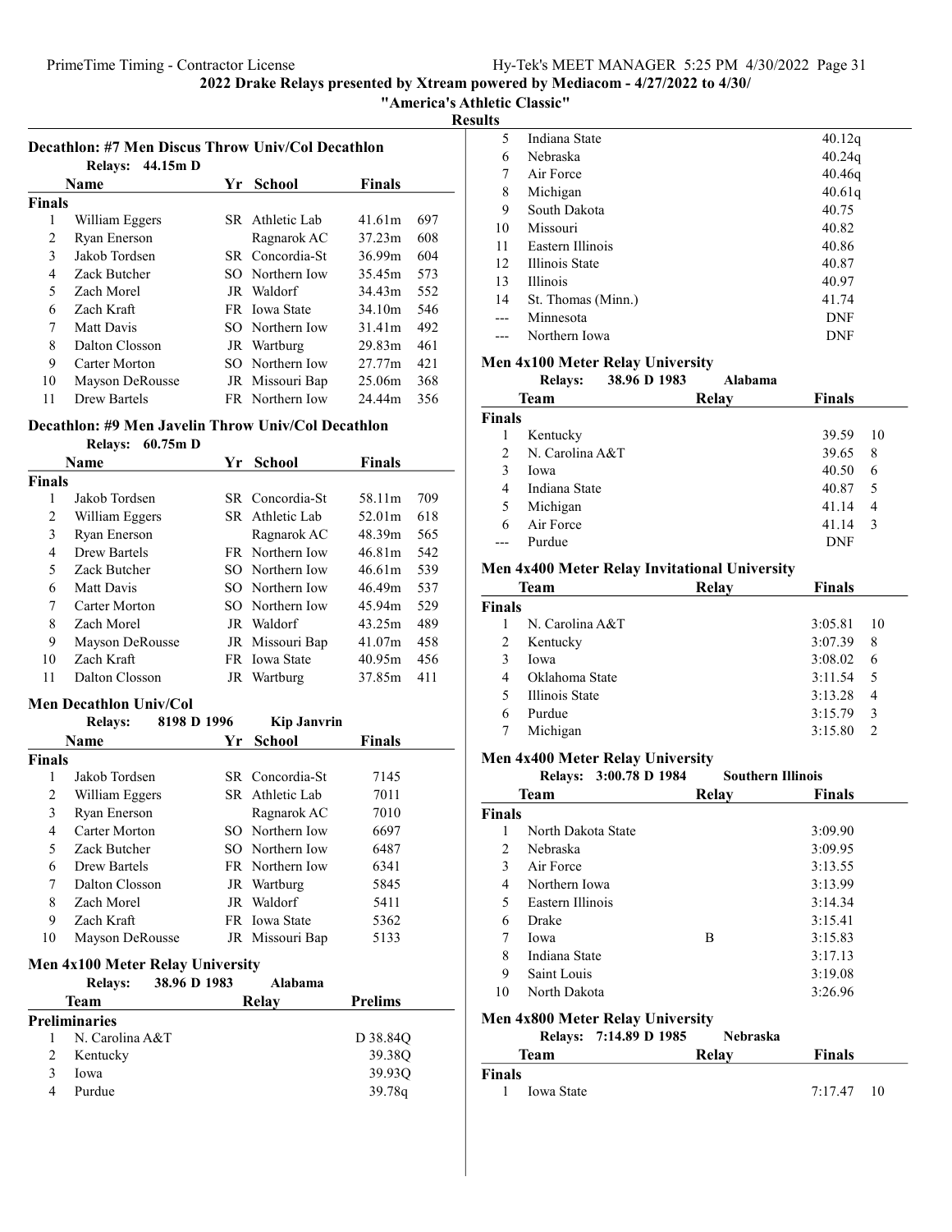2022 Drake Relays presented by Xtream powered by Mediacom - 4/27/2022 to 4/30/

"America's Athletic Classic"

Results

### Decathlon: #7 Men Discus Throw Univ/Col Decathlon

Relays: 44.15m D

| | Name | Yr | School | Finals | |
|---|---|---|---|---|---|
| **Finals** | | | | | |
| 1 | William Eggers | SR | Athletic Lab | 41.61m | 697 |
| 2 | Ryan Enerson | | Ragnarok AC | 37.23m | 608 |
| 3 | Jakob Tordsen | SR | Concordia-St | 36.99m | 604 |
| 4 | Zack Butcher | SO | Northern Iow | 35.45m | 573 |
| 5 | Zach Morel | JR | Waldorf | 34.43m | 552 |
| 6 | Zach Kraft | FR | Iowa State | 34.10m | 546 |
| 7 | Matt Davis | SO | Northern Iow | 31.41m | 492 |
| 8 | Dalton Closson | JR | Wartburg | 29.83m | 461 |
| 9 | Carter Morton | SO | Northern Iow | 27.77m | 421 |
| 10 | Mayson DeRousse | JR | Missouri Bap | 25.06m | 368 |
| 11 | Drew Bartels | FR | Northern Iow | 24.44m | 356 |

### Decathlon: #9 Men Javelin Throw Univ/Col Decathlon

Relays: 60.75m D

| | Name | Yr | School | Finals | |
|---|---|---|---|---|---|
| **Finals** | | | | | |
| 1 | Jakob Tordsen | SR | Concordia-St | 58.11m | 709 |
| 2 | William Eggers | SR | Athletic Lab | 52.01m | 618 |
| 3 | Ryan Enerson | | Ragnarok AC | 48.39m | 565 |
| 4 | Drew Bartels | FR | Northern Iow | 46.81m | 542 |
| 5 | Zack Butcher | SO | Northern Iow | 46.61m | 539 |
| 6 | Matt Davis | SO | Northern Iow | 46.49m | 537 |
| 7 | Carter Morton | SO | Northern Iow | 45.94m | 529 |
| 8 | Zach Morel | JR | Waldorf | 43.25m | 489 |
| 9 | Mayson DeRousse | JR | Missouri Bap | 41.07m | 458 |
| 10 | Zach Kraft | FR | Iowa State | 40.95m | 456 |
| 11 | Dalton Closson | JR | Wartburg | 37.85m | 411 |

### Men Decathlon Univ/Col

Relays: 8198 D 1996 Kip Janvrin

| | Name | Yr | School | Finals |
|---|---|---|---|---|
| **Finals** | | | | |
| 1 | Jakob Tordsen | SR | Concordia-St | 7145 |
| 2 | William Eggers | SR | Athletic Lab | 7011 |
| 3 | Ryan Enerson | | Ragnarok AC | 7010 |
| 4 | Carter Morton | SO | Northern Iow | 6697 |
| 5 | Zack Butcher | SO | Northern Iow | 6487 |
| 6 | Drew Bartels | FR | Northern Iow | 6341 |
| 7 | Dalton Closson | JR | Wartburg | 5845 |
| 8 | Zach Morel | JR | Waldorf | 5411 |
| 9 | Zach Kraft | FR | Iowa State | 5362 |
| 10 | Mayson DeRousse | JR | Missouri Bap | 5133 |

### Men 4x100 Meter Relay University

Relays: 38.96 D 1983 Alabama

| | Team | Relay | Prelims |
|---|---|---|---|
| **Preliminaries** | | | |
| 1 | N. Carolina A&T | | D 38.84Q |
| 2 | Kentucky | | 39.38Q |
| 3 | Iowa | | 39.93Q |
| 4 | Purdue | | 39.78q |
| 5 | Indiana State | | 40.12q |
| 6 | Nebraska | | 40.24q |
| 7 | Air Force | | 40.46q |
| 8 | Michigan | | 40.61q |
| 9 | South Dakota | | 40.75 |
| 10 | Missouri | | 40.82 |
| 11 | Eastern Illinois | | 40.86 |
| 12 | Illinois State | | 40.87 |
| 13 | Illinois | | 40.97 |
| 14 | St. Thomas (Minn.) | | 41.74 |
| --- | Minnesota | | DNF |
| --- | Northern Iowa | | DNF |

### Men 4x100 Meter Relay University

Relays: 38.96 D 1983 Alabama

| | Team | Relay | Finals | |
|---|---|---|---|---|
| **Finals** | | | | |
| 1 | Kentucky | | 39.59 | 10 |
| 2 | N. Carolina A&T | | 39.65 | 8 |
| 3 | Iowa | | 40.50 | 6 |
| 4 | Indiana State | | 40.87 | 5 |
| 5 | Michigan | | 41.14 | 4 |
| 6 | Air Force | | 41.14 | 3 |
| --- | Purdue | | DNF | |

### Men 4x400 Meter Relay Invitational University

| | Team | Relay | Finals | |
|---|---|---|---|---|
| **Finals** | | | | |
| 1 | N. Carolina A&T | | 3:05.81 | 10 |
| 2 | Kentucky | | 3:07.39 | 8 |
| 3 | Iowa | | 3:08.02 | 6 |
| 4 | Oklahoma State | | 3:11.54 | 5 |
| 5 | Illinois State | | 3:13.28 | 4 |
| 6 | Purdue | | 3:15.79 | 3 |
| 7 | Michigan | | 3:15.80 | 2 |

### Men 4x400 Meter Relay University

Relays: 3:00.78 D 1984 Southern Illinois

| | Team | Relay | Finals |
|---|---|---|---|
| **Finals** | | | |
| 1 | North Dakota State | | 3:09.90 |
| 2 | Nebraska | | 3:09.95 |
| 3 | Air Force | | 3:13.55 |
| 4 | Northern Iowa | | 3:13.99 |
| 5 | Eastern Illinois | | 3:14.34 |
| 6 | Drake | | 3:15.41 |
| 7 | Iowa | B | 3:15.83 |
| 8 | Indiana State | | 3:17.13 |
| 9 | Saint Louis | | 3:19.08 |
| 10 | North Dakota | | 3:26.96 |

### Men 4x800 Meter Relay University

Relays: 7:14.89 D 1985 Nebraska

| | Team | Relay | Finals | |
|---|---|---|---|---|
| **Finals** | | | | |
| 1 | Iowa State | | 7:17.47 | 10 |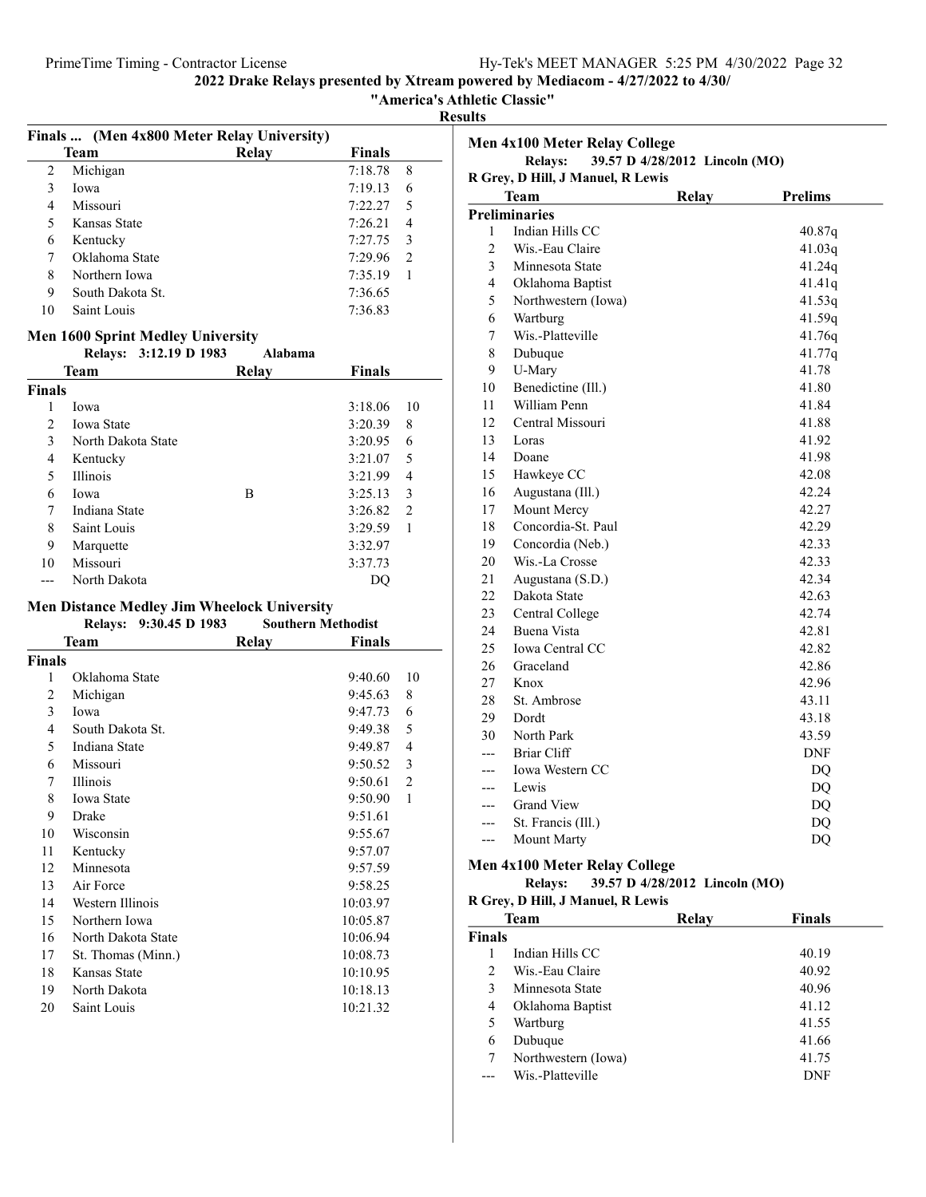## 2022 Drake Relays presented by Xtream powered by Mediacom - 4/27/2022 to 4/30/

**"America's Athletic Classic"**

**Results**

### Finals ... (Men 4x800 Meter Relay University)

| | Team | Relay | Finals | |
|---|---|---|---|---|
| 2 | Michigan | | 7:18.78 | 8 |
| 3 | Iowa | | 7:19.13 | 6 |
| 4 | Missouri | | 7:22.27 | 5 |
| 5 | Kansas State | | 7:26.21 | 4 |
| 6 | Kentucky | | 7:27.75 | 3 |
| 7 | Oklahoma State | | 7:29.96 | 2 |
| 8 | Northern Iowa | | 7:35.19 | 1 |
| 9 | South Dakota St. | | 7:36.65 | |
| 10 | Saint Louis | | 7:36.83 | |

### Men 1600 Sprint Medley University

Relays: 3:12.19 D 1983 Alabama

| | Team | Relay | Finals | |
|---|---|---|---|---|
| **Finals** | | | | |
| 1 | Iowa | | 3:18.06 | 10 |
| 2 | Iowa State | | 3:20.39 | 8 |
| 3 | North Dakota State | | 3:20.95 | 6 |
| 4 | Kentucky | | 3:21.07 | 5 |
| 5 | Illinois | | 3:21.99 | 4 |
| 6 | Iowa | B | 3:25.13 | 3 |
| 7 | Indiana State | | 3:26.82 | 2 |
| 8 | Saint Louis | | 3:29.59 | 1 |
| 9 | Marquette | | 3:32.97 | |
| 10 | Missouri | | 3:37.73 | |
| --- | North Dakota | | DQ | |

### Men Distance Medley Jim Wheelock University

Relays: 9:30.45 D 1983 Southern Methodist

| | Team | Relay | Finals | |
|---|---|---|---|---|
| **Finals** | | | | |
| 1 | Oklahoma State | | 9:40.60 | 10 |
| 2 | Michigan | | 9:45.63 | 8 |
| 3 | Iowa | | 9:47.73 | 6 |
| 4 | South Dakota St. | | 9:49.38 | 5 |
| 5 | Indiana State | | 9:49.87 | 4 |
| 6 | Missouri | | 9:50.52 | 3 |
| 7 | Illinois | | 9:50.61 | 2 |
| 8 | Iowa State | | 9:50.90 | 1 |
| 9 | Drake | | 9:51.61 | |
| 10 | Wisconsin | | 9:55.67 | |
| 11 | Kentucky | | 9:57.07 | |
| 12 | Minnesota | | 9:57.59 | |
| 13 | Air Force | | 9:58.25 | |
| 14 | Western Illinois | | 10:03.97 | |
| 15 | Northern Iowa | | 10:05.87 | |
| 16 | North Dakota State | | 10:06.94 | |
| 17 | St. Thomas (Minn.) | | 10:08.73 | |
| 18 | Kansas State | | 10:10.95 | |
| 19 | North Dakota | | 10:18.13 | |
| 20 | Saint Louis | | 10:21.32 | |

### Men 4x100 Meter Relay College

Relays: 39.57 D 4/28/2012 Lincoln (MO)

R Grey, D Hill, J Manuel, R Lewis

| | Team | Relay | Prelims |
|---|---|---|---|
| **Preliminaries** | | | |
| 1 | Indian Hills CC | | 40.87q |
| 2 | Wis.-Eau Claire | | 41.03q |
| 3 | Minnesota State | | 41.24q |
| 4 | Oklahoma Baptist | | 41.41q |
| 5 | Northwestern (Iowa) | | 41.53q |
| 6 | Wartburg | | 41.59q |
| 7 | Wis.-Platteville | | 41.76q |
| 8 | Dubuque | | 41.77q |
| 9 | U-Mary | | 41.78 |
| 10 | Benedictine (Ill.) | | 41.80 |
| 11 | William Penn | | 41.84 |
| 12 | Central Missouri | | 41.88 |
| 13 | Loras | | 41.92 |
| 14 | Doane | | 41.98 |
| 15 | Hawkeye CC | | 42.08 |
| 16 | Augustana (Ill.) | | 42.24 |
| 17 | Mount Mercy | | 42.27 |
| 18 | Concordia-St. Paul | | 42.29 |
| 19 | Concordia (Neb.) | | 42.33 |
| 20 | Wis.-La Crosse | | 42.33 |
| 21 | Augustana (S.D.) | | 42.34 |
| 22 | Dakota State | | 42.63 |
| 23 | Central College | | 42.74 |
| 24 | Buena Vista | | 42.81 |
| 25 | Iowa Central CC | | 42.82 |
| 26 | Graceland | | 42.86 |
| 27 | Knox | | 42.96 |
| 28 | St. Ambrose | | 43.11 |
| 29 | Dordt | | 43.18 |
| 30 | North Park | | 43.59 |
| --- | Briar Cliff | | DNF |
| --- | Iowa Western CC | | DQ |
| --- | Lewis | | DQ |
| --- | Grand View | | DQ |
| --- | St. Francis (Ill.) | | DQ |
| --- | Mount Marty | | DQ |

### Men 4x100 Meter Relay College

Relays: 39.57 D 4/28/2012 Lincoln (MO)

R Grey, D Hill, J Manuel, R Lewis

| | Team | Relay | Finals |
|---|---|---|---|
| **Finals** | | | |
| 1 | Indian Hills CC | | 40.19 |
| 2 | Wis.-Eau Claire | | 40.92 |
| 3 | Minnesota State | | 40.96 |
| 4 | Oklahoma Baptist | | 41.12 |
| 5 | Wartburg | | 41.55 |
| 6 | Dubuque | | 41.66 |
| 7 | Northwestern (Iowa) | | 41.75 |
| --- | Wis.-Platteville | | DNF |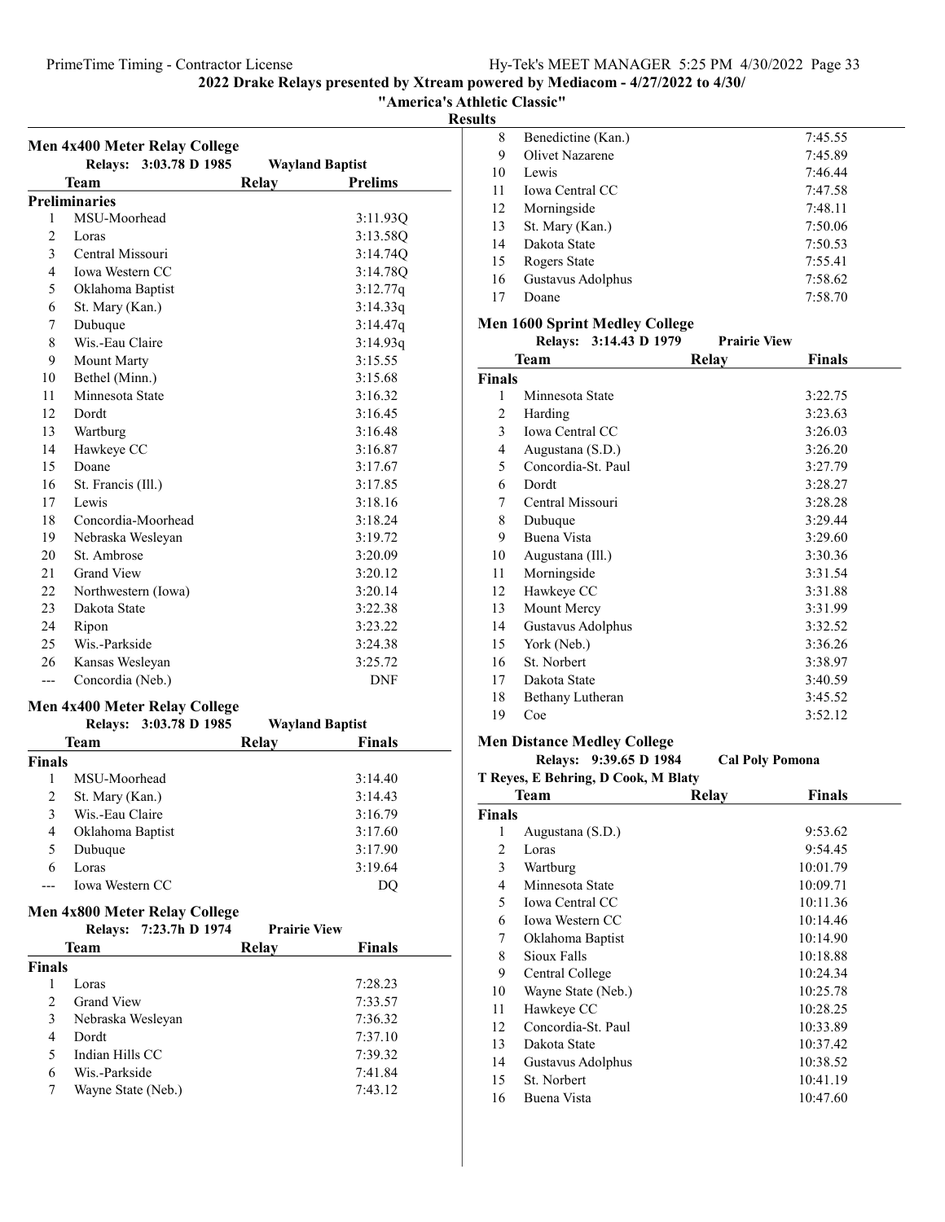# 2022 Drake Relays presented by Xtream powered by Mediacom - 4/27/2022 to 4/30/

## "America's Athletic Classic"

## Results

### Men 4x400 Meter Relay College

Relays: 3:03.78 D 1985 — Wayland Baptist

**Preliminaries**

| | Team | Relay | Prelims |
|---|---|---|---|
| 1 | MSU-Moorhead | | 3:11.93Q |
| 2 | Loras | | 3:13.58Q |
| 3 | Central Missouri | | 3:14.74Q |
| 4 | Iowa Western CC | | 3:14.78Q |
| 5 | Oklahoma Baptist | | 3:12.77q |
| 6 | St. Mary (Kan.) | | 3:14.33q |
| 7 | Dubuque | | 3:14.47q |
| 8 | Wis.-Eau Claire | | 3:14.93q |
| 9 | Mount Marty | | 3:15.55 |
| 10 | Bethel (Minn.) | | 3:15.68 |
| 11 | Minnesota State | | 3:16.32 |
| 12 | Dordt | | 3:16.45 |
| 13 | Wartburg | | 3:16.48 |
| 14 | Hawkeye CC | | 3:16.87 |
| 15 | Doane | | 3:17.67 |
| 16 | St. Francis (Ill.) | | 3:17.85 |
| 17 | Lewis | | 3:18.16 |
| 18 | Concordia-Moorhead | | 3:18.24 |
| 19 | Nebraska Wesleyan | | 3:19.72 |
| 20 | St. Ambrose | | 3:20.09 |
| 21 | Grand View | | 3:20.12 |
| 22 | Northwestern (Iowa) | | 3:20.14 |
| 23 | Dakota State | | 3:22.38 |
| 24 | Ripon | | 3:23.22 |
| 25 | Wis.-Parkside | | 3:24.38 |
| 26 | Kansas Wesleyan | | 3:25.72 |
| --- | Concordia (Neb.) | | DNF |

### Men 4x400 Meter Relay College

Relays: 3:03.78 D 1985 — Wayland Baptist

**Finals**

| | Team | Relay | Finals |
|---|---|---|---|
| 1 | MSU-Moorhead | | 3:14.40 |
| 2 | St. Mary (Kan.) | | 3:14.43 |
| 3 | Wis.-Eau Claire | | 3:16.79 |
| 4 | Oklahoma Baptist | | 3:17.60 |
| 5 | Dubuque | | 3:17.90 |
| 6 | Loras | | 3:19.64 |
| --- | Iowa Western CC | | DQ |

### Men 4x800 Meter Relay College

Relays: 7:23.7h D 1974 — Prairie View

**Finals**

| | Team | Relay | Finals |
|---|---|---|---|
| 1 | Loras | | 7:28.23 |
| 2 | Grand View | | 7:33.57 |
| 3 | Nebraska Wesleyan | | 7:36.32 |
| 4 | Dordt | | 7:37.10 |
| 5 | Indian Hills CC | | 7:39.32 |
| 6 | Wis.-Parkside | | 7:41.84 |
| 7 | Wayne State (Neb.) | | 7:43.12 |
| 8 | Benedictine (Kan.) | | 7:45.55 |
| 9 | Olivet Nazarene | | 7:45.89 |
| 10 | Lewis | | 7:46.44 |
| 11 | Iowa Central CC | | 7:47.58 |
| 12 | Morningside | | 7:48.11 |
| 13 | St. Mary (Kan.) | | 7:50.06 |
| 14 | Dakota State | | 7:50.53 |
| 15 | Rogers State | | 7:55.41 |
| 16 | Gustavus Adolphus | | 7:58.62 |
| 17 | Doane | | 7:58.70 |

### Men 1600 Sprint Medley College

Relays: 3:14.43 D 1979 — Prairie View

**Finals**

| | Team | Relay | Finals |
|---|---|---|---|
| 1 | Minnesota State | | 3:22.75 |
| 2 | Harding | | 3:23.63 |
| 3 | Iowa Central CC | | 3:26.03 |
| 4 | Augustana (S.D.) | | 3:26.20 |
| 5 | Concordia-St. Paul | | 3:27.79 |
| 6 | Dordt | | 3:28.27 |
| 7 | Central Missouri | | 3:28.28 |
| 8 | Dubuque | | 3:29.44 |
| 9 | Buena Vista | | 3:29.60 |
| 10 | Augustana (Ill.) | | 3:30.36 |
| 11 | Morningside | | 3:31.54 |
| 12 | Hawkeye CC | | 3:31.88 |
| 13 | Mount Mercy | | 3:31.99 |
| 14 | Gustavus Adolphus | | 3:32.52 |
| 15 | York (Neb.) | | 3:36.26 |
| 16 | St. Norbert | | 3:38.97 |
| 17 | Dakota State | | 3:40.59 |
| 18 | Bethany Lutheran | | 3:45.52 |
| 19 | Coe | | 3:52.12 |

### Men Distance Medley College

Relays: 9:39.65 D 1984 — Cal Poly Pomona

T Reyes, E Behring, D Cook, M Blaty

**Finals**

| | Team | Relay | Finals |
|---|---|---|---|
| 1 | Augustana (S.D.) | | 9:53.62 |
| 2 | Loras | | 9:54.45 |
| 3 | Wartburg | | 10:01.79 |
| 4 | Minnesota State | | 10:09.71 |
| 5 | Iowa Central CC | | 10:11.36 |
| 6 | Iowa Western CC | | 10:14.46 |
| 7 | Oklahoma Baptist | | 10:14.90 |
| 8 | Sioux Falls | | 10:18.88 |
| 9 | Central College | | 10:24.34 |
| 10 | Wayne State (Neb.) | | 10:25.78 |
| 11 | Hawkeye CC | | 10:28.25 |
| 12 | Concordia-St. Paul | | 10:33.89 |
| 13 | Dakota State | | 10:37.42 |
| 14 | Gustavus Adolphus | | 10:38.52 |
| 15 | St. Norbert | | 10:41.19 |
| 16 | Buena Vista | | 10:47.60 |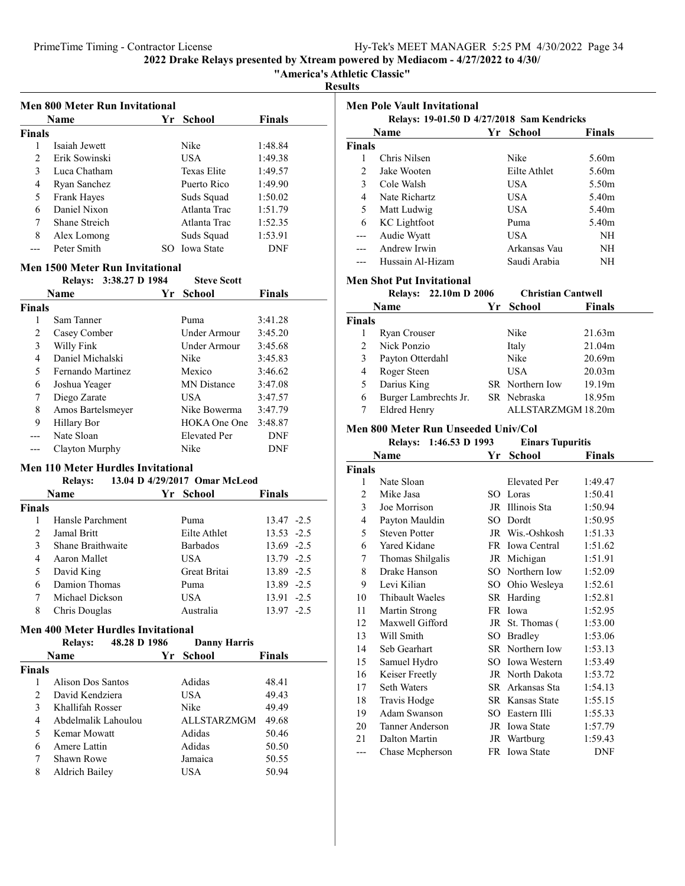## 2022 Drake Relays presented by Xtream powered by Mediacom - 4/27/2022 to 4/30/

### "America's Athletic Classic"

### Results

#### Men 800 Meter Run Invitational

| | Name | Yr | School | Finals |
|---|---|---|---|---|
| **Finals** | | | | |
| 1 | Isaiah Jewett | | Nike | 1:48.84 |
| 2 | Erik Sowinski | | USA | 1:49.38 |
| 3 | Luca Chatham | | Texas Elite | 1:49.57 |
| 4 | Ryan Sanchez | | Puerto Rico | 1:49.90 |
| 5 | Frank Hayes | | Suds Squad | 1:50.02 |
| 6 | Daniel Nixon | | Atlanta Trac | 1:51.79 |
| 7 | Shane Streich | | Atlanta Trac | 1:52.35 |
| 8 | Alex Lomong | | Suds Squad | 1:53.91 |
| --- | Peter Smith | SO | Iowa State | DNF |

#### Men 1500 Meter Run Invitational

Relays: 3:38.27 D 1984 Steve Scott

| | Name | Yr | School | Finals |
|---|---|---|---|---|
| **Finals** | | | | |
| 1 | Sam Tanner | | Puma | 3:41.28 |
| 2 | Casey Comber | | Under Armour | 3:45.20 |
| 3 | Willy Fink | | Under Armour | 3:45.68 |
| 4 | Daniel Michalski | | Nike | 3:45.83 |
| 5 | Fernando Martinez | | Mexico | 3:46.62 |
| 6 | Joshua Yeager | | MN Distance | 3:47.08 |
| 7 | Diego Zarate | | USA | 3:47.57 |
| 8 | Amos Bartelsmeyer | | Nike Bowerma | 3:47.79 |
| 9 | Hillary Bor | | HOKA One One | 3:48.87 |
| --- | Nate Sloan | | Elevated Per | DNF |
| --- | Clayton Murphy | | Nike | DNF |

#### Men 110 Meter Hurdles Invitational

Relays: 13.04 D 4/29/2017 Omar McLeod

| | Name | Yr | School | Finals | Wind |
|---|---|---|---|---|---|
| **Finals** | | | | | |
| 1 | Hansle Parchment | | Puma | 13.47 | -2.5 |
| 2 | Jamal Britt | | Eilte Athlet | 13.53 | -2.5 |
| 3 | Shane Braithwaite | | Barbados | 13.69 | -2.5 |
| 4 | Aaron Mallet | | USA | 13.79 | -2.5 |
| 5 | David King | | Great Britai | 13.89 | -2.5 |
| 6 | Damion Thomas | | Puma | 13.89 | -2.5 |
| 7 | Michael Dickson | | USA | 13.91 | -2.5 |
| 8 | Chris Douglas | | Australia | 13.97 | -2.5 |

#### Men 400 Meter Hurdles Invitational

Relays: 48.28 D 1986 Danny Harris

| | Name | Yr | School | Finals |
|---|---|---|---|---|
| **Finals** | | | | |
| 1 | Alison Dos Santos | | Adidas | 48.41 |
| 2 | David Kendziera | | USA | 49.43 |
| 3 | Khallifah Rosser | | Nike | 49.49 |
| 4 | Abdelmalik Lahoulou | | ALLSTARZMGM | 49.68 |
| 5 | Kemar Mowatt | | Adidas | 50.46 |
| 6 | Amere Lattin | | Adidas | 50.50 |
| 7 | Shawn Rowe | | Jamaica | 50.55 |
| 8 | Aldrich Bailey | | USA | 50.94 |

#### Men Pole Vault Invitational

Relays: 19-01.50 D 4/27/2018 Sam Kendricks

| | Name | Yr | School | Finals |
|---|---|---|---|---|
| **Finals** | | | | |
| 1 | Chris Nilsen | | Nike | 5.60m |
| 2 | Jake Wooten | | Eilte Athlet | 5.60m |
| 3 | Cole Walsh | | USA | 5.50m |
| 4 | Nate Richartz | | USA | 5.40m |
| 5 | Matt Ludwig | | USA | 5.40m |
| 6 | KC Lightfoot | | Puma | 5.40m |
| --- | Audie Wyatt | | USA | NH |
| --- | Andrew Irwin | | Arkansas Vau | NH |
| --- | Hussain Al-Hizam | | Saudi Arabia | NH |

#### Men Shot Put Invitational

Relays: 22.10m D 2006 Christian Cantwell

| | Name | Yr | School | Finals |
|---|---|---|---|---|
| **Finals** | | | | |
| 1 | Ryan Crouser | | Nike | 21.63m |
| 2 | Nick Ponzio | | Italy | 21.04m |
| 3 | Payton Otterdahl | | Nike | 20.69m |
| 4 | Roger Steen | | USA | 20.03m |
| 5 | Darius King | SR | Northern Iow | 19.19m |
| 6 | Burger Lambrechts Jr. | SR | Nebraska | 18.95m |
| 7 | Eldred Henry | | ALLSTARZMGM | 18.20m |

#### Men 800 Meter Run Unseeded Univ/Col

Relays: 1:46.53 D 1993 Einars Tupuritis

| | Name | Yr | School | Finals |
|---|---|---|---|---|
| **Finals** | | | | |
| 1 | Nate Sloan | | Elevated Per | 1:49.47 |
| 2 | Mike Jasa | SO | Loras | 1:50.41 |
| 3 | Joe Morrison | JR | Illinois Sta | 1:50.94 |
| 4 | Payton Mauldin | SO | Dordt | 1:50.95 |
| 5 | Steven Potter | JR | Wis.-Oshkosh | 1:51.33 |
| 6 | Yared Kidane | FR | Iowa Central | 1:51.62 |
| 7 | Thomas Shilgalis | JR | Michigan | 1:51.91 |
| 8 | Drake Hanson | SO | Northern Iow | 1:52.09 |
| 9 | Levi Kilian | SO | Ohio Wesleya | 1:52.61 |
| 10 | Thibault Waeles | SR | Harding | 1:52.81 |
| 11 | Martin Strong | FR | Iowa | 1:52.95 |
| 12 | Maxwell Gifford | JR | St. Thomas ( | 1:53.00 |
| 13 | Will Smith | SO | Bradley | 1:53.06 |
| 14 | Seb Gearhart | SR | Northern Iow | 1:53.13 |
| 15 | Samuel Hydro | SO | Iowa Western | 1:53.49 |
| 16 | Keiser Freetly | JR | North Dakota | 1:53.72 |
| 17 | Seth Waters | SR | Arkansas Sta | 1:54.13 |
| 18 | Travis Hodge | SR | Kansas State | 1:55.15 |
| 19 | Adam Swanson | SO | Eastern Illi | 1:55.33 |
| 20 | Tanner Anderson | JR | Iowa State | 1:57.79 |
| 21 | Dalton Martin | JR | Wartburg | 1:59.43 |
| --- | Chase Mcpherson | FR | Iowa State | DNF |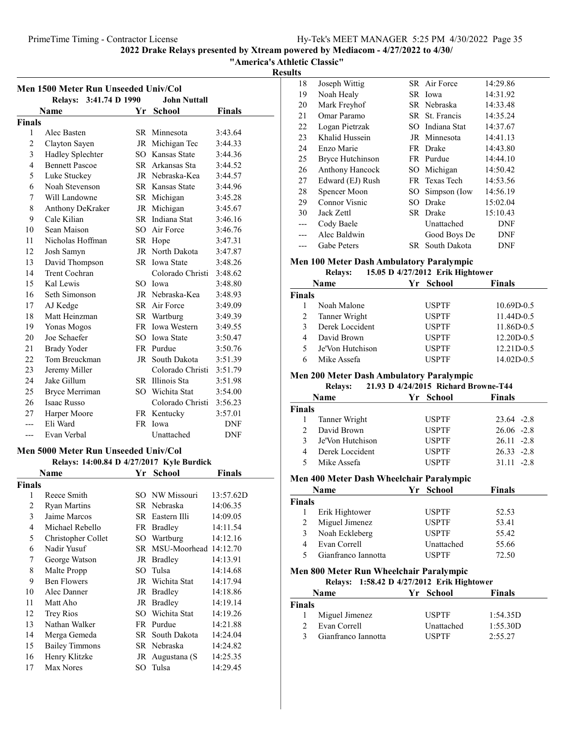## 2022 Drake Relays presented by Xtream powered by Mediacom - 4/27/2022 to 4/30/

### "America's Athletic Classic"

### Results

#### Men 1500 Meter Run Unseeded Univ/Col

Relays: 3:41.74 D 1990 John Nuttall

| | Name | Yr | School | Finals |
|---|---|---|---|---|
| **Finals** | | | | |
| 1 | Alec Basten | SR | Minnesota | 3:43.64 |
| 2 | Clayton Sayen | JR | Michigan Tec | 3:44.33 |
| 3 | Hadley Splechter | SO | Kansas State | 3:44.36 |
| 4 | Bennett Pascoe | SR | Arkansas Sta | 3:44.52 |
| 5 | Luke Stuckey | JR | Nebraska-Kea | 3:44.57 |
| 6 | Noah Stevenson | SR | Kansas State | 3:44.96 |
| 7 | Will Landowne | SR | Michigan | 3:45.28 |
| 8 | Anthony DeKraker | JR | Michigan | 3:45.67 |
| 9 | Cale Kilian | SR | Indiana Stat | 3:46.16 |
| 10 | Sean Maison | SO | Air Force | 3:46.76 |
| 11 | Nicholas Hoffman | SR | Hope | 3:47.31 |
| 12 | Josh Samyn | JR | North Dakota | 3:47.87 |
| 13 | David Thompson | SR | Iowa State | 3:48.26 |
| 14 | Trent Cochran | | Colorado Christi | 3:48.62 |
| 15 | Kal Lewis | SO | Iowa | 3:48.80 |
| 16 | Seth Simonson | JR | Nebraska-Kea | 3:48.93 |
| 17 | AJ Kedge | SR | Air Force | 3:49.09 |
| 18 | Matt Heinzman | SR | Wartburg | 3:49.39 |
| 19 | Yonas Mogos | FR | Iowa Western | 3:49.55 |
| 20 | Joe Schaefer | SO | Iowa State | 3:50.47 |
| 21 | Brady Yoder | FR | Purdue | 3:50.76 |
| 22 | Tom Breuckman | JR | South Dakota | 3:51.39 |
| 23 | Jeremy Miller | | Colorado Christi | 3:51.79 |
| 24 | Jake Gillum | SR | Illinois Sta | 3:51.98 |
| 25 | Bryce Merriman | SO | Wichita Stat | 3:54.00 |
| 26 | Isaac Russo | | Colorado Christi | 3:56.23 |
| 27 | Harper Moore | FR | Kentucky | 3:57.01 |
| --- | Eli Ward | FR | Iowa | DNF |
| --- | Evan Verbal | | Unattached | DNF |

#### Men 5000 Meter Run Unseeded Univ/Col

Relays: 14:00.84 D 4/27/2017 Kyle Burdick

| | Name | Yr | School | Finals |
|---|---|---|---|---|
| **Finals** | | | | |
| 1 | Reece Smith | SO | NW Missouri | 13:57.62D |
| 2 | Ryan Martins | SR | Nebraska | 14:06.35 |
| 3 | Jaime Marcos | SR | Eastern Illi | 14:09.05 |
| 4 | Michael Rebello | FR | Bradley | 14:11.54 |
| 5 | Christopher Collet | SO | Wartburg | 14:12.16 |
| 6 | Nadir Yusuf | SR | MSU-Moorhead | 14:12.70 |
| 7 | George Watson | JR | Bradley | 14:13.91 |
| 8 | Malte Propp | SO | Tulsa | 14:14.68 |
| 9 | Ben Flowers | JR | Wichita Stat | 14:17.94 |
| 10 | Alec Danner | JR | Bradley | 14:18.86 |
| 11 | Matt Aho | JR | Bradley | 14:19.14 |
| 12 | Trey Rios | SO | Wichita Stat | 14:19.26 |
| 13 | Nathan Walker | FR | Purdue | 14:21.88 |
| 14 | Merga Gemeda | SR | South Dakota | 14:24.04 |
| 15 | Bailey Timmons | SR | Nebraska | 14:24.82 |
| 16 | Henry Klitzke | JR | Augustana (S | 14:25.35 |
| 17 | Max Nores | SO | Tulsa | 14:29.45 |
| 18 | Joseph Wittig | SR | Air Force | 14:29.86 |
| 19 | Noah Healy | SR | Iowa | 14:31.92 |
| 20 | Mark Freyhof | SR | Nebraska | 14:33.48 |
| 21 | Omar Paramo | SR | St. Francis | 14:35.24 |
| 22 | Logan Pietrzak | SO | Indiana Stat | 14:37.67 |
| 23 | Khalid Hussein | JR | Minnesota | 14:41.13 |
| 24 | Enzo Marie | FR | Drake | 14:43.80 |
| 25 | Bryce Hutchinson | FR | Purdue | 14:44.10 |
| 26 | Anthony Hancock | SO | Michigan | 14:50.42 |
| 27 | Edward (EJ) Rush | FR | Texas Tech | 14:53.56 |
| 28 | Spencer Moon | SO | Simpson (Iow | 14:56.19 |
| 29 | Connor Visnic | SO | Drake | 15:02.04 |
| 30 | Jack Zettl | SR | Drake | 15:10.43 |
| --- | Cody Baele | | Unattached | DNF |
| --- | Alec Baldwin | | Good Boys De | DNF |
| --- | Gabe Peters | SR | South Dakota | DNF |

#### Men 100 Meter Dash Ambulatory Paralympic

Relays: 15.05 D 4/27/2012 Erik Hightower

| | Name | Yr | School | Finals |
|---|---|---|---|---|
| **Finals** | | | | |
| 1 | Noah Malone | | USPTF | 10.69D-0.5 |
| 2 | Tanner Wright | | USPTF | 11.44D-0.5 |
| 3 | Derek Loccident | | USPTF | 11.86D-0.5 |
| 4 | David Brown | | USPTF | 12.20D-0.5 |
| 5 | Je'Von Hutchison | | USPTF | 12.21D-0.5 |
| 6 | Mike Assefa | | USPTF | 14.02D-0.5 |

#### Men 200 Meter Dash Ambulatory Paralympic

Relays: 21.93 D 4/24/2015 Richard Browne-T44

| | Name | Yr | School | Finals |
|---|---|---|---|---|
| **Finals** | | | | |
| 1 | Tanner Wright | | USPTF | 23.64 -2.8 |
| 2 | David Brown | | USPTF | 26.06 -2.8 |
| 3 | Je'Von Hutchison | | USPTF | 26.11 -2.8 |
| 4 | Derek Loccident | | USPTF | 26.33 -2.8 |
| 5 | Mike Assefa | | USPTF | 31.11 -2.8 |

#### Men 400 Meter Dash Wheelchair Paralympic

| | Name | Yr | School | Finals |
|---|---|---|---|---|
| **Finals** | | | | |
| 1 | Erik Hightower | | USPTF | 52.53 |
| 2 | Miguel Jimenez | | USPTF | 53.41 |
| 3 | Noah Eckleberg | | USPTF | 55.42 |
| 4 | Evan Correll | | Unattached | 55.66 |
| 5 | Gianfranco Iannotta | | USPTF | 72.50 |

#### Men 800 Meter Run Wheelchair Paralympic

Relays: 1:58.42 D 4/27/2012 Erik Hightower

| | Name | Yr | School | Finals |
|---|---|---|---|---|
| **Finals** | | | | |
| 1 | Miguel Jimenez | | USPTF | 1:54.35D |
| 2 | Evan Correll | | Unattached | 1:55.30D |
| 3 | Gianfranco Iannotta | | USPTF | 2:55.27 |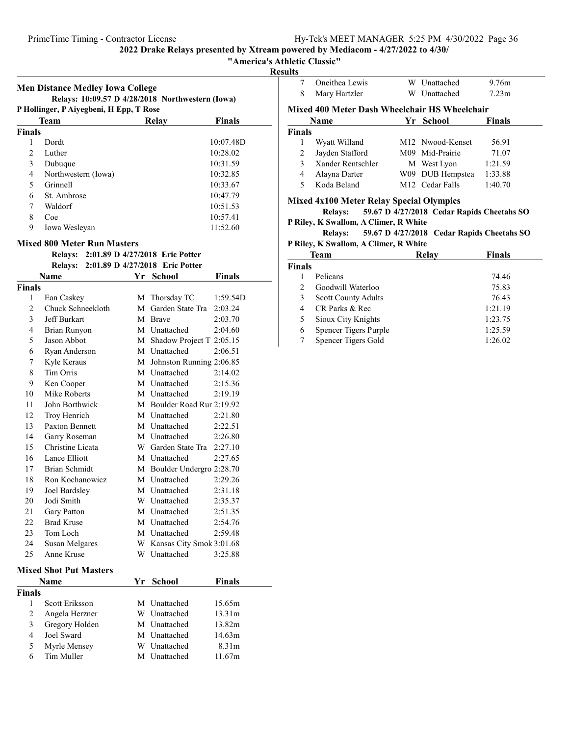## Men Distance Medley Iowa College

**Relays: 10:09.57 D 4/28/2018 Northwestern (Iowa)**
**P Hollinger, P Aiyegbeni, H Epp, T Rose**

| | Team | Relay | Finals |
|---|---|---|---|
| **Finals** | | | |
| 1 | Dordt | | 10:07.48D |
| 2 | Luther | | 10:28.02 |
| 3 | Dubuque | | 10:31.59 |
| 4 | Northwestern (Iowa) | | 10:32.85 |
| 5 | Grinnell | | 10:33.67 |
| 6 | St. Ambrose | | 10:47.79 |
| 7 | Waldorf | | 10:51.53 |
| 8 | Coe | | 10:57.41 |
| 9 | Iowa Wesleyan | | 11:52.60 |

## Mixed 800 Meter Run Masters

**Relays: 2:01.89 D 4/27/2018 Eric Potter**
**Relays: 2:01.89 D 4/27/2018 Eric Potter**

| | Name | Yr | School | Finals |
|---|---|---|---|---|
| **Finals** | | | | |
| 1 | Ean Caskey | M | Thorsday TC | 1:59.54D |
| 2 | Chuck Schneekloth | M | Garden State Tra | 2:03.24 |
| 3 | Jeff Burkart | M | Brave | 2:03.70 |
| 4 | Brian Runyon | M | Unattached | 2:04.60 |
| 5 | Jason Abbot | M | Shadow Project T | 2:05.15 |
| 6 | Ryan Anderson | M | Unattached | 2:06.51 |
| 7 | Kyle Keraus | M | Johnston Running | 2:06.85 |
| 8 | Tim Orris | M | Unattached | 2:14.02 |
| 9 | Ken Cooper | M | Unattached | 2:15.36 |
| 10 | Mike Roberts | M | Unattached | 2:19.19 |
| 11 | John Borthwick | M | Boulder Road Rur | 2:19.92 |
| 12 | Troy Henrich | M | Unattached | 2:21.80 |
| 13 | Paxton Bennett | M | Unattached | 2:22.51 |
| 14 | Garry Roseman | M | Unattached | 2:26.80 |
| 15 | Christine Licata | W | Garden State Tra | 2:27.10 |
| 16 | Lance Elliott | M | Unattached | 2:27.65 |
| 17 | Brian Schmidt | M | Boulder Undergro | 2:28.70 |
| 18 | Ron Kochanowicz | M | Unattached | 2:29.26 |
| 19 | Joel Bardsley | M | Unattached | 2:31.18 |
| 20 | Jodi Smith | W | Unattached | 2:35.37 |
| 21 | Gary Patton | M | Unattached | 2:51.35 |
| 22 | Brad Kruse | M | Unattached | 2:54.76 |
| 23 | Tom Loch | M | Unattached | 2:59.48 |
| 24 | Susan Melgares | W | Kansas City Smok | 3:01.68 |
| 25 | Anne Kruse | W | Unattached | 3:25.88 |

## Mixed Shot Put Masters

| | Name | Yr | School | Finals |
|---|---|---|---|---|
| **Finals** | | | | |
| 1 | Scott Eriksson | M | Unattached | 15.65m |
| 2 | Angela Herzner | W | Unattached | 13.31m |
| 3 | Gregory Holden | M | Unattached | 13.82m |
| 4 | Joel Sward | M | Unattached | 14.63m |
| 5 | Myrle Mensey | W | Unattached | 8.31m |
| 6 | Tim Muller | M | Unattached | 11.67m |
| 7 | Oneithea Lewis | W | Unattached | 9.76m |
| 8 | Mary Hartzler | W | Unattached | 7.23m |

## Mixed 400 Meter Dash Wheelchair HS Wheelchair

| | Name | Yr | School | Finals |
|---|---|---|---|---|
| **Finals** | | | | |
| 1 | Wyatt Willand | M12 | Nwood-Kenset | 56.91 |
| 2 | Jayden Stafford | M09 | Mid-Prairie | 71.07 |
| 3 | Xander Rentschler | M | West Lyon | 1:21.59 |
| 4 | Alayna Darter | W09 | DUB Hempstea | 1:33.88 |
| 5 | Koda Beland | M12 | Cedar Falls | 1:40.70 |

## Mixed 4x100 Meter Relay Special Olympics

**Relays: 59.67 D 4/27/2018 Cedar Rapids Cheetahs SO**
**P Riley, K Swallow, A Climer, R White**
**Relays: 59.67 D 4/27/2018 Cedar Rapids Cheetahs SO**
**P Riley, K Swallow, A Climer, R White**

| | Team | Relay | Finals |
|---|---|---|---|
| **Finals** | | | |
| 1 | Pelicans | | 74.46 |
| 2 | Goodwill Waterloo | | 75.83 |
| 3 | Scott County Adults | | 76.43 |
| 4 | CR Parks & Rec | | 1:21.19 |
| 5 | Sioux City Knights | | 1:23.75 |
| 6 | Spencer Tigers Purple | | 1:25.59 |
| 7 | Spencer Tigers Gold | | 1:26.02 |